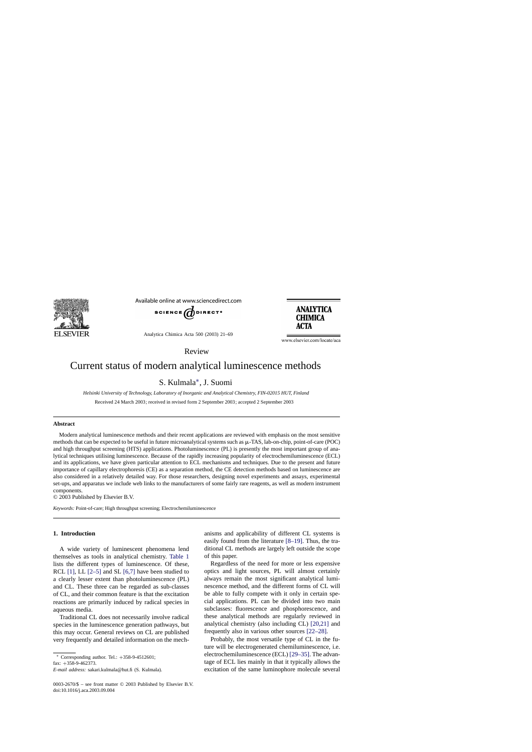Review

# Current status of modern analytical luminescence methods

S. Kulmala*, J. Suomi

*Helsinki University of Technology, Laboratory of Inorganic and Analytical Chemistry, FIN-02015 HUT, Finland*

Received 24 March 2003; received in revised form 2 September 2003; accepted 2 September 2003

## Abstract

Modern analytical luminescence methods and their recent applications are reviewed with emphasis on the most sensitive methods that can be expected to be useful in future microanalytical systems such as μ-TAS, lab-on-chip, point-of-care (POC) and high throughput screening (HTS) applications. Photoluminescence (PL) is presently the most important group of analytical techniques utilising luminescence. Because of the rapidly increasing popularity of electrochemiluminescence (ECL) and its applications, we have given particular attention to ECL mechanisms and techniques. Due to the present and future importance of capillary electrophoresis (CE) as a separation method, the CE detection methods based on luminescence are also considered in a relatively detailed way. For those researchers, designing novel experiments and assays, experimental set-ups, and apparatus we include web links to the manufacturers of some fairly rare reagents, as well as modern instrument components.

© 2003 Published by Elsevier B.V.

*Keywords:* Point-of-care; High throughput screening; Electrochemiluminescence

## 1. Introduction

A wide variety of luminescent phenomena lend themselves as tools in analytical chemistry. Table 1 lists the different types of luminescence. Of these, RCL [1], LL [2–5] and SL [6,7] have been studied to a clearly lesser extent than photoluminescence (PL) and CL. These three can be regarded as sub-classes of CL, and their common feature is that the excitation reactions are primarily induced by radical species in aqueous media.

Traditional CL does not necessarily involve radical species in the luminescence generation pathways, but this may occur. General reviews on CL are published very frequently and detailed information on the mechanisms and applicability of different CL systems is easily found from the literature [8–19]. Thus, the traditional CL methods are largely left outside the scope of this paper.

Regardless of the need for more or less expensive optics and light sources, PL will almost certainly always remain the most significant analytical luminescence method, and the different forms of CL will be able to fully compete with it only in certain special applications. PL can be divided into two main subclasses: fluorescence and phosphorescence, and these analytical methods are regularly reviewed in analytical chemistry (also including CL) [20,21] and frequently also in various other sources [22–28].

Probably, the most versatile type of CL in the future will be electrogenerated chemiluminescence, i.e. electrochemiluminescence (ECL) [29–35]. The advantage of ECL lies mainly in that it typically allows the excitation of the same luminophore molecule several

* Corresponding author. Tel.: +358-9-4512601; fax: +358-9-462373.

*E-mail address:* sakari.kulmala@hut.fi (S. Kulmala).

0003-2670/$ – see front matter © 2003 Published by Elsevier B.V.
doi:10.1016/j.aca.2003.09.004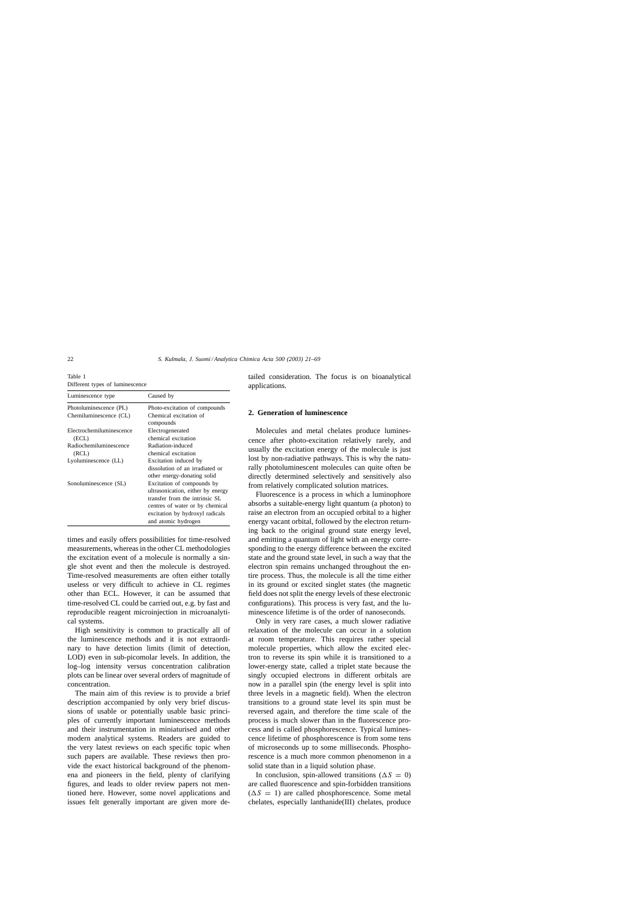Table 1
Different types of luminescence

| Luminescence type | Caused by |
|---|---|
| Photoluminescence (PL) | Photo-excitation of compounds |
| Chemiluminescence (CL) | Chemical excitation of compounds |
| Electrochemiluminescence (ECL) | Electrogenerated chemical excitation |
| Radiochemiluminescence (RCL) | Radiation-induced chemical excitation |
| Lyoluminescence (LL) | Excitation induced by dissolution of an irradiated or other energy-donating solid |
| Sonoluminescence (SL) | Excitation of compounds by ultrasonication, either by energy transfer from the intrinsic SL centres of water or by chemical excitation by hydroxyl radicals and atomic hydrogen |

times and easily offers possibilities for time-resolved measurements, whereas in the other CL methodologies the excitation event of a molecule is normally a single shot event and then the molecule is destroyed. Time-resolved measurements are often either totally useless or very difficult to achieve in CL regimes other than ECL. However, it can be assumed that time-resolved CL could be carried out, e.g. by fast and reproducible reagent microinjection in microanalytical systems.

High sensitivity is common to practically all of the luminescence methods and it is not extraordinary to have detection limits (limit of detection, LOD) even in sub-picomolar levels. In addition, the log–log intensity versus concentration calibration plots can be linear over several orders of magnitude of concentration.

The main aim of this review is to provide a brief description accompanied by only very brief discussions of usable or potentially usable basic principles of currently important luminescence methods and their instrumentation in miniaturised and other modern analytical systems. Readers are guided to the very latest reviews on each specific topic when such papers are available. These reviews then provide the exact historical background of the phenomena and pioneers in the field, plenty of clarifying figures, and leads to older review papers not mentioned here. However, some novel applications and issues felt generally important are given more detailed consideration. The focus is on bioanalytical applications.

## 2. Generation of luminescence

Molecules and metal chelates produce luminescence after photo-excitation relatively rarely, and usually the excitation energy of the molecule is just lost by non-radiative pathways. This is why the naturally photoluminescent molecules can quite often be directly determined selectively and sensitively also from relatively complicated solution matrices.

Fluorescence is a process in which a luminophore absorbs a suitable-energy light quantum (a photon) to raise an electron from an occupied orbital to a higher energy vacant orbital, followed by the electron returning back to the original ground state energy level, and emitting a quantum of light with an energy corresponding to the energy difference between the excited state and the ground state level, in such a way that the electron spin remains unchanged throughout the entire process. Thus, the molecule is all the time either in its ground or excited singlet states (the magnetic field does not split the energy levels of these electronic configurations). This process is very fast, and the luminescence lifetime is of the order of nanoseconds.

Only in very rare cases, a much slower radiative relaxation of the molecule can occur in a solution at room temperature. This requires rather special molecule properties, which allow the excited electron to reverse its spin while it is transitioned to a lower-energy state, called a triplet state because the singly occupied electrons in different orbitals are now in a parallel spin (the energy level is split into three levels in a magnetic field). When the electron transitions to a ground state level its spin must be reversed again, and therefore the time scale of the process is much slower than in the fluorescence process and is called phosphorescence. Typical luminescence lifetime of phosphorescence is from some tens of microseconds up to some milliseconds. Phosphorescence is a much more common phenomenon in a solid state than in a liquid solution phase.

In conclusion, spin-allowed transitions ($\Delta S = 0$) are called fluorescence and spin-forbidden transitions ($\Delta S = 1$) are called phosphorescence. Some metal chelates, especially lanthanide(III) chelates, produce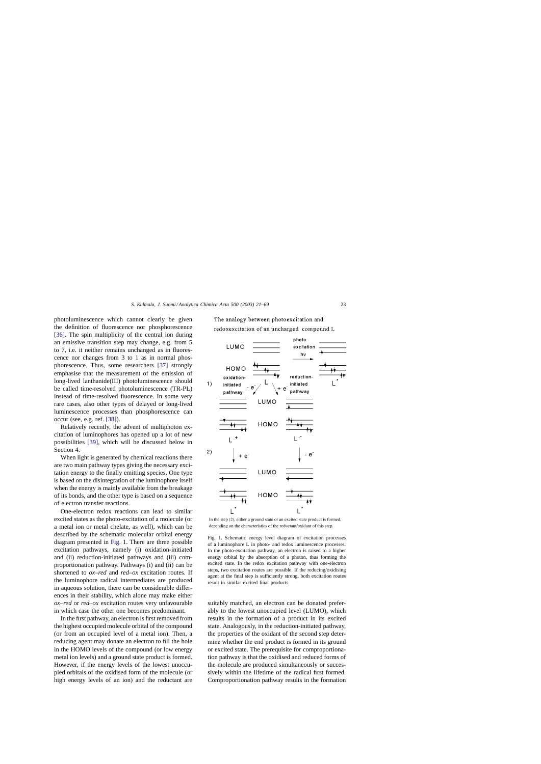photoluminescence which cannot clearly be given the definition of fluorescence nor phosphorescence [36]. The spin multiplicity of the central ion during an emissive transition step may change, e.g. from 5 to 7, i.e. it neither remains unchanged as in fluorescence nor changes from 3 to 1 as in normal phosphorescence. Thus, some researchers [37] strongly emphasise that the measurement of the emission of long-lived lanthanide(III) photoluminescence should be called time-resolved photoluminescence (TR-PL) instead of time-resolved fluorescence. In some very rare cases, also other types of delayed or long-lived luminescence processes than phosphorescence can occur (see, e.g. ref. [38]).

Relatively recently, the advent of multiphoton excitation of luminophores has opened up a lot of new possibilities [39], which will be discussed below in Section 4.

When light is generated by chemical reactions there are two main pathway types giving the necessary excitation energy to the finally emitting species. One type is based on the disintegration of the luminophore itself when the energy is mainly available from the breakage of its bonds, and the other type is based on a sequence of electron transfer reactions.

One-electron redox reactions can lead to similar excited states as the photo-excitation of a molecule (or a metal ion or metal chelate, as well), which can be described by the schematic molecular orbital energy diagram presented in Fig. 1. There are three possible excitation pathways, namely (i) oxidation-initiated and (ii) reduction-initiated pathways and (iii) comproportionation pathway. Pathways (i) and (ii) can be shortened to *ox–red* and *red–ox* excitation routes. If the luminophore radical intermediates are produced in aqueous solution, there can be considerable differences in their stability, which alone may make either *ox–red* or *red–ox* excitation routes very unfavourable in which case the other one becomes predominant.

In the first pathway, an electron is first removed from the highest occupied molecule orbital of the compound (or from an occupied level of a metal ion). Then, a reducing agent may donate an electron to fill the hole in the HOMO levels of the compound (or low energy metal ion levels) and a ground state product is formed. However, if the energy levels of the lowest unoccupied orbitals of the oxidised form of the molecule (or high energy levels of an ion) and the reductant are suitably matched, an electron can be donated preferably to the lowest unoccupied level (LUMO), which results in the formation of a product in its excited state. Analogously, in the reduction-initiated pathway, the properties of the oxidant of the second step determine whether the end product is formed in its ground or excited state. The prerequisite for comproportionation pathway is that the oxidised and reduced forms of the molecule are produced simultaneously or successively within the lifetime of the radical first formed. Comproportionation pathway results in the formation

The analogy between photoexcitation and redoxexcitation of an uncharged compound L

LUMO

HOMO

photo-excitation hν

1) oxidation-initiated pathway

L

$L^*$

$- e^-$

$+ e^-$

reduction-initiated pathway

LUMO

HOMO

$L^{\cdot +}$

$L^{\cdot -}$

2)

$+ e^-$

$- e^-$

LUMO

HOMO

$L^*$

$L^*$

In the step (2), either a ground state or an excited state product is formed, depending on the characteristics of the reductant/oxidant of this step.

Fig. 1. Schematic energy level diagram of excitation processes of a luminophore L in photo- and redox luminescence processes. In the photo-excitation pathway, an electron is raised to a higher energy orbital by the absorption of a photon, thus forming the excited state. In the redox excitation pathway with one-electron steps, two excitation routes are possible. If the reducing/oxidising agent at the final step is sufficiently strong, both excitation routes result in similar excited final products.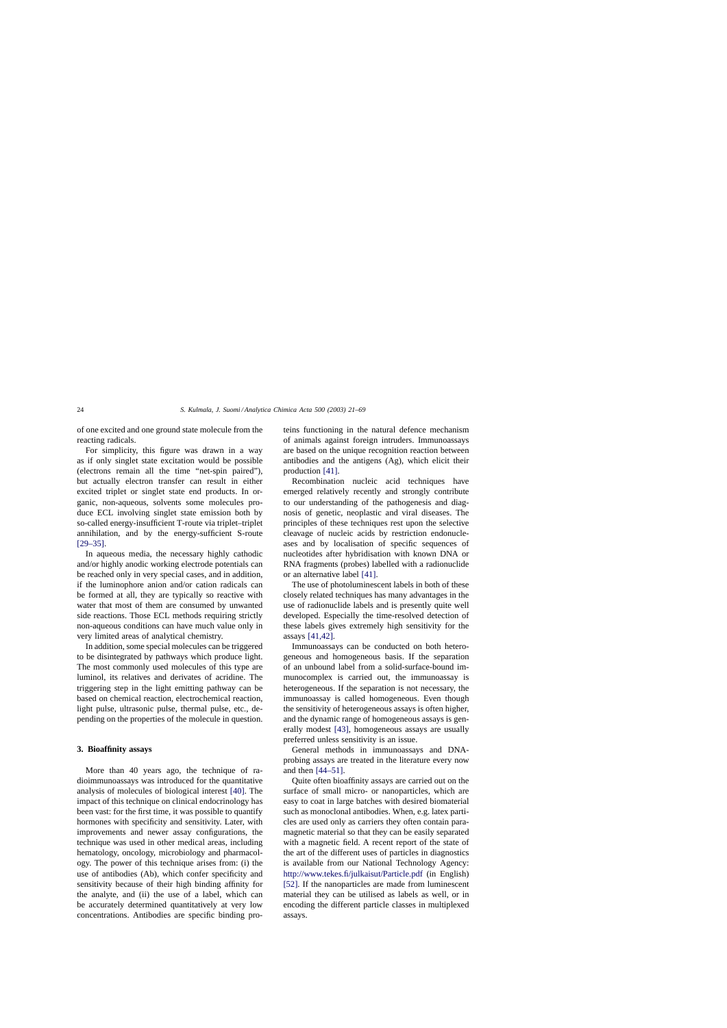of one excited and one ground state molecule from the reacting radicals.

For simplicity, this figure was drawn in a way as if only singlet state excitation would be possible (electrons remain all the time "net-spin paired"), but actually electron transfer can result in either excited triplet or singlet state end products. In organic, non-aqueous, solvents some molecules produce ECL involving singlet state emission both by so-called energy-insufficient T-route via triplet–triplet annihilation, and by the energy-sufficient S-route [29–35].

In aqueous media, the necessary highly cathodic and/or highly anodic working electrode potentials can be reached only in very special cases, and in addition, if the luminophore anion and/or cation radicals can be formed at all, they are typically so reactive with water that most of them are consumed by unwanted side reactions. Those ECL methods requiring strictly non-aqueous conditions can have much value only in very limited areas of analytical chemistry.

In addition, some special molecules can be triggered to be disintegrated by pathways which produce light. The most commonly used molecules of this type are luminol, its relatives and derivates of acridine. The triggering step in the light emitting pathway can be based on chemical reaction, electrochemical reaction, light pulse, ultrasonic pulse, thermal pulse, etc., depending on the properties of the molecule in question.

## 3. Bioaffinity assays

More than 40 years ago, the technique of radioimmunoassays was introduced for the quantitative analysis of molecules of biological interest [40]. The impact of this technique on clinical endocrinology has been vast: for the first time, it was possible to quantify hormones with specificity and sensitivity. Later, with improvements and newer assay configurations, the technique was used in other medical areas, including hematology, oncology, microbiology and pharmacology. The power of this technique arises from: (i) the use of antibodies (Ab), which confer specificity and sensitivity because of their high binding affinity for the analyte, and (ii) the use of a label, which can be accurately determined quantitatively at very low concentrations. Antibodies are specific binding proteins functioning in the natural defence mechanism of animals against foreign intruders. Immunoassays are based on the unique recognition reaction between antibodies and the antigens (Ag), which elicit their production [41].

Recombination nucleic acid techniques have emerged relatively recently and strongly contribute to our understanding of the pathogenesis and diagnosis of genetic, neoplastic and viral diseases. The principles of these techniques rest upon the selective cleavage of nucleic acids by restriction endonucleases and by localisation of specific sequences of nucleotides after hybridisation with known DNA or RNA fragments (probes) labelled with a radionuclide or an alternative label [41].

The use of photoluminescent labels in both of these closely related techniques has many advantages in the use of radionuclide labels and is presently quite well developed. Especially the time-resolved detection of these labels gives extremely high sensitivity for the assays [41,42].

Immunoassays can be conducted on both heterogeneous and homogeneous basis. If the separation of an unbound label from a solid-surface-bound immunocomplex is carried out, the immunoassay is heterogeneous. If the separation is not necessary, the immunoassay is called homogeneous. Even though the sensitivity of heterogeneous assays is often higher, and the dynamic range of homogeneous assays is generally modest [43], homogeneous assays are usually preferred unless sensitivity is an issue.

General methods in immunoassays and DNA-probing assays are treated in the literature every now and then [44–51].

Quite often bioaffinity assays are carried out on the surface of small micro- or nanoparticles, which are easy to coat in large batches with desired biomaterial such as monoclonal antibodies. When, e.g. latex particles are used only as carriers they often contain paramagnetic material so that they can be easily separated with a magnetic field. A recent report of the state of the art of the different uses of particles in diagnostics is available from our National Technology Agency: http://www.tekes.fi/julkaisut/Particle.pdf (in English) [52]. If the nanoparticles are made from luminescent material they can be utilised as labels as well, or in encoding the different particle classes in multiplexed assays.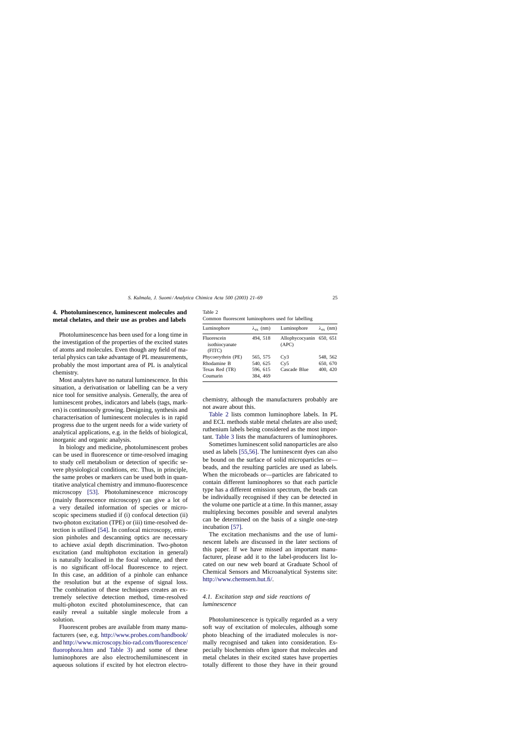## 4. Photoluminescence, luminescent molecules and metal chelates, and their use as probes and labels

Photoluminescence has been used for a long time in the investigation of the properties of the excited states of atoms and molecules. Even though any field of material physics can take advantage of PL measurements, probably the most important area of PL is analytical chemistry.

Most analytes have no natural luminescence. In this situation, a derivatisation or labelling can be a very nice tool for sensitive analysis. Generally, the area of luminescent probes, indicators and labels (tags, markers) is continuously growing. Designing, synthesis and characterisation of luminescent molecules is in rapid progress due to the urgent needs for a wide variety of analytical applications, e.g. in the fields of biological, inorganic and organic analysis.

In biology and medicine, photoluminescent probes can be used in fluorescence or time-resolved imaging to study cell metabolism or detection of specific severe physiological conditions, etc. Thus, in principle, the same probes or markers can be used both in quantitative analytical chemistry and immuno-fluorescence microscopy [53]. Photoluminescence microscopy (mainly fluorescence microscopy) can give a lot of a very detailed information of species or microscopic specimens studied if (i) confocal detection (ii) two-photon excitation (TPE) or (iii) time-resolved detection is utilised [54]. In confocal microscopy, emission pinholes and descanning optics are necessary to achieve axial depth discrimination. Two-photon excitation (and multiphoton excitation in general) is naturally localised in the focal volume, and there is no significant off-local fluorescence to reject. In this case, an addition of a pinhole can enhance the resolution but at the expense of signal loss. The combination of these techniques creates an extremely selective detection method, time-resolved multi-photon excited photoluminescence, that can easily reveal a suitable single molecule from a solution.

Fluorescent probes are available from many manufacturers (see, e.g. http://www.probes.com/handbook/ and http://www.microscopy.bio-rad.com/fluorescence/fluorophora.htm and Table 3) and some of these luminophores are also electrochemiluminescent in aqueous solutions if excited by hot electron electrochemistry, although the manufacturers probably are not aware about this.

Table 2
Common fluorescent luminophores used for labelling

| Luminophore | $\lambda_{ex}$ (nm) | Luminophore | $\lambda_{ex}$ (nm) |
|---|---|---|---|
| Fluorescein isothiocyanate (FITC) | 494, 518 | Allophycocyanin (APC) | 650, 651 |
| Phycoerythrin (PE) | 565, 575 | Cy3 | 548, 562 |
| Rhodamine B | 540, 625 | Cy5 | 650, 670 |
| Texas Red (TR) | 596, 615 | Cascade Blue | 400, 420 |
| Coumarin | 384, 469 | | |

Table 2 lists common luminophore labels. In PL and ECL methods stable metal chelates are also used; ruthenium labels being considered as the most important. Table 3 lists the manufacturers of luminophores.

Sometimes luminescent solid nanoparticles are also used as labels [55,56]. The luminescent dyes can also be bound on the surface of solid microparticles or—beads, and the resulting particles are used as labels. When the microbeads or—particles are fabricated to contain different luminophores so that each particle type has a different emission spectrum, the beads can be individually recognised if they can be detected in the volume one particle at a time. In this manner, assay multiplexing becomes possible and several analytes can be determined on the basis of a single one-step incubation [57].

The excitation mechanisms and the use of luminescent labels are discussed in the later sections of this paper. If we have missed an important manufacturer, please add it to the label-producers list located on our new web board at Graduate School of Chemical Sensors and Microanalytical Systems site: http://www.chemsem.hut.fi/.

### *4.1. Excitation step and side reactions of luminescence*

Photoluminescence is typically regarded as a very soft way of excitation of molecules, although some photo bleaching of the irradiated molecules is normally recognised and taken into consideration. Especially biochemists often ignore that molecules and metal chelates in their excited states have properties totally different to those they have in their ground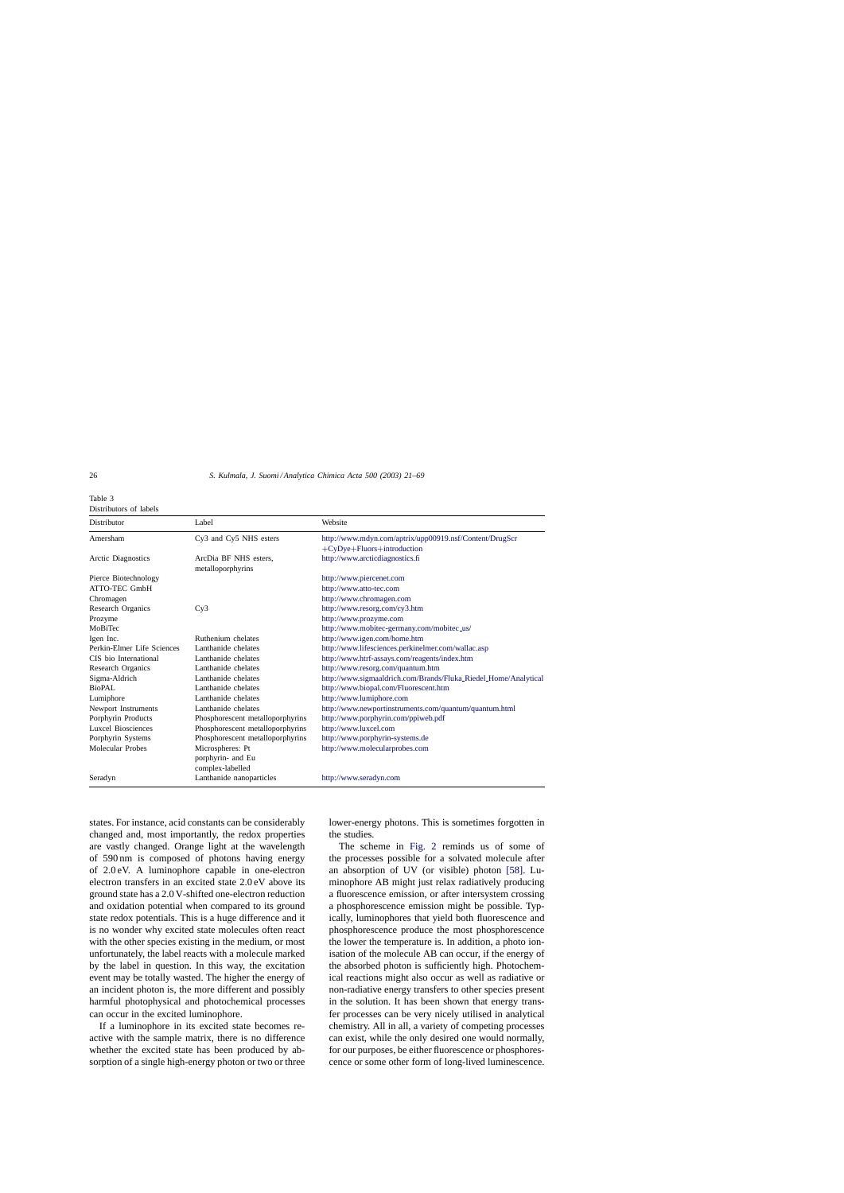Table 3
Distributors of labels

| Distributor | Label | Website |
| --- | --- | --- |
| Amersham | Cy3 and Cy5 NHS esters | http://www.mdyn.com/aptrix/upp00919.nsf/Content/DrugScr+CyDye+Fluors+introduction |
| Arctic Diagnostics | ArcDia BF NHS esters, metalloporphyrins | http://www.arcticdiagnostics.fi |
| Pierce Biotechnology | | http://www.piercenet.com |
| ATTO-TEC GmbH | | http://www.atto-tec.com |
| Chromagen | | http://www.chromagen.com |
| Research Organics | Cy3 | http://www.resorg.com/cy3.htm |
| Prozyme | | http://www.prozyme.com |
| MoBiTec | | http://www.mobitec-germany.com/mobitec_us/ |
| Igen Inc. | Ruthenium chelates | http://www.igen.com/home.htm |
| Perkin-Elmer Life Sciences | Lanthanide chelates | http://www.lifesciences.perkinelmer.com/wallac.asp |
| CIS bio International | Lanthanide chelates | http://www.htrf-assays.com/reagents/index.htm |
| Research Organics | Lanthanide chelates | http://www.resorg.com/quantum.htm |
| Sigma-Aldrich | Lanthanide chelates | http://www.sigmaaldrich.com/Brands/Fluka_Riedel_Home/Analytical |
| BioPAL | Lanthanide chelates | http://www.biopal.com/Fluorescent.htm |
| Lumiphore | Lanthanide chelates | http://www.lumiphore.com |
| Newport Instruments | Lanthanide chelates | http://www.newportinstruments.com/quantum/quantum.html |
| Porphyrin Products | Phosphorescent metalloporphyrins | http://www.porphyrin.com/ppiweb.pdf |
| Luxcel Biosciences | Phosphorescent metalloporphyrins | http://www.luxcel.com |
| Porphyrin Systems | Phosphorescent metalloporphyrins | http://www.porphyrin-systems.de |
| Molecular Probes | Microspheres: Pt porphyrin- and Eu complex-labelled | http://www.molecularprobes.com |
| Seradyn | Lanthanide nanoparticles | http://www.seradyn.com |

states. For instance, acid constants can be considerably changed and, most importantly, the redox properties are vastly changed. Orange light at the wavelength of 590 nm is composed of photons having energy of 2.0 eV. A luminophore capable in one-electron electron transfers in an excited state 2.0 eV above its ground state has a 2.0 V-shifted one-electron reduction and oxidation potential when compared to its ground state redox potentials. This is a huge difference and it is no wonder why excited state molecules often react with the other species existing in the medium, or most unfortunately, the label reacts with a molecule marked by the label in question. In this way, the excitation event may be totally wasted. The higher the energy of an incident photon is, the more different and possibly harmful photophysical and photochemical processes can occur in the excited luminophore.

If a luminophore in its excited state becomes reactive with the sample matrix, there is no difference whether the excited state has been produced by absorption of a single high-energy photon or two or three lower-energy photons. This is sometimes forgotten in the studies.

The scheme in Fig. 2 reminds us of some of the processes possible for a solvated molecule after an absorption of UV (or visible) photon [58]. Luminophore AB might just relax radiatively producing a fluorescence emission, or after intersystem crossing a phosphorescence emission might be possible. Typically, luminophores that yield both fluorescence and phosphorescence produce the most phosphorescence the lower the temperature is. In addition, a photo ionisation of the molecule AB can occur, if the energy of the absorbed photon is sufficiently high. Photochemical reactions might also occur as well as radiative or non-radiative energy transfers to other species present in the solution. It has been shown that energy transfer processes can be very nicely utilised in analytical chemistry. All in all, a variety of competing processes can exist, while the only desired one would normally, for our purposes, be either fluorescence or phosphorescence or some other form of long-lived luminescence.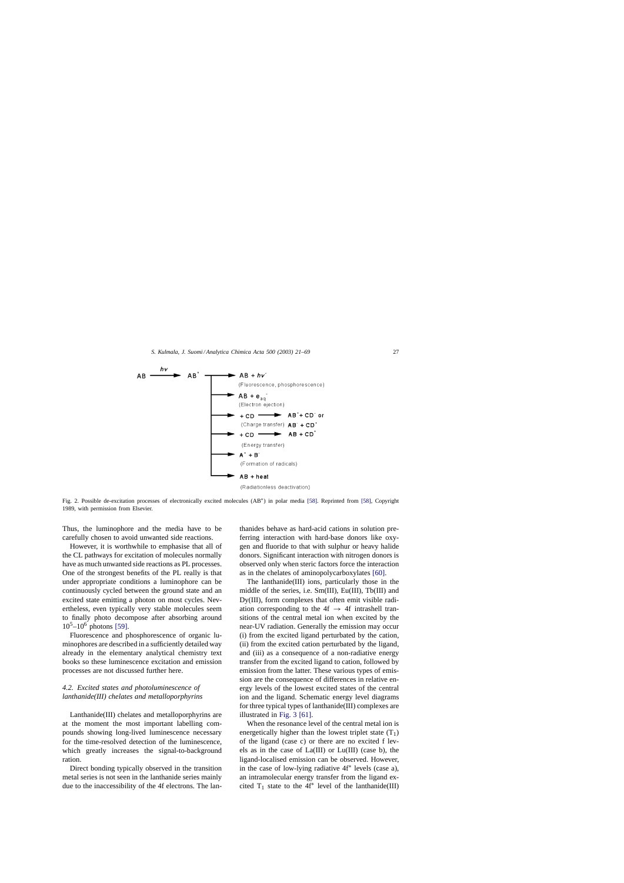$$AB \xrightarrow{h\nu} AB^*$$

- $\rightarrow AB + h\nu'$ (Fluorescence, phosphorescence)
- $\rightarrow AB + e_{aq}^-$ (Electron ejection)
- $\rightarrow + CD \rightarrow AB^+ + CD^-$ or $AB^- + CD^+$ (Charge transfer)
- $\rightarrow + CD \rightarrow AB + CD^*$ (Energy transfer)
- $\rightarrow A^\cdot + B^\cdot$ (Formation of radicals)
- $\rightarrow AB$ + heat (Radiationless deactivation)

Fig. 2. Possible de-excitation processes of electronically excited molecules ($AB^*$) in polar media [58]. Reprinted from [58], Copyright 1989, with permission from Elsevier.

Thus, the luminophore and the media have to be carefully chosen to avoid unwanted side reactions.

However, it is worthwhile to emphasise that all of the CL pathways for excitation of molecules normally have as much unwanted side reactions as PL processes. One of the strongest benefits of the PL really is that under appropriate conditions a luminophore can be continuously cycled between the ground state and an excited state emitting a photon on most cycles. Nevertheless, even typically very stable molecules seem to finally photo decompose after absorbing around $10^5$–$10^6$ photons [59].

Fluorescence and phosphorescence of organic luminophores are described in a sufficiently detailed way already in the elementary analytical chemistry text books so these luminescence excitation and emission processes are not discussed further here.

### *4.2. Excited states and photoluminescence of lanthanide(III) chelates and metalloporphyrins*

Lanthanide(III) chelates and metalloporphyrins are at the moment the most important labelling compounds showing long-lived luminescence necessary for the time-resolved detection of the luminescence, which greatly increases the signal-to-background ration.

Direct bonding typically observed in the transition metal series is not seen in the lanthanide series mainly due to the inaccessibility of the 4f electrons. The lanthanides behave as hard-acid cations in solution preferring interaction with hard-base donors like oxygen and fluoride to that with sulphur or heavy halide donors. Significant interaction with nitrogen donors is observed only when steric factors force the interaction as in the chelates of aminopolycarboxylates [60].

The lanthanide(III) ions, particularly those in the middle of the series, i.e. Sm(III), Eu(III), Tb(III) and Dy(III), form complexes that often emit visible radiation corresponding to the 4f $\rightarrow$ 4f intrashell transitions of the central metal ion when excited by the near-UV radiation. Generally the emission may occur (i) from the excited ligand perturbated by the cation, (ii) from the excited cation perturbated by the ligand, and (iii) as a consequence of a non-radiative energy transfer from the excited ligand to cation, followed by emission from the latter. These various types of emission are the consequence of differences in relative energy levels of the lowest excited states of the central ion and the ligand. Schematic energy level diagrams for three typical types of lanthanide(III) complexes are illustrated in Fig. 3 [61].

When the resonance level of the central metal ion is energetically higher than the lowest triplet state ($T_1$) of the ligand (case c) or there are no excited f levels as in the case of La(III) or Lu(III) (case b), the ligand-localised emission can be observed. However, in the case of low-lying radiative 4f* levels (case a), an intramolecular energy transfer from the ligand excited $T_1$ state to the 4f* level of the lanthanide(III)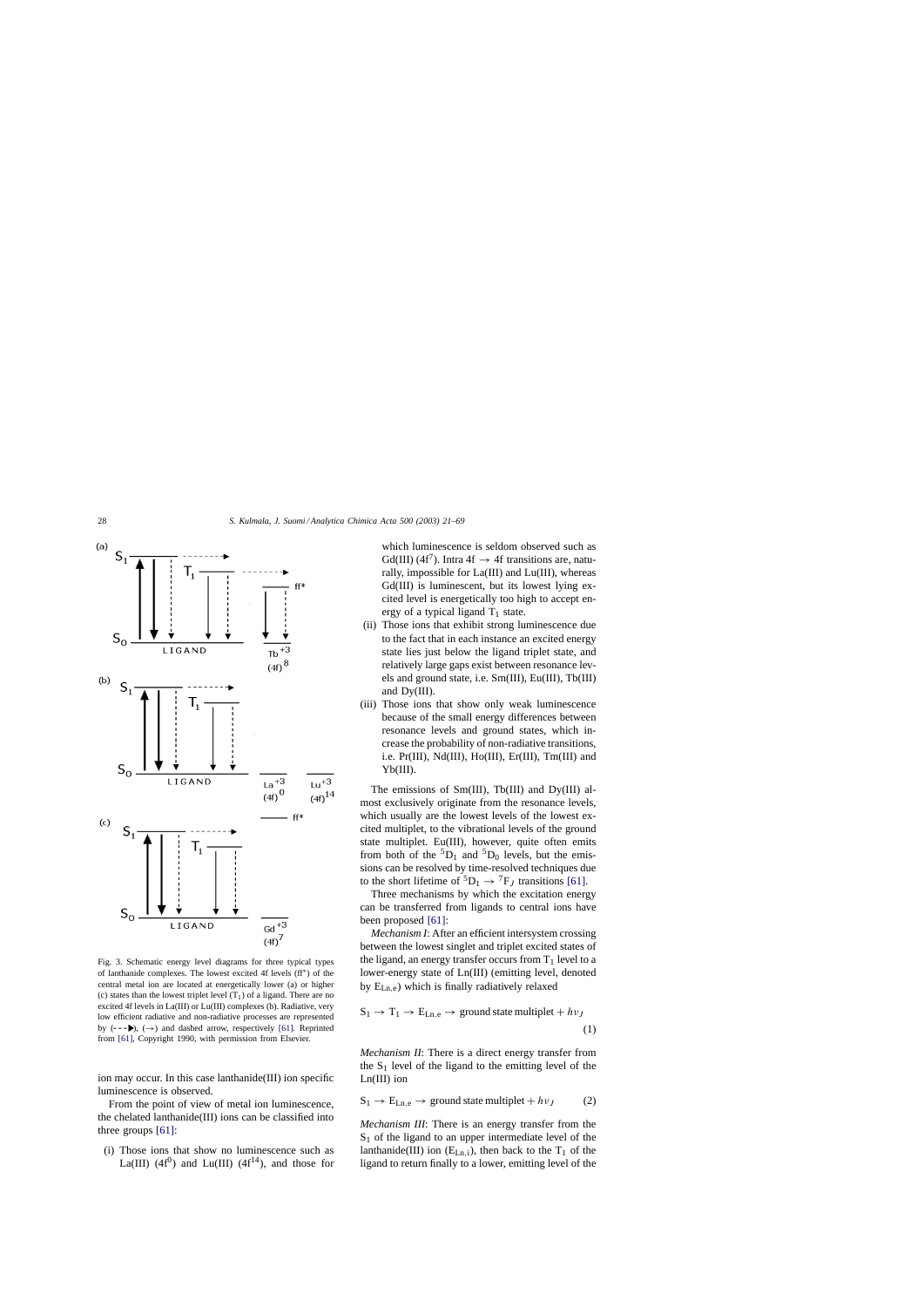Fig. 3. Schematic energy level diagrams for three typical types of lanthanide complexes. The lowest excited 4f levels (ff*) of the central metal ion are located at energetically lower (a) or higher (c) states than the lowest triplet level ($T_1$) of a ligand. There are no excited 4f levels in La(III) or Lu(III) complexes (b). Radiative, very low efficient radiative and non-radiative processes are represented by (- - -▶), (→) and dashed arrow, respectively [61]. Reprinted from [61], Copyright 1990, with permission from Elsevier.

ion may occur. In this case lanthanide(III) ion specific luminescence is observed.

From the point of view of metal ion luminescence, the chelated lanthanide(III) ions can be classified into three groups [61]:

(i) Those ions that show no luminescence such as La(III) ($4f^0$) and Lu(III) ($4f^{14}$), and those for which luminescence is seldom observed such as Gd(III) ($4f^7$). Intra 4f → 4f transitions are, naturally, impossible for La(III) and Lu(III), whereas Gd(III) is luminescent, but its lowest lying excited level is energetically too high to accept energy of a typical ligand $T_1$ state.
(ii) Those ions that exhibit strong luminescence due to the fact that in each instance an excited energy state lies just below the ligand triplet state, and relatively large gaps exist between resonance levels and ground state, i.e. Sm(III), Eu(III), Tb(III) and Dy(III).
(iii) Those ions that show only weak luminescence because of the small energy differences between resonance levels and ground states, which increase the probability of non-radiative transitions, i.e. Pr(III), Nd(III), Ho(III), Er(III), Tm(III) and Yb(III).

The emissions of Sm(III), Tb(III) and Dy(III) almost exclusively originate from the resonance levels, which usually are the lowest levels of the lowest excited multiplet, to the vibrational levels of the ground state multiplet. Eu(III), however, quite often emits from both of the $^5D_1$ and $^5D_0$ levels, but the emissions can be resolved by time-resolved techniques due to the short lifetime of $^5D_1 \rightarrow {}^7F_J$ transitions [61].

Three mechanisms by which the excitation energy can be transferred from ligands to central ions have been proposed [61]:

*Mechanism I*: After an efficient intersystem crossing between the lowest singlet and triplet excited states of the ligand, an energy transfer occurs from $T_1$ level to a lower-energy state of Ln(III) (emitting level, denoted by $E_{Ln,e}$) which is finally radiatively relaxed

$$S_1 \rightarrow T_1 \rightarrow E_{Ln,e} \rightarrow \text{ground state multiplet} + h\nu_J \tag{1}$$

*Mechanism II*: There is a direct energy transfer from the $S_1$ level of the ligand to the emitting level of the Ln(III) ion

$$S_1 \rightarrow E_{Ln,e} \rightarrow \text{ground state multiplet} + h\nu_J \tag{2}$$

*Mechanism III*: There is an energy transfer from the $S_1$ of the ligand to an upper intermediate level of the lanthanide(III) ion ($E_{Ln,i}$), then back to the $T_1$ of the ligand to return finally to a lower, emitting level of the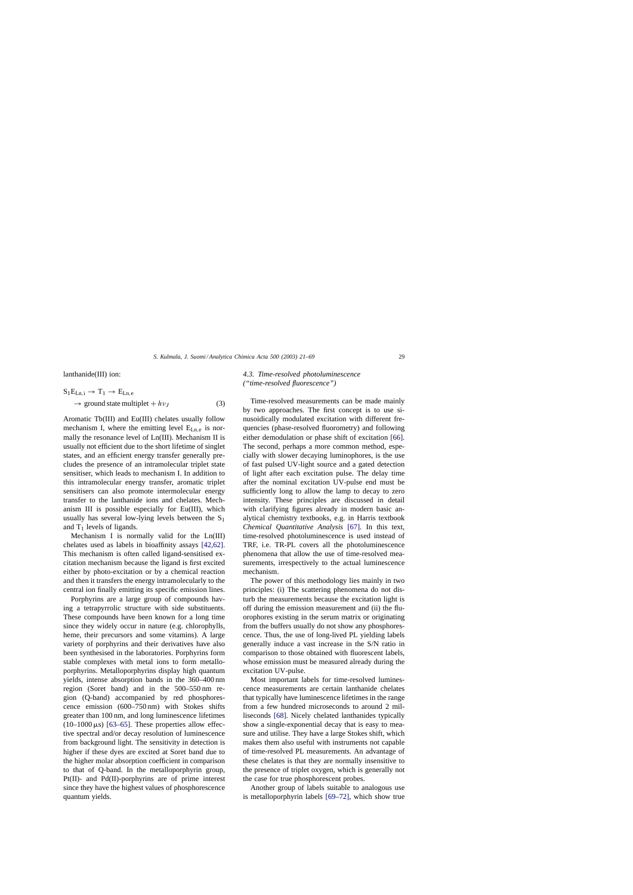lanthanide(III) ion:

$$S_1E_{Ln,i} \rightarrow T_1 \rightarrow E_{Ln,e} \rightarrow \text{ground state multiplet} + h\nu_J \qquad (3)$$

Aromatic Tb(III) and Eu(III) chelates usually follow mechanism I, where the emitting level $E_{Ln,e}$ is normally the resonance level of Ln(III). Mechanism II is usually not efficient due to the short lifetime of singlet states, and an efficient energy transfer generally precludes the presence of an intramolecular triplet state sensitiser, which leads to mechanism I. In addition to this intramolecular energy transfer, aromatic triplet sensitisers can also promote intermolecular energy transfer to the lanthanide ions and chelates. Mechanism III is possible especially for Eu(III), which usually has several low-lying levels between the $S_1$ and $T_1$ levels of ligands.

Mechanism I is normally valid for the Ln(III) chelates used as labels in bioaffinity assays [42,62]. This mechanism is often called ligand-sensitised excitation mechanism because the ligand is first excited either by photo-excitation or by a chemical reaction and then it transfers the energy intramolecularly to the central ion finally emitting its specific emission lines.

Porphyrins are a large group of compounds having a tetrapyrrolic structure with side substituents. These compounds have been known for a long time since they widely occur in nature (e.g. chlorophylls, heme, their precursors and some vitamins). A large variety of porphyrins and their derivatives have also been synthesised in the laboratories. Porphyrins form stable complexes with metal ions to form metalloporphyrins. Metalloporphyrins display high quantum yields, intense absorption bands in the 360–400 nm region (Soret band) and in the 500–550 nm region (Q-band) accompanied by red phosphorescence emission (600–750 nm) with Stokes shifts greater than 100 nm, and long luminescence lifetimes (10–1000 μs) [63–65]. These properties allow effective spectral and/or decay resolution of luminescence from background light. The sensitivity in detection is higher if these dyes are excited at Soret band due to the higher molar absorption coefficient in comparison to that of Q-band. In the metalloporphyrin group, Pt(II)- and Pd(II)-porphyrins are of prime interest since they have the highest values of phosphorescence quantum yields.

### 4.3. Time-resolved photoluminescence ("time-resolved fluorescence")

Time-resolved measurements can be made mainly by two approaches. The first concept is to use sinusoidically modulated excitation with different frequencies (phase-resolved fluorometry) and following either demodulation or phase shift of excitation [66]. The second, perhaps a more common method, especially with slower decaying luminophores, is the use of fast pulsed UV-light source and a gated detection of light after each excitation pulse. The delay time after the nominal excitation UV-pulse end must be sufficiently long to allow the lamp to decay to zero intensity. These principles are discussed in detail with clarifying figures already in modern basic analytical chemistry textbooks, e.g. in Harris textbook *Chemical Quantitative Analysis* [67]. In this text, time-resolved photoluminescence is used instead of TRF, i.e. TR-PL covers all the photoluminescence phenomena that allow the use of time-resolved measurements, irrespectively to the actual luminescence mechanism.

The power of this methodology lies mainly in two principles: (i) The scattering phenomena do not disturb the measurements because the excitation light is off during the emission measurement and (ii) the fluorophores existing in the serum matrix or originating from the buffers usually do not show any phosphorescence. Thus, the use of long-lived PL yielding labels generally induce a vast increase in the S/N ratio in comparison to those obtained with fluorescent labels, whose emission must be measured already during the excitation UV-pulse.

Most important labels for time-resolved luminescence measurements are certain lanthanide chelates that typically have luminescence lifetimes in the range from a few hundred microseconds to around 2 milliseconds [68]. Nicely chelated lanthanides typically show a single-exponential decay that is easy to measure and utilise. They have a large Stokes shift, which makes them also useful with instruments not capable of time-resolved PL measurements. An advantage of these chelates is that they are normally insensitive to the presence of triplet oxygen, which is generally not the case for true phosphorescent probes.

Another group of labels suitable to analogous use is metalloporphyrin labels [69–72], which show true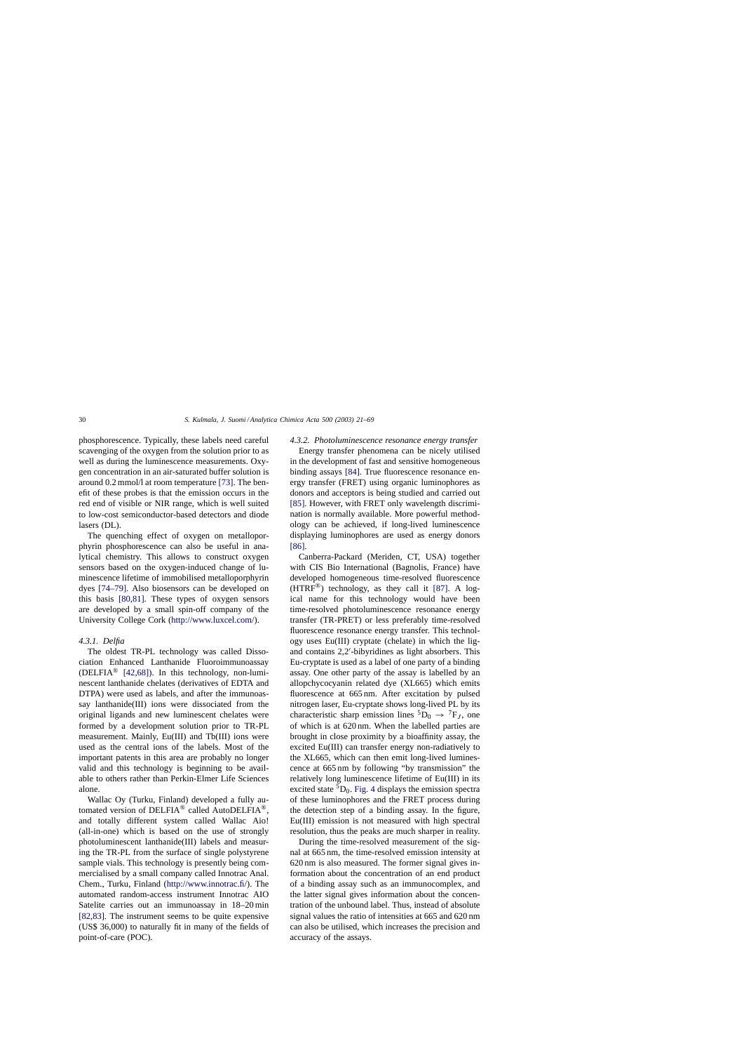phosphorescence. Typically, these labels need careful scavenging of the oxygen from the solution prior to as well as during the luminescence measurements. Oxygen concentration in an air-saturated buffer solution is around 0.2 mmol/l at room temperature [73]. The benefit of these probes is that the emission occurs in the red end of visible or NIR range, which is well suited to low-cost semiconductor-based detectors and diode lasers (DL).

The quenching effect of oxygen on metalloporphyrin phosphorescence can also be useful in analytical chemistry. This allows to construct oxygen sensors based on the oxygen-induced change of luminescence lifetime of immobilised metalloporphyrin dyes [74–79]. Also biosensors can be developed on this basis [80,81]. These types of oxygen sensors are developed by a small spin-off company of the University College Cork (http://www.luxcel.com/).

#### 4.3.1. Delfia

The oldest TR-PL technology was called Dissociation Enhanced Lanthanide Fluoroimmunoassay (DELFIA® [42,68]). In this technology, non-luminescent lanthanide chelates (derivatives of EDTA and DTPA) were used as labels, and after the immunoassay lanthanide(III) ions were dissociated from the original ligands and new luminescent chelates were formed by a development solution prior to TR-PL measurement. Mainly, Eu(III) and Tb(III) ions were used as the central ions of the labels. Most of the important patents in this area are probably no longer valid and this technology is beginning to be available to others rather than Perkin-Elmer Life Sciences alone.

Wallac Oy (Turku, Finland) developed a fully automated version of DELFIA® called AutoDELFIA®, and totally different system called Wallac Aio! (all-in-one) which is based on the use of strongly photoluminescent lanthanide(III) labels and measuring the TR-PL from the surface of single polystyrene sample vials. This technology is presently being commercialised by a small company called Innotrac Anal. Chem., Turku, Finland (http://www.innotrac.fi/). The automated random-access instrument Innotrac AIO Satelite carries out an immunoassay in 18–20 min [82,83]. The instrument seems to be quite expensive (US$ 36,000) to naturally fit in many of the fields of point-of-care (POC).

#### 4.3.2. Photoluminescence resonance energy transfer

Energy transfer phenomena can be nicely utilised in the development of fast and sensitive homogeneous binding assays [84]. True fluorescence resonance energy transfer (FRET) using organic luminophores as donors and acceptors is being studied and carried out [85]. However, with FRET only wavelength discrimination is normally available. More powerful methodology can be achieved, if long-lived luminescence displaying luminophores are used as energy donors [86].

Canberra-Packard (Meriden, CT, USA) together with CIS Bio International (Bagnolis, France) have developed homogeneous time-resolved fluorescence (HTRF®) technology, as they call it [87]. A logical name for this technology would have been time-resolved photoluminescence resonance energy transfer (TR-PRET) or less preferably time-resolved fluorescence resonance energy transfer. This technology uses Eu(III) cryptate (chelate) in which the ligand contains 2,2′-bibyridines as light absorbers. This Eu-cryptate is used as a label of one party of a binding assay. One other party of the assay is labelled by an allopchycocyanin related dye (XL665) which emits fluorescence at 665 nm. After excitation by pulsed nitrogen laser, Eu-cryptate shows long-lived PL by its characteristic sharp emission lines ${}^5D_0 \rightarrow {}^7F_J$, one of which is at 620 nm. When the labelled parties are brought in close proximity by a bioaffinity assay, the excited Eu(III) can transfer energy non-radiatively to the XL665, which can then emit long-lived luminescence at 665 nm by following "by transmission" the relatively long luminescence lifetime of Eu(III) in its excited state ${}^5D_0$. Fig. 4 displays the emission spectra of these luminophores and the FRET process during the detection step of a binding assay. In the figure, Eu(III) emission is not measured with high spectral resolution, thus the peaks are much sharper in reality.

During the time-resolved measurement of the signal at 665 nm, the time-resolved emission intensity at 620 nm is also measured. The former signal gives information about the concentration of an end product of a binding assay such as an immunocomplex, and the latter signal gives information about the concentration of the unbound label. Thus, instead of absolute signal values the ratio of intensities at 665 and 620 nm can also be utilised, which increases the precision and accuracy of the assays.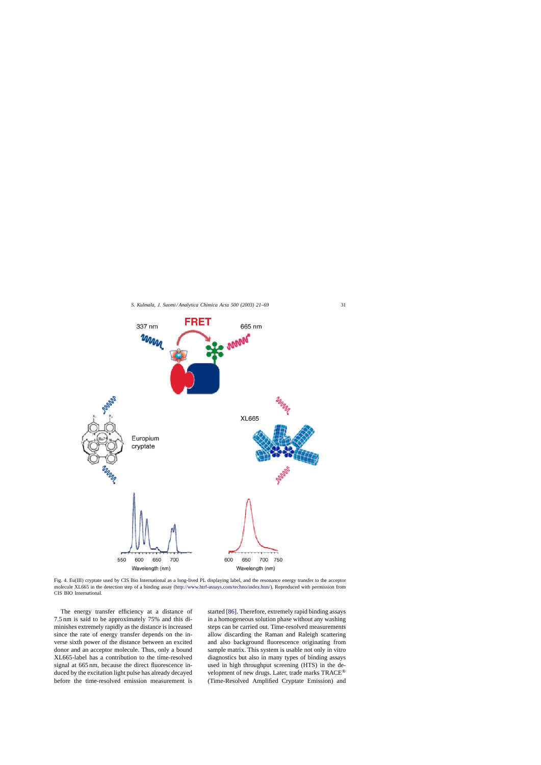Fig. 4. Eu(III) cryptate used by CIS Bio International as a long-lived PL displaying label, and the resonance energy transfer to the acceptor molecule XL665 in the detection step of a binding assay (http://www.htrf-assays.com/techno/index.htm/). Reproduced with permission from CIS BIO International.

The energy transfer efficiency at a distance of 7.5 nm is said to be approximately 75% and this diminishes extremely rapidly as the distance is increased since the rate of energy transfer depends on the inverse sixth power of the distance between an excited donor and an acceptor molecule. Thus, only a bound XL665-label has a contribution to the time-resolved signal at 665 nm, because the direct fluorescence induced by the excitation light pulse has already decayed before the time-resolved emission measurement is started [86]. Therefore, extremely rapid binding assays in a homogeneous solution phase without any washing steps can be carried out. Time-resolved measurements allow discarding the Raman and Raleigh scattering and also background fluorescence originating from sample matrix. This system is usable not only in vitro diagnostics but also in many types of binding assays used in high throughput screening (HTS) in the development of new drugs. Later, trade marks TRACE® (Time-Resolved Amplified Cryptate Emission) and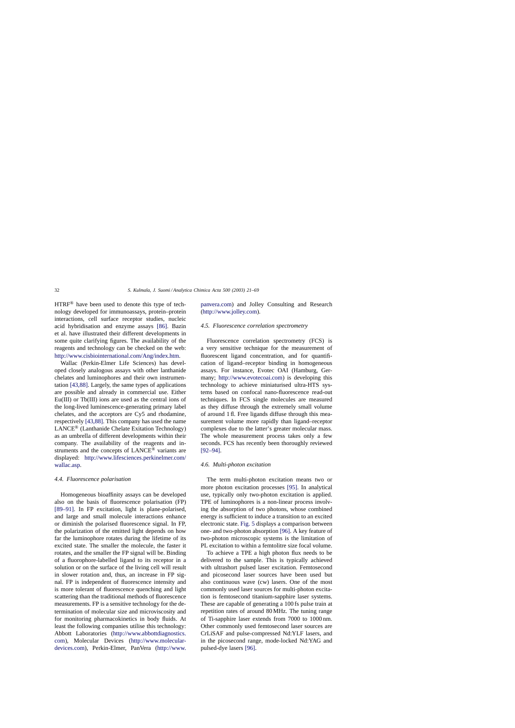HTRF® have been used to denote this type of technology developed for immunoassays, protein–protein interactions, cell surface receptor studies, nucleic acid hybridisation and enzyme assays [86]. Bazin et al. have illustrated their different developments in some quite clarifying figures. The availability of the reagents and technology can be checked on the web: http://www.cisbiointernational.com/Ang/index.htm.

Wallac (Perkin-Elmer Life Sciences) has developed closely analogous assays with other lanthanide chelates and luminophores and their own instrumentation [43,88]. Largely, the same types of applications are possible and already in commercial use. Either Eu(III) or Tb(III) ions are used as the central ions of the long-lived luminescence-generating primary label chelates, and the acceptors are Cy5 and rhodamine, respectively [43,88]. This company has used the name LANCE® (Lanthanide Chelate Exitation Technology) as an umbrella of different developments within their company. The availability of the reagents and instruments and the concepts of LANCE® variants are displayed: http://www.lifesciences.perkinelmer.com/wallac.asp.

### 4.4. Fluorescence polarisation

Homogeneous bioaffinity assays can be developed also on the basis of fluorescence polarisation (FP) [89–91]. In FP excitation, light is plane-polarised, and large and small molecule interactions enhance or diminish the polarised fluorescence signal. In FP, the polarization of the emitted light depends on how far the luminophore rotates during the lifetime of its excited state. The smaller the molecule, the faster it rotates, and the smaller the FP signal will be. Binding of a fluorophore-labelled ligand to its receptor in a solution or on the surface of the living cell will result in slower rotation and, thus, an increase in FP signal. FP is independent of fluorescence intensity and is more tolerant of fluorescence quenching and light scattering than the traditional methods of fluorescence measurements. FP is a sensitive technology for the determination of molecular size and microviscosity and for monitoring pharmacokinetics in body fluids. At least the following companies utilise this technology: Abbott Laboratories (http://www.abbottdiagnostics.com), Molecular Devices (http://www.molecular-devices.com), Perkin-Elmer, PanVera (http://www.panvera.com) and Jolley Consulting and Research (http://www.jolley.com).

### 4.5. Fluorescence correlation spectrometry

Fluorescence correlation spectrometry (FCS) is a very sensitive technique for the measurement of fluorescent ligand concentration, and for quantification of ligand–receptor binding in homogeneous assays. For instance, Evotec OAI (Hamburg, Germany; http://www.evotecoai.com) is developing this technology to achieve miniaturised ultra-HTS systems based on confocal nano-fluorescence read-out techniques. In FCS single molecules are measured as they diffuse through the extremely small volume of around 1 fl. Free ligands diffuse through this measurement volume more rapidly than ligand–receptor complexes due to the latter's greater molecular mass. The whole measurement process takes only a few seconds. FCS has recently been thoroughly reviewed [92–94].

### 4.6. Multi-photon excitation

The term multi-photon excitation means two or more photon excitation processes [95]. In analytical use, typically only two-photon excitation is applied. TPE of luminophores is a non-linear process involving the absorption of two photons, whose combined energy is sufficient to induce a transition to an excited electronic state. Fig. 5 displays a comparison between one- and two-photon absorption [96]. A key feature of two-photon microscopic systems is the limitation of PL excitation to within a femtolitre size focal volume.

To achieve a TPE a high photon flux needs to be delivered to the sample. This is typically achieved with ultrashort pulsed laser excitation. Femtosecond and picosecond laser sources have been used but also continuous wave (cw) lasers. One of the most commonly used laser sources for multi-photon excitation is femtosecond titanium-sapphire laser systems. These are capable of generating a 100 fs pulse train at repetition rates of around 80 MHz. The tuning range of Ti-sapphire laser extends from 7000 to 1000 nm. Other commonly used femtosecond laser sources are CrLiSAF and pulse-compressed Nd:YLF lasers, and in the picosecond range, mode-locked Nd:YAG and pulsed-dye lasers [96].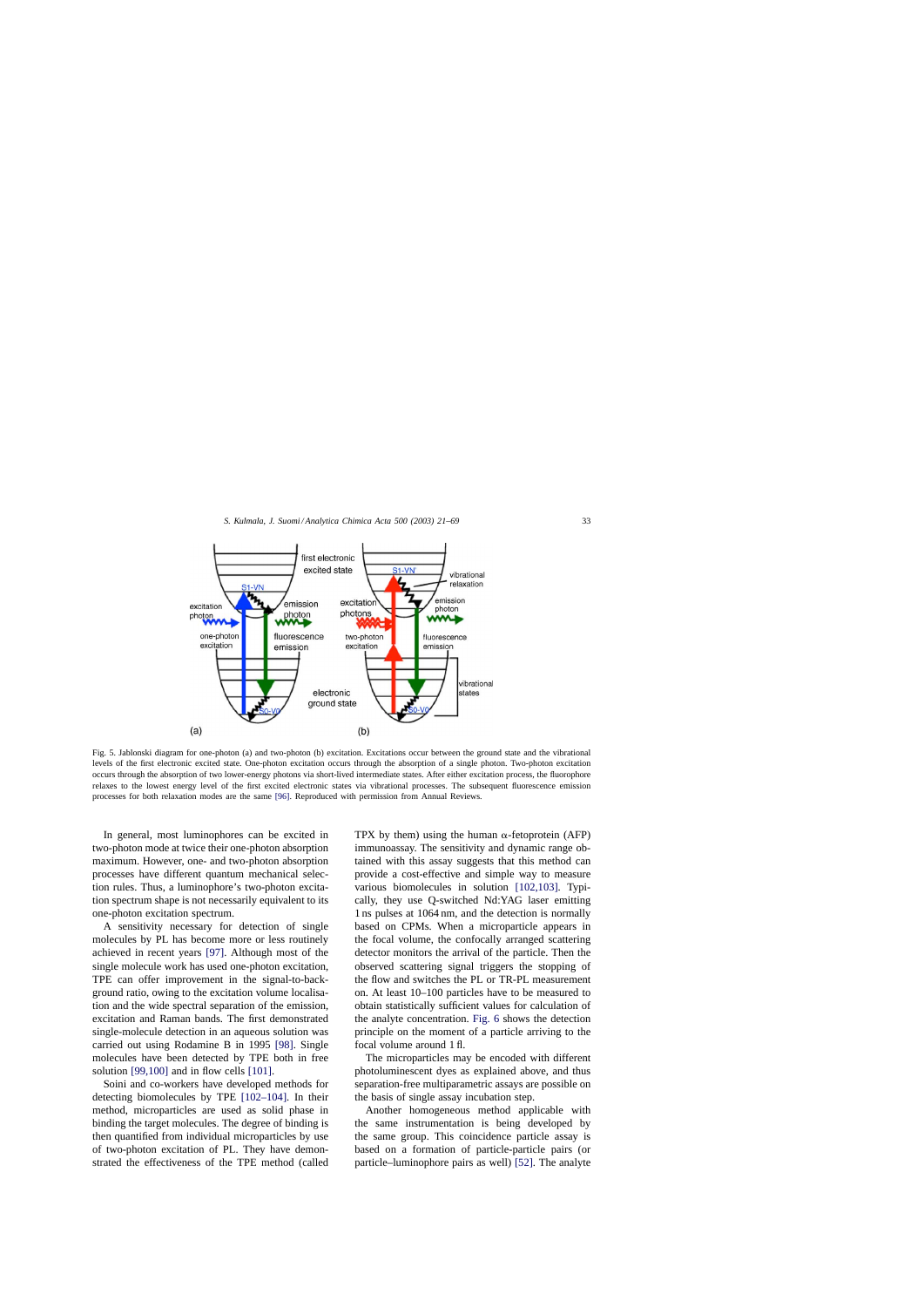Fig. 5. Jablonski diagram for one-photon (a) and two-photon (b) excitation. Excitations occur between the ground state and the vibrational levels of the first electronic excited state. One-photon excitation occurs through the absorption of a single photon. Two-photon excitation occurs through the absorption of two lower-energy photons via short-lived intermediate states. After either excitation process, the fluorophore relaxes to the lowest energy level of the first excited electronic states via vibrational processes. The subsequent fluorescence emission processes for both relaxation modes are the same [96]. Reproduced with permission from Annual Reviews.

In general, most luminophores can be excited in two-photon mode at twice their one-photon absorption maximum. However, one- and two-photon absorption processes have different quantum mechanical selection rules. Thus, a luminophore's two-photon excitation spectrum shape is not necessarily equivalent to its one-photon excitation spectrum.

A sensitivity necessary for detection of single molecules by PL has become more or less routinely achieved in recent years [97]. Although most of the single molecule work has used one-photon excitation, TPE can offer improvement in the signal-to-background ratio, owing to the excitation volume localisation and the wide spectral separation of the emission, excitation and Raman bands. The first demonstrated single-molecule detection in an aqueous solution was carried out using Rodamine B in 1995 [98]. Single molecules have been detected by TPE both in free solution [99,100] and in flow cells [101].

Soini and co-workers have developed methods for detecting biomolecules by TPE [102–104]. In their method, microparticles are used as solid phase in binding the target molecules. The degree of binding is then quantified from individual microparticles by use of two-photon excitation of PL. They have demonstrated the effectiveness of the TPE method (called TPX by them) using the human α-fetoprotein (AFP) immunoassay. The sensitivity and dynamic range obtained with this assay suggests that this method can provide a cost-effective and simple way to measure various biomolecules in solution [102,103]. Typically, they use Q-switched Nd:YAG laser emitting 1 ns pulses at 1064 nm, and the detection is normally based on CPMs. When a microparticle appears in the focal volume, the confocally arranged scattering detector monitors the arrival of the particle. Then the observed scattering signal triggers the stopping of the flow and switches the PL or TR-PL measurement on. At least 10–100 particles have to be measured to obtain statistically sufficient values for calculation of the analyte concentration. Fig. 6 shows the detection principle on the moment of a particle arriving to the focal volume around 1 fl.

The microparticles may be encoded with different photoluminescent dyes as explained above, and thus separation-free multiparametric assays are possible on the basis of single assay incubation step.

Another homogeneous method applicable with the same instrumentation is being developed by the same group. This coincidence particle assay is based on a formation of particle-particle pairs (or particle–luminophore pairs as well) [52]. The analyte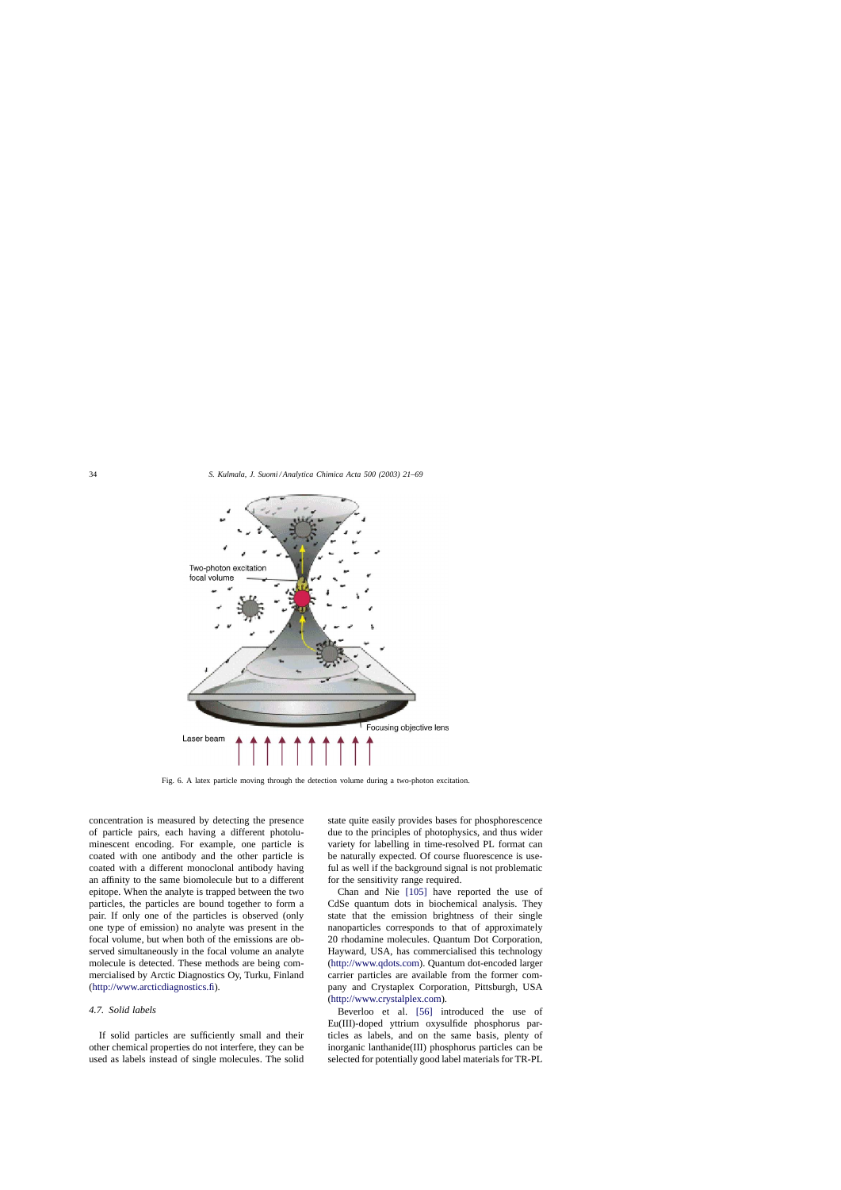Fig. 6. A latex particle moving through the detection volume during a two-photon excitation.

concentration is measured by detecting the presence of particle pairs, each having a different photoluminescent encoding. For example, one particle is coated with one antibody and the other particle is coated with a different monoclonal antibody having an affinity to the same biomolecule but to a different epitope. When the analyte is trapped between the two particles, the particles are bound together to form a pair. If only one of the particles is observed (only one type of emission) no analyte was present in the focal volume, but when both of the emissions are observed simultaneously in the focal volume an analyte molecule is detected. These methods are being commercialised by Arctic Diagnostics Oy, Turku, Finland (http://www.arcticdiagnostics.fi).

### *4.7. Solid labels*

If solid particles are sufficiently small and their other chemical properties do not interfere, they can be used as labels instead of single molecules. The solid state quite easily provides bases for phosphorescence due to the principles of photophysics, and thus wider variety for labelling in time-resolved PL format can be naturally expected. Of course fluorescence is useful as well if the background signal is not problematic for the sensitivity range required.

Chan and Nie [105] have reported the use of CdSe quantum dots in biochemical analysis. They state that the emission brightness of their single nanoparticles corresponds to that of approximately 20 rhodamine molecules. Quantum Dot Corporation, Hayward, USA, has commercialised this technology (http://www.qdots.com). Quantum dot-encoded larger carrier particles are available from the former company and Crystaplex Corporation, Pittsburgh, USA (http://www.crystalplex.com).

Beverloo et al. [56] introduced the use of Eu(III)-doped yttrium oxysulfide phosphorus particles as labels, and on the same basis, plenty of inorganic lanthanide(III) phosphorus particles can be selected for potentially good label materials for TR-PL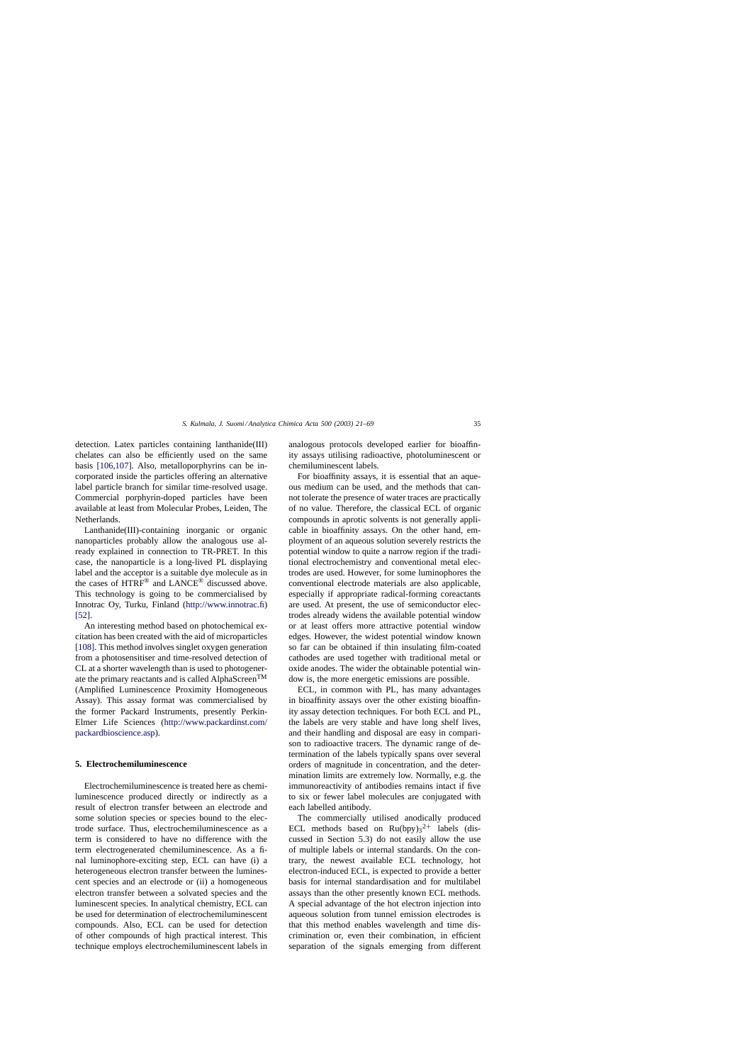detection. Latex particles containing lanthanide(III) chelates can also be efficiently used on the same basis [106,107]. Also, metalloporphyrins can be incorporated inside the particles offering an alternative label particle branch for similar time-resolved usage. Commercial porphyrin-doped particles have been available at least from Molecular Probes, Leiden, The Netherlands.

Lanthanide(III)-containing inorganic or organic nanoparticles probably allow the analogous use already explained in connection to TR-PRET. In this case, the nanoparticle is a long-lived PL displaying label and the acceptor is a suitable dye molecule as in the cases of HTRF® and LANCE® discussed above. This technology is going to be commercialised by Innotrac Oy, Turku, Finland (http://www.innotrac.fi) [52].

An interesting method based on photochemical excitation has been created with the aid of microparticles [108]. This method involves singlet oxygen generation from a photosensitiser and time-resolved detection of CL at a shorter wavelength than is used to photogenerate the primary reactants and is called AlphaScreen™ (Amplified Luminescence Proximity Homogeneous Assay). This assay format was commercialised by the former Packard Instruments, presently Perkin-Elmer Life Sciences (http://www.packardinst.com/packardbioscience.asp).

## 5. Electrochemiluminescence

Electrochemiluminescence is treated here as chemiluminescence produced directly or indirectly as a result of electron transfer between an electrode and some solution species or species bound to the electrode surface. Thus, electrochemiluminescence as a term is considered to have no difference with the term electrogenerated chemiluminescence. As a final luminophore-exciting step, ECL can have (i) a heterogeneous electron transfer between the luminescent species and an electrode or (ii) a homogeneous electron transfer between a solvated species and the luminescent species. In analytical chemistry, ECL can be used for determination of electrochemiluminescent compounds. Also, ECL can be used for detection of other compounds of high practical interest. This technique employs electrochemiluminescent labels in analogous protocols developed earlier for bioaffinity assays utilising radioactive, photoluminescent or chemiluminescent labels.

For bioaffinity assays, it is essential that an aqueous medium can be used, and the methods that cannot tolerate the presence of water traces are practically of no value. Therefore, the classical ECL of organic compounds in aprotic solvents is not generally applicable in bioaffinity assays. On the other hand, employment of an aqueous solution severely restricts the potential window to quite a narrow region if the traditional electrochemistry and conventional metal electrodes are used. However, for some luminophores the conventional electrode materials are also applicable, especially if appropriate radical-forming coreactants are used. At present, the use of semiconductor electrodes already widens the available potential window or at least offers more attractive potential window edges. However, the widest potential window known so far can be obtained if thin insulating film-coated cathodes are used together with traditional metal or oxide anodes. The wider the obtainable potential window is, the more energetic emissions are possible.

ECL, in common with PL, has many advantages in bioaffinity assays over the other existing bioaffinity assay detection techniques. For both ECL and PL, the labels are very stable and have long shelf lives, and their handling and disposal are easy in comparison to radioactive tracers. The dynamic range of determination of the labels typically spans over several orders of magnitude in concentration, and the determination limits are extremely low. Normally, e.g. the immunoreactivity of antibodies remains intact if five to six or fewer label molecules are conjugated with each labelled antibody.

The commercially utilised anodically produced ECL methods based on $Ru(bpy)_3^{2+}$ labels (discussed in Section 5.3) do not easily allow the use of multiple labels or internal standards. On the contrary, the newest available ECL technology, hot electron-induced ECL, is expected to provide a better basis for internal standardisation and for multilabel assays than the other presently known ECL methods. A special advantage of the hot electron injection into aqueous solution from tunnel emission electrodes is that this method enables wavelength and time discrimination or, even their combination, in efficient separation of the signals emerging from different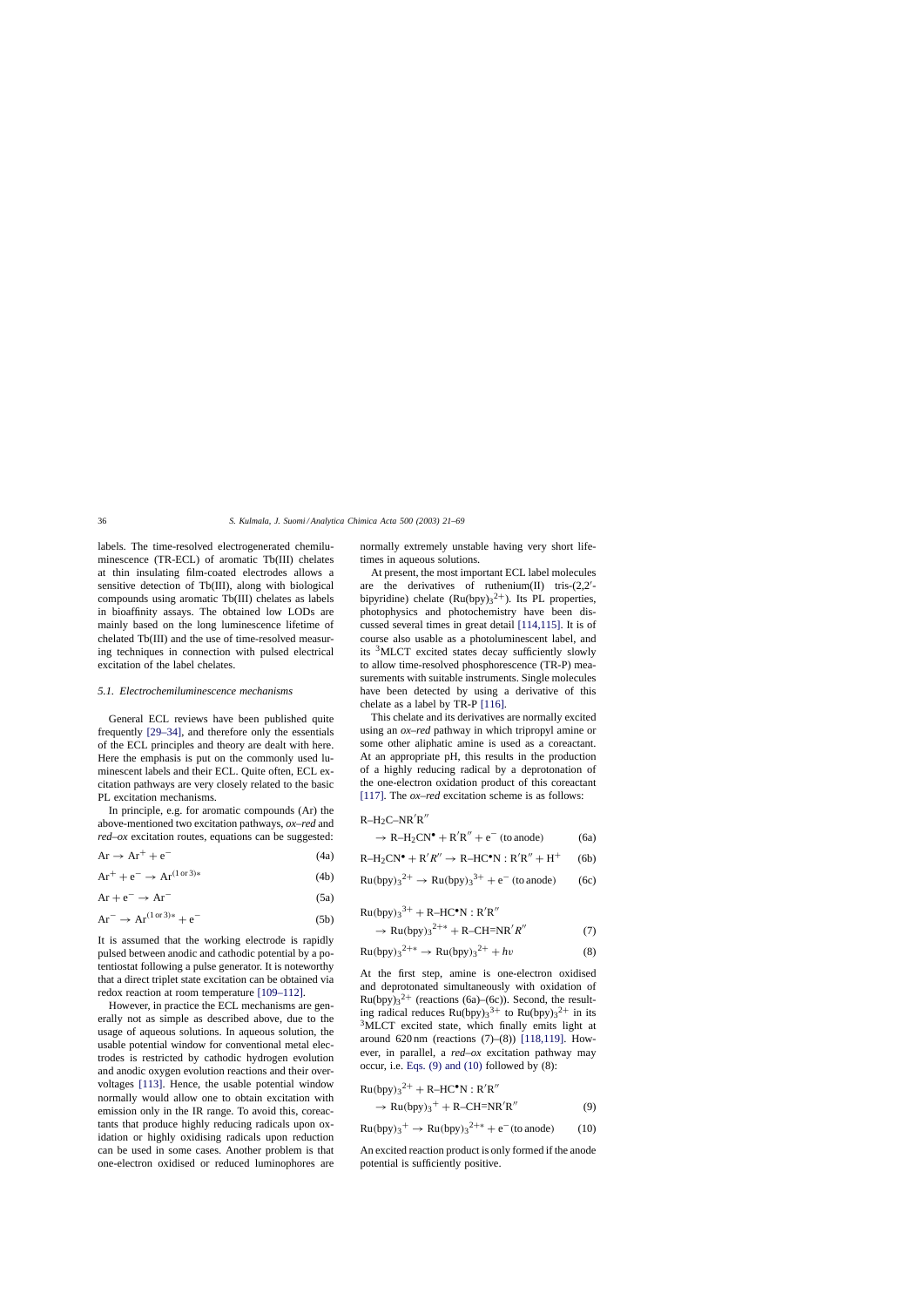labels. The time-resolved electrogenerated chemiluminescence (TR-ECL) of aromatic Tb(III) chelates at thin insulating film-coated electrodes allows a sensitive detection of Tb(III), along with biological compounds using aromatic Tb(III) chelates as labels in bioaffinity assays. The obtained low LODs are mainly based on the long luminescence lifetime of chelated Tb(III) and the use of time-resolved measuring techniques in connection with pulsed electrical excitation of the label chelates.

### 5.1. Electrochemiluminescence mechanisms

General ECL reviews have been published quite frequently [29–34], and therefore only the essentials of the ECL principles and theory are dealt with here. Here the emphasis is put on the commonly used luminescent labels and their ECL. Quite often, ECL excitation pathways are very closely related to the basic PL excitation mechanisms.

In principle, e.g. for aromatic compounds (Ar) the above-mentioned two excitation pathways, *ox–red* and *red–ox* excitation routes, equations can be suggested:

$$\mathrm{Ar} \rightarrow \mathrm{Ar}^{+} + \mathrm{e}^{-} \tag{4a}$$

$$\mathrm{Ar}^{+} + \mathrm{e}^{-} \rightarrow \mathrm{Ar}^{(1\,\mathrm{or}\,3)*} \tag{4b}$$

$$\mathrm{Ar} + \mathrm{e}^{-} \rightarrow \mathrm{Ar}^{-} \tag{5a}$$

$$\mathrm{Ar}^{-} \rightarrow \mathrm{Ar}^{(1\,\mathrm{or}\,3)*} + \mathrm{e}^{-} \tag{5b}$$

It is assumed that the working electrode is rapidly pulsed between anodic and cathodic potential by a potentiostat following a pulse generator. It is noteworthy that a direct triplet state excitation can be obtained via redox reaction at room temperature [109–112].

However, in practice the ECL mechanisms are generally not as simple as described above, due to the usage of aqueous solutions. In aqueous solution, the usable potential window for conventional metal electrodes is restricted by cathodic hydrogen evolution and anodic oxygen evolution reactions and their overvoltages [113]. Hence, the usable potential window normally would allow one to obtain excitation with emission only in the IR range. To avoid this, coreactants that produce highly reducing radicals upon oxidation or highly oxidising radicals upon reduction can be used in some cases. Another problem is that one-electron oxidised or reduced luminophores are normally extremely unstable having very short lifetimes in aqueous solutions.

At present, the most important ECL label molecules are the derivatives of ruthenium(II) tris-(2,2′-bipyridine) chelate ($\mathrm{Ru(bpy)_3}^{2+}$). Its PL properties, photophysics and photochemistry have been discussed several times in great detail [114,115]. It is of course also usable as a photoluminescent label, and its $^3$MLCT excited states decay sufficiently slowly to allow time-resolved phosphorescence (TR-P) measurements with suitable instruments. Single molecules have been detected by using a derivative of this chelate as a label by TR-P [116].

This chelate and its derivatives are normally excited using an *ox–red* pathway in which tripropyl amine or some other aliphatic amine is used as a coreactant. At an appropriate pH, this results in the production of a highly reducing radical by a deprotonation of the one-electron oxidation product of this coreactant [117]. The *ox–red* excitation scheme is as follows:

$$\mathrm{R{-}H_2C{-}NR'R''} \rightarrow \mathrm{R{-}H_2CN^{\bullet}} + \mathrm{R'R''} + \mathrm{e}^{-}\ (\text{to anode}) \tag{6a}$$

$$\mathrm{R{-}H_2CN^{\bullet}} + \mathrm{R'}R'' \rightarrow \mathrm{R{-}HC^{\bullet}N:R'R''} + \mathrm{H}^{+} \tag{6b}$$

$$\mathrm{Ru(bpy)_3}^{2+} \rightarrow \mathrm{Ru(bpy)_3}^{3+} + \mathrm{e}^{-}\ (\text{to anode}) \tag{6c}$$

$$\mathrm{Ru(bpy)_3}^{3+} + \mathrm{R{-}HC^{\bullet}N:R'R''} \rightarrow \mathrm{Ru(bpy)_3}^{2+*} + \mathrm{R{-}CH{=}NR'}R'' \tag{7}$$

$$\mathrm{Ru(bpy)_3}^{2+*} \rightarrow \mathrm{Ru(bpy)_3}^{2+} + h\upsilon \tag{8}$$

At the first step, amine is one-electron oxidised and deprotonated simultaneously with oxidation of $\mathrm{Ru(bpy)_3}^{2+}$ (reactions (6a)–(6c)). Second, the resulting radical reduces $\mathrm{Ru(bpy)_3}^{3+}$ to $\mathrm{Ru(bpy)_3}^{2+}$ in its $^3$MLCT excited state, which finally emits light at around 620 nm (reactions (7)–(8)) [118,119]. However, in parallel, a *red–ox* excitation pathway may occur, i.e. Eqs. (9) and (10) followed by (8):

$$\mathrm{Ru(bpy)_3}^{2+} + \mathrm{R{-}HC^{\bullet}N:R'R''} \rightarrow \mathrm{Ru(bpy)_3}^{+} + \mathrm{R{-}CH{=}NR'R''} \tag{9}$$

$$\mathrm{Ru(bpy)_3}^{+} \rightarrow \mathrm{Ru(bpy)_3}^{2+*} + \mathrm{e}^{-}\ (\text{to anode}) \tag{10}$$

An excited reaction product is only formed if the anode potential is sufficiently positive.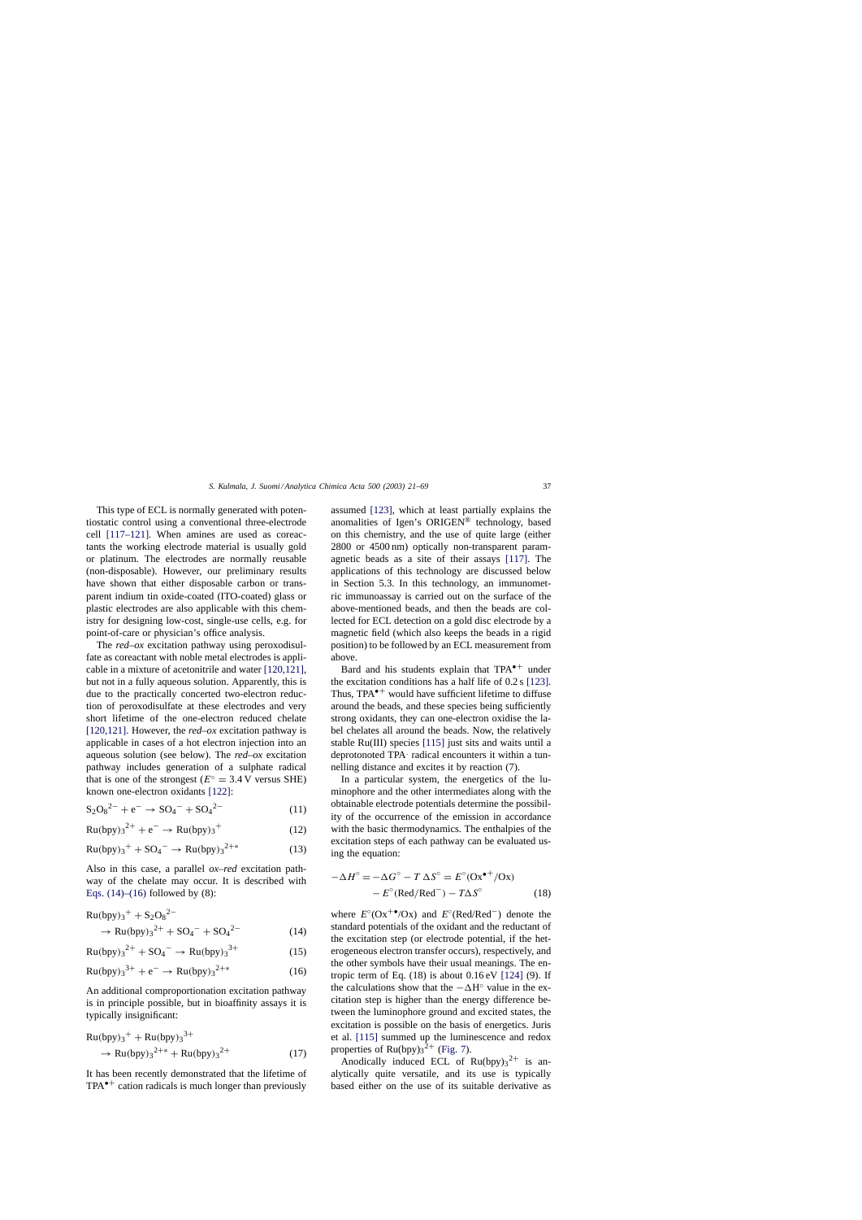This type of ECL is normally generated with potentiostatic control using a conventional three-electrode cell [117–121]. When amines are used as coreactants the working electrode material is usually gold or platinum. The electrodes are normally reusable (non-disposable). However, our preliminary results have shown that either disposable carbon or transparent indium tin oxide-coated (ITO-coated) glass or plastic electrodes are also applicable with this chemistry for designing low-cost, single-use cells, e.g. for point-of-care or physician's office analysis.

The *red–ox* excitation pathway using peroxodisulfate as coreactant with noble metal electrodes is applicable in a mixture of acetonitrile and water [120,121], but not in a fully aqueous solution. Apparently, this is due to the practically concerted two-electron reduction of peroxodisulfate at these electrodes and very short lifetime of the one-electron reduced chelate [120,121]. However, the *red–ox* excitation pathway is applicable in cases of a hot electron injection into an aqueous solution (see below). The *red–ox* excitation pathway includes generation of a sulphate radical that is one of the strongest ($E^\circ = 3.4$ V versus SHE) known one-electron oxidants [122]:

$$S_2O_8^{2-} + e^- \rightarrow SO_4^- + SO_4^{2-} \tag{11}$$

$$Ru(bpy)_3^{2+} + e^- \rightarrow Ru(bpy)_3^{+} \tag{12}$$

$$Ru(bpy)_3^{+} + SO_4^- \rightarrow Ru(bpy)_3^{2+*} \tag{13}$$

Also in this case, a parallel *ox–red* excitation pathway of the chelate may occur. It is described with Eqs. (14)–(16) followed by (8):

$$Ru(bpy)_3^{+} + S_2O_8^{2-} \rightarrow Ru(bpy)_3^{2+} + SO_4^- + SO_4^{2-} \tag{14}$$

$$Ru(bpy)_3^{2+} + SO_4^- \rightarrow Ru(bpy)_3^{3+} \tag{15}$$

$$Ru(bpy)_3^{3+} + e^- \rightarrow Ru(bpy)_3^{2+*} \tag{16}$$

An additional comproportionation excitation pathway is in principle possible, but in bioaffinity assays it is typically insignificant:

$$Ru(bpy)_3^{+} + Ru(bpy)_3^{3+} \rightarrow Ru(bpy)_3^{2+*} + Ru(bpy)_3^{2+} \tag{17}$$

It has been recently demonstrated that the lifetime of $TPA^{\bullet+}$ cation radicals is much longer than previously assumed [123], which at least partially explains the anomalities of Igen's ORIGEN® technology, based on this chemistry, and the use of quite large (either 2800 or 4500 nm) optically non-transparent paramagnetic beads as a site of their assays [117]. The applications of this technology are discussed below in Section 5.3. In this technology, an immunometric immunoassay is carried out on the surface of the above-mentioned beads, and then the beads are collected for ECL detection on a gold disc electrode by a magnetic field (which also keeps the beads in a rigid position) to be followed by an ECL measurement from above.

Bard and his students explain that $TPA^{\bullet+}$ under the excitation conditions has a half life of 0.2 s [123]. Thus, $TPA^{\bullet+}$ would have sufficient lifetime to diffuse around the beads, and these species being sufficiently strong oxidants, they can one-electron oxidise the label chelates all around the beads. Now, the relatively stable Ru(III) species [115] just sits and waits until a deprotonoted TPA· radical encounters it within a tunnelling distance and excites it by reaction (7).

In a particular system, the energetics of the luminophore and the other intermediates along with the obtainable electrode potentials determine the possibility of the occurrence of the emission in accordance with the basic thermodynamics. The enthalpies of the excitation steps of each pathway can be evaluated using the equation:

$$-\Delta H^\circ = -\Delta G^\circ - T\,\Delta S^\circ = E^\circ(Ox^{\bullet+}/Ox) - E^\circ(Red/Red^-) - T\Delta S^\circ \tag{18}$$

where $E^\circ(Ox^{+\bullet}/Ox)$ and $E^\circ(Red/Red^-)$ denote the standard potentials of the oxidant and the reductant of the excitation step (or electrode potential, if the heterogeneous electron transfer occurs), respectively, and the other symbols have their usual meanings. The entropic term of Eq. (18) is about 0.16 eV [124] (9). If the calculations show that the $-\Delta H^\circ$ value in the excitation step is higher than the energy difference between the luminophore ground and excited states, the excitation is possible on the basis of energetics. Juris et al. [115] summed up the luminescence and redox properties of $Ru(bpy)_3^{2+}$ (Fig. 7).

Anodically induced ECL of $Ru(bpy)_3^{2+}$ is analytically quite versatile, and its use is typically based either on the use of its suitable derivative as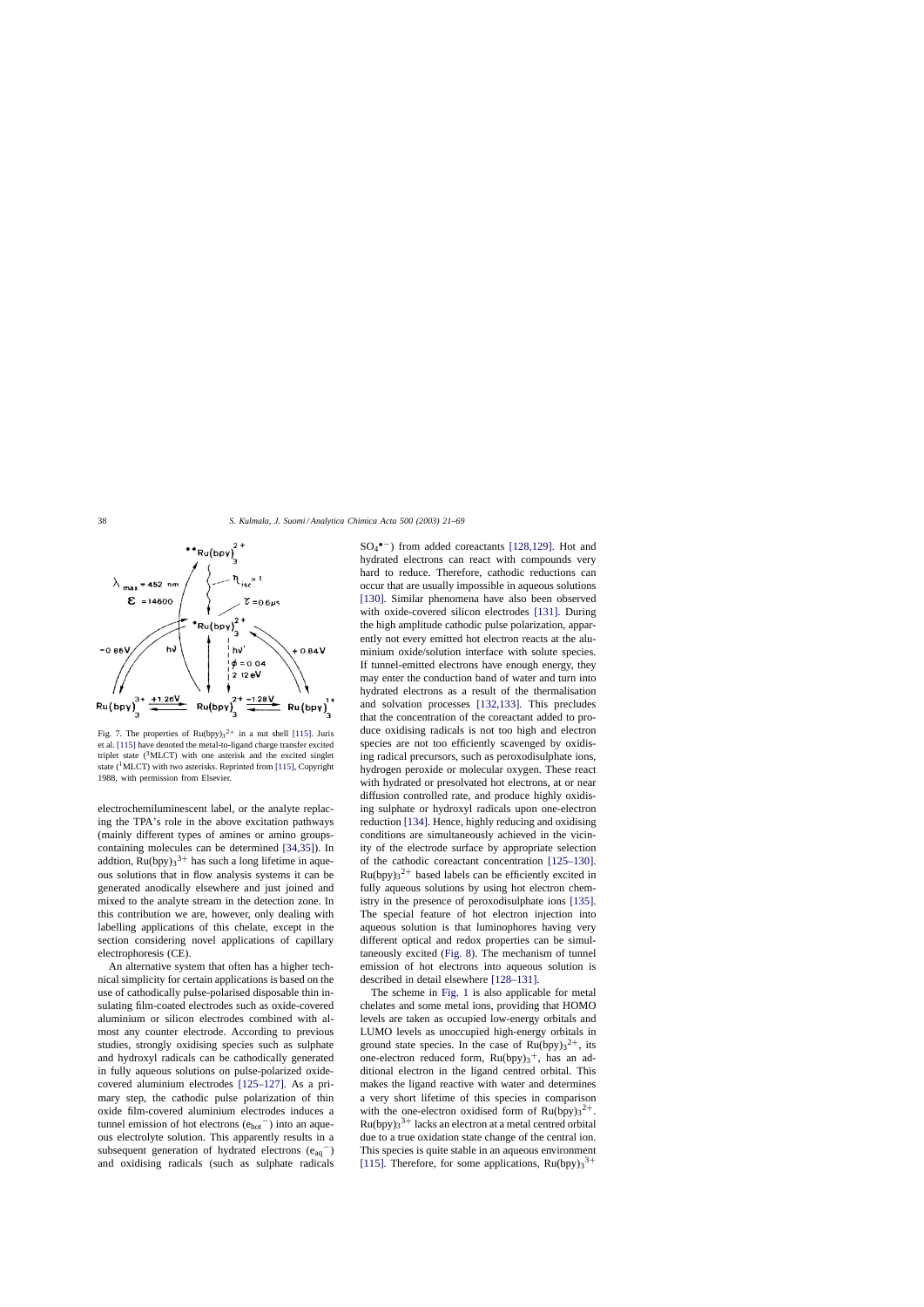Fig. 7. The properties of $Ru(bpy)_3^{2+}$ in a nut shell [115]. Juris et al. [115] have denoted the metal-to-ligand charge transfer excited triplet state ($^3$MLCT) with one asterisk and the excited singlet state ($^1$MLCT) with two asterisks. Reprinted from [115], Copyright 1988, with permission from Elsevier.

electrochemiluminescent label, or the analyte replacing the TPA's role in the above excitation pathways (mainly different types of amines or amino groups-containing molecules can be determined [34,35]). In addtion, $Ru(bpy)_3^{3+}$ has such a long lifetime in aqueous solutions that in flow analysis systems it can be generated anodically elsewhere and just joined and mixed to the analyte stream in the detection zone. In this contribution we are, however, only dealing with labelling applications of this chelate, except in the section considering novel applications of capillary electrophoresis (CE).

An alternative system that often has a higher technical simplicity for certain applications is based on the use of cathodically pulse-polarised disposable thin insulating film-coated electrodes such as oxide-covered aluminium or silicon electrodes combined with almost any counter electrode. According to previous studies, strongly oxidising species such as sulphate and hydroxyl radicals can be cathodically generated in fully aqueous solutions on pulse-polarized oxide-covered aluminium electrodes [125–127]. As a primary step, the cathodic pulse polarization of thin oxide film-covered aluminium electrodes induces a tunnel emission of hot electrons ($e_{hot}^-$) into an aqueous electrolyte solution. This apparently results in a subsequent generation of hydrated electrons ($e_{aq}^-$) and oxidising radicals (such as sulphate radicals $SO_4^{\bullet-}$) from added coreactants [128,129]. Hot and hydrated electrons can react with compounds very hard to reduce. Therefore, cathodic reductions can occur that are usually impossible in aqueous solutions [130]. Similar phenomena have also been observed with oxide-covered silicon electrodes [131]. During the high amplitude cathodic pulse polarization, apparently not every emitted hot electron reacts at the aluminium oxide/solution interface with solute species. If tunnel-emitted electrons have enough energy, they may enter the conduction band of water and turn into hydrated electrons as a result of the thermalisation and solvation processes [132,133]. This precludes that the concentration of the coreactant added to produce oxidising radicals is not too high and electron species are not too efficiently scavenged by oxidising radical precursors, such as peroxodisulphate ions, hydrogen peroxide or molecular oxygen. These react with hydrated or presolvated hot electrons, at or near diffusion controlled rate, and produce highly oxidising sulphate or hydroxyl radicals upon one-electron reduction [134]. Hence, highly reducing and oxidising conditions are simultaneously achieved in the vicinity of the electrode surface by appropriate selection of the cathodic coreactant concentration [125–130]. $Ru(bpy)_3^{2+}$ based labels can be efficiently excited in fully aqueous solutions by using hot electron chemistry in the presence of peroxodisulphate ions [135]. The special feature of hot electron injection into aqueous solution is that luminophores having very different optical and redox properties can be simultaneously excited (Fig. 8). The mechanism of tunnel emission of hot electrons into aqueous solution is described in detail elsewhere [128–131].

The scheme in Fig. 1 is also applicable for metal chelates and some metal ions, providing that HOMO levels are taken as occupied low-energy orbitals and LUMO levels as unoccupied high-energy orbitals in ground state species. In the case of $Ru(bpy)_3^{2+}$, its one-electron reduced form, $Ru(bpy)_3^+$, has an additional electron in the ligand centred orbital. This makes the ligand reactive with water and determines a very short lifetime of this species in comparison with the one-electron oxidised form of $Ru(bpy)_3^{2+}$. $Ru(bpy)_3^{3+}$ lacks an electron at a metal centred orbital due to a true oxidation state change of the central ion. This species is quite stable in an aqueous environment [115]. Therefore, for some applications, $Ru(bpy)_3^{3+}$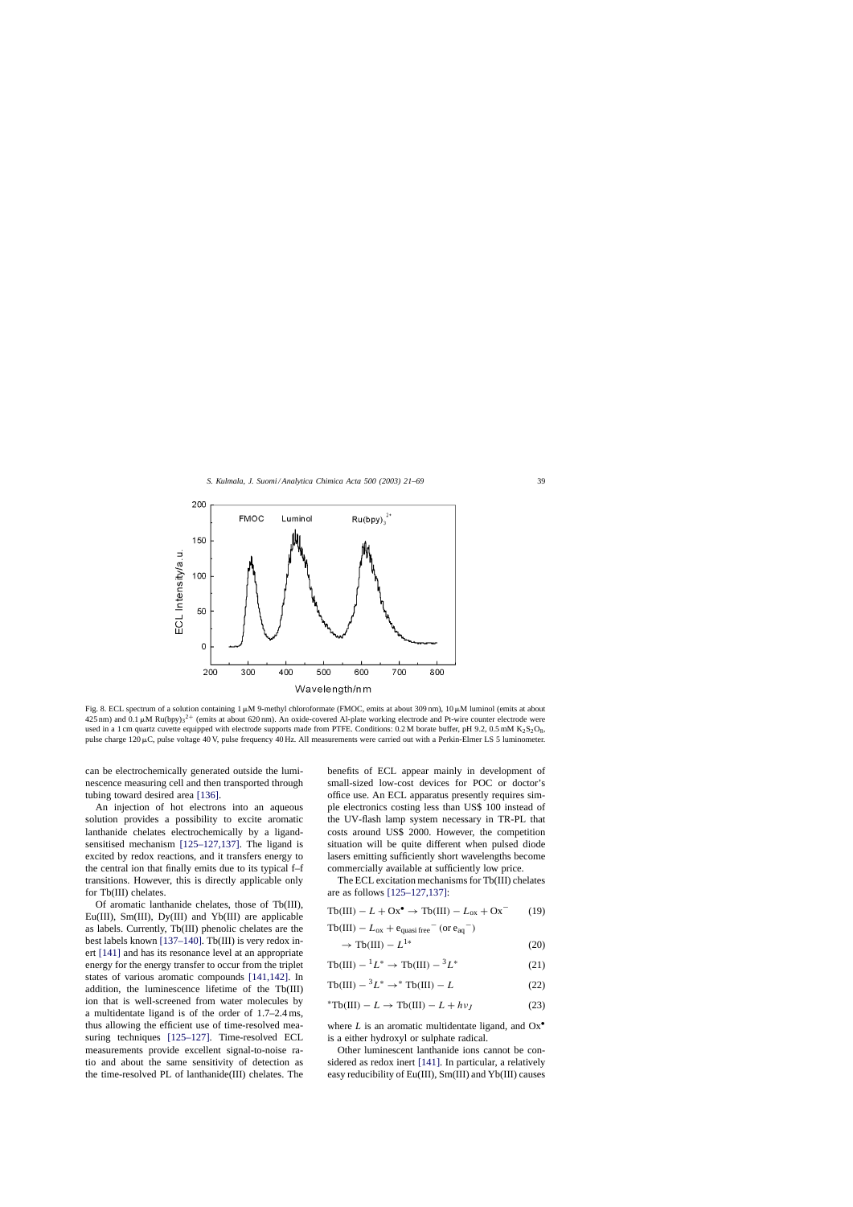Fig. 8. ECL spectrum of a solution containing 1 μM 9-methyl chloroformate (FMOC, emits at about 309 nm), 10 μM luminol (emits at about 425 nm) and 0.1 μM $Ru(bpy)_3{}^{2+}$ (emits at about 620 nm). An oxide-covered Al-plate working electrode and Pt-wire counter electrode were used in a 1 cm quartz cuvette equipped with electrode supports made from PTFE. Conditions: 0.2 M borate buffer, pH 9.2, 0.5 mM $K_2S_2O_8$, pulse charge 120 μC, pulse voltage 40 V, pulse frequency 40 Hz. All measurements were carried out with a Perkin-Elmer LS 5 luminometer.

can be electrochemically generated outside the luminescence measuring cell and then transported through tubing toward desired area [136].

An injection of hot electrons into an aqueous solution provides a possibility to excite aromatic lanthanide chelates electrochemically by a ligand-sensitised mechanism [125–127,137]. The ligand is excited by redox reactions, and it transfers energy to the central ion that finally emits due to its typical f–f transitions. However, this is directly applicable only for Tb(III) chelates.

Of aromatic lanthanide chelates, those of Tb(III), Eu(III), Sm(III), Dy(III) and Yb(III) are applicable as labels. Currently, Tb(III) phenolic chelates are the best labels known [137–140]. Tb(III) is very redox inert [141] and has its resonance level at an appropriate energy for the energy transfer to occur from the triplet states of various aromatic compounds [141,142]. In addition, the luminescence lifetime of the Tb(III) ion that is well-screened from water molecules by a multidentate ligand is of the order of 1.7–2.4 ms, thus allowing the efficient use of time-resolved measuring techniques [125–127]. Time-resolved ECL measurements provide excellent signal-to-noise ratio and about the same sensitivity of detection as the time-resolved PL of lanthanide(III) chelates. The benefits of ECL appear mainly in development of small-sized low-cost devices for POC or doctor's office use. An ECL apparatus presently requires simple electronics costing less than US$ 100 instead of the UV-flash lamp system necessary in TR-PL that costs around US$ 2000. However, the competition situation will be quite different when pulsed diode lasers emitting sufficiently short wavelengths become commercially available at sufficiently low price.

The ECL excitation mechanisms for Tb(III) chelates are as follows [125–127,137]:

$$\mathrm{Tb(III)} - L + \mathrm{Ox}^{\bullet} \rightarrow \mathrm{Tb(III)} - L_{\mathrm{ox}} + \mathrm{Ox}^{-} \qquad (19)$$

$$\mathrm{Tb(III)} - L_{\mathrm{ox}} + \mathrm{e_{quasi\,free}}^{-}\ (\mathrm{or}\ \mathrm{e_{aq}}^{-}) \rightarrow \mathrm{Tb(III)} - L^{1*} \qquad (20)$$

$$\mathrm{Tb(III)} - {}^{1}L^{*} \rightarrow \mathrm{Tb(III)} - {}^{3}L^{*} \qquad (21)$$

$$\mathrm{Tb(III)} - {}^{3}L^{*} \rightarrow {}^{*}\mathrm{Tb(III)} - L \qquad (22)$$

$${}^{*}\mathrm{Tb(III)} - L \rightarrow \mathrm{Tb(III)} - L + h\nu_{J} \qquad (23)$$

where $L$ is an aromatic multidentate ligand, and $\mathrm{Ox}^{\bullet}$ is a either hydroxyl or sulphate radical.

Other luminescent lanthanide ions cannot be considered as redox inert [141]. In particular, a relatively easy reducibility of Eu(III), Sm(III) and Yb(III) causes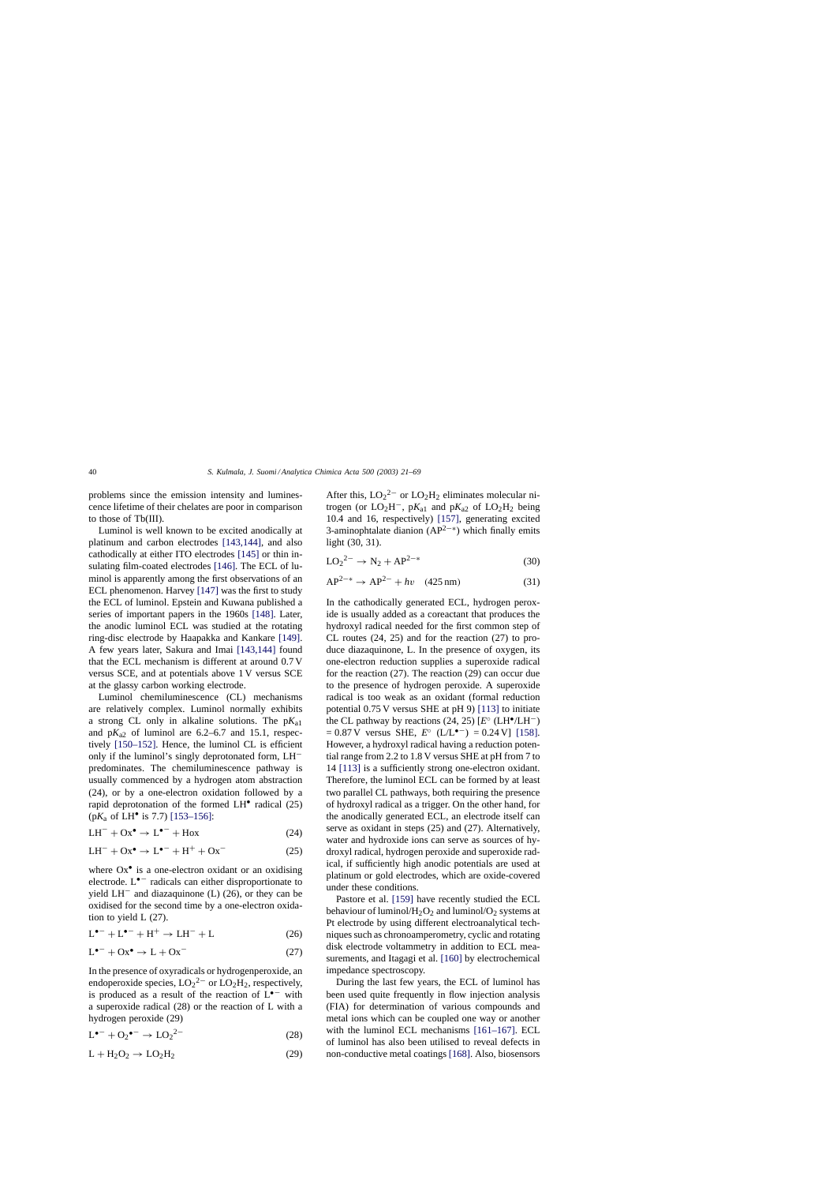problems since the emission intensity and luminescence lifetime of their chelates are poor in comparison to those of Tb(III).

Luminol is well known to be excited anodically at platinum and carbon electrodes [143,144], and also cathodically at either ITO electrodes [145] or thin insulating film-coated electrodes [146]. The ECL of luminol is apparently among the first observations of an ECL phenomenon. Harvey [147] was the first to study the ECL of luminol. Epstein and Kuwana published a series of important papers in the 1960s [148]. Later, the anodic luminol ECL was studied at the rotating ring-disc electrode by Haapakka and Kankare [149]. A few years later, Sakura and Imai [143,144] found that the ECL mechanism is different at around 0.7 V versus SCE, and at potentials above 1 V versus SCE at the glassy carbon working electrode.

Luminol chemiluminescence (CL) mechanisms are relatively complex. Luminol normally exhibits a strong CL only in alkaline solutions. The $pK_{a1}$ and $pK_{a2}$ of luminol are 6.2–6.7 and 15.1, respectively [150–152]. Hence, the luminol CL is efficient only if the luminol's singly deprotonated form, $LH^-$ predominates. The chemiluminescence pathway is usually commenced by a hydrogen atom abstraction (24), or by a one-electron oxidation followed by a rapid deprotonation of the formed $LH^{\bullet}$ radical (25) ($pK_a$ of $LH^{\bullet}$ is 7.7) [153–156]:

$$LH^- + Ox^{\bullet} \rightarrow L^{\bullet -} + Hox \quad (24)$$

$$LH^- + Ox^{\bullet} \rightarrow L^{\bullet -} + H^+ + Ox^- \quad (25)$$

where $Ox^{\bullet}$ is a one-electron oxidant or an oxidising electrode. $L^{\bullet -}$ radicals can either disproportionate to yield $LH^-$ and diazaquinone (L) (26), or they can be oxidised for the second time by a one-electron oxidation to yield L (27).

$$L^{\bullet -} + L^{\bullet -} + H^+ \rightarrow LH^- + L \quad (26)$$

$$L^{\bullet -} + Ox^{\bullet} \rightarrow L + Ox^- \quad (27)$$

In the presence of oxyradicals or hydrogenperoxide, an endoperoxide species, $LO_2^{2-}$ or $LO_2H_2$, respectively, is produced as a result of the reaction of $L^{\bullet -}$ with a superoxide radical (28) or the reaction of L with a hydrogen peroxide (29)

$$L^{\bullet -} + O_2^{\bullet -} \rightarrow LO_2^{2-} \quad (28)$$

$$L + H_2O_2 \rightarrow LO_2H_2 \quad (29)$$

After this, $LO_2^{2-}$ or $LO_2H_2$ eliminates molecular nitrogen (or $LO_2H^-$, $pK_{a1}$ and $pK_{a2}$ of $LO_2H_2$ being 10.4 and 16, respectively) [157], generating excited 3-aminophtalate dianion ($AP^{2-*}$) which finally emits light (30, 31).

$$LO_2^{2-} \rightarrow N_2 + AP^{2-*} \quad (30)$$

$$AP^{2-*} \rightarrow AP^{2-} + h\upsilon \quad (425\,\text{nm}) \quad (31)$$

In the cathodically generated ECL, hydrogen peroxide is usually added as a coreactant that produces the hydroxyl radical needed for the first common step of CL routes (24, 25) and for the reaction (27) to produce diazaquinone, L. In the presence of oxygen, its one-electron reduction supplies a superoxide radical for the reaction (27). The reaction (29) can occur due to the presence of hydrogen peroxide. A superoxide radical is too weak as an oxidant (formal reduction potential 0.75 V versus SHE at pH 9) [113] to initiate the CL pathway by reactions (24, 25) [$E^{\circ}$ ($LH^{\bullet}/LH^-$) = 0.87 V versus SHE, $E^{\circ}$ ($L/L^{\bullet -}$) = 0.24 V] [158]. However, a hydroxyl radical having a reduction potential range from 2.2 to 1.8 V versus SHE at pH from 7 to 14 [113] is a sufficiently strong one-electron oxidant. Therefore, the luminol ECL can be formed by at least two parallel CL pathways, both requiring the presence of hydroxyl radical as a trigger. On the other hand, for the anodically generated ECL, an electrode itself can serve as oxidant in steps (25) and (27). Alternatively, water and hydroxide ions can serve as sources of hydroxyl radical, hydrogen peroxide and superoxide radical, if sufficiently high anodic potentials are used at platinum or gold electrodes, which are oxide-covered under these conditions.

Pastore et al. [159] have recently studied the ECL behaviour of luminol/$H_2O_2$ and luminol/$O_2$ systems at Pt electrode by using different electroanalytical techniques such as chronoamperometry, cyclic and rotating disk electrode voltammetry in addition to ECL measurements, and Itagagi et al. [160] by electrochemical impedance spectroscopy.

During the last few years, the ECL of luminol has been used quite frequently in flow injection analysis (FIA) for determination of various compounds and metal ions which can be coupled one way or another with the luminol ECL mechanisms [161–167]. ECL of luminol has also been utilised to reveal defects in non-conductive metal coatings [168]. Also, biosensors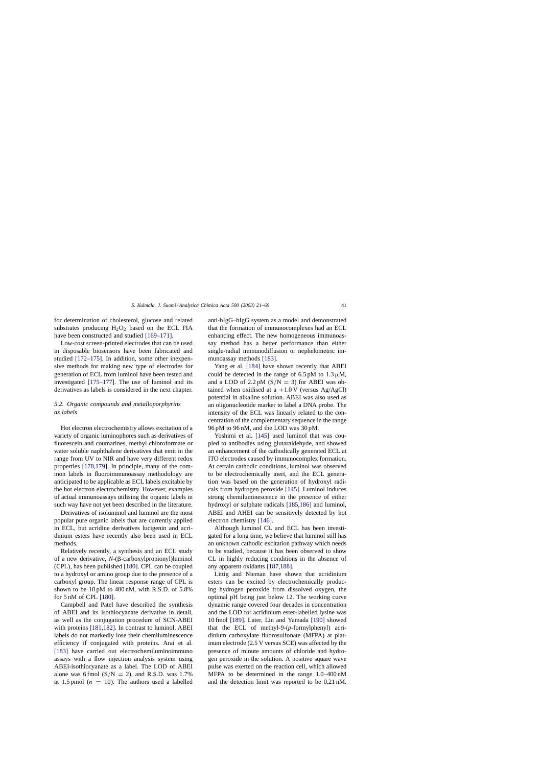for determination of cholesterol, glucose and related substrates producing $H_2O_2$ based on the ECL FIA have been constructed and studied [169–171].

Low-cost screen-printed electrodes that can be used in disposable biosensors have been fabricated and studied [172–175]. In addition, some other inexpensive methods for making new type of electrodes for generation of ECL from luminol have been tested and investigated [175–177]. The use of luminol and its derivatives as labels is considered in the next chapter.

### *5.2. Organic compounds and metalloporphyrins as labels*

Hot electron electrochemistry allows excitation of a variety of organic luminophores such as derivatives of fluorescein and coumarines, methyl chloroformate or water soluble naphthalene derivatives that emit in the range from UV to NIR and have very different redox properties [178,179]. In principle, many of the common labels in fluoroimmunoassay methodology are anticipated to be applicable as ECL labels excitable by the hot electron electrochemistry. However, examples of actual immunoassays utilising the organic labels in such way have not yet been described in the literature.

Derivatives of isoluminol and luminol are the most popular pure organic labels that are currently applied in ECL, but acridine derivatives lucigenin and acridinium esters have recently also been used in ECL methods.

Relatively recently, a synthesis and an ECL study of a new derivative, *N*-(β-carboxylpropionyl)luminol (CPL), has been published [180]. CPL can be coupled to a hydroxyl or amino group due to the presence of a carboxyl group. The linear response range of CPL is shown to be 10 pM to 400 nM, with R.S.D. of 5.8% for 5 nM of CPL [180].

Campbell and Patel have described the synthesis of ABEI and its isothiocyanate derivative in detail, as well as the conjugation procedure of SCN-ABEI with proteins [181,182]. In contrast to luminol, ABEI labels do not markedly lose their chemiluminescence efficiency if conjugated with proteins. Arai et al. [183] have carried out electrochemiluminoimmuno assays with a flow injection analysis system using ABEI-isothiocyanate as a label. The LOD of ABEI alone was 6 fmol ($S/N = 2$), and R.S.D. was 1.7% at 1.5 pmol ($n = 10$). The authors used a labelled anti-hIgG–hIgG system as a model and demonstrated that the formation of immunocomplexes had an ECL enhancing effect. The new homogeneous immunoassay method has a better performance than either single-radial immunodiffusion or nephelometric immunoassay methods [183].

Yang et al. [184] have shown recently that ABEI could be detected in the range of 6.5 pM to 1.3 μM, and a LOD of 2.2 pM ($S/N = 3$) for ABEI was obtained when oxidised at a +1.0 V (versus Ag/AgCl) potential in alkaline solution. ABEI was also used as an oligonucleotide marker to label a DNA probe. The intensity of the ECL was linearly related to the concentration of the complementary sequence in the range 96 pM to 96 nM, and the LOD was 30 pM.

Yoshimi et al. [145] used luminol that was coupled to antibodies using glutaraldehyde, and showed an enhancement of the cathodically generated ECL at ITO electrodes caused by immunocomplex formation. At certain cathodic conditions, luminol was observed to be electrochemically inert, and the ECL generation was based on the generation of hydroxyl radicals from hydrogen peroxide [145]. Luminol induces strong chemiluminescence in the presence of either hydroxyl or sulphate radicals [185,186] and luminol, ABEI and AHEI can be sensitively detected by hot electron chemistry [146].

Although luminol CL and ECL has been investigated for a long time, we believe that luminol still has an unknown cathodic excitation pathway which needs to be studied, because it has been observed to show CL in highly reducing conditions in the absence of any apparent oxidants [187,188].

Littig and Nieman have shown that acridinium esters can be excited by electrochemically producing hydrogen peroxide from dissolved oxygen, the optimal pH being just below 12. The working curve dynamic range covered four decades in concentration and the LOD for acridinium ester-labelled lysine was 10 fmol [189]. Later, Lin and Yamada [190] showed that the ECL of methyl-9-(*p*-formylphenyl) acridinium carboxylate fluorosulfonate (MFPA) at platinum electrode (2.5 V versus SCE) was affected by the presence of minute amounts of chloride and hydrogen peroxide in the solution. A positive square wave pulse was exerted on the reaction cell, which allowed MFPA to be determined in the range 1.0–400 nM and the detection limit was reported to be 0.21 nM.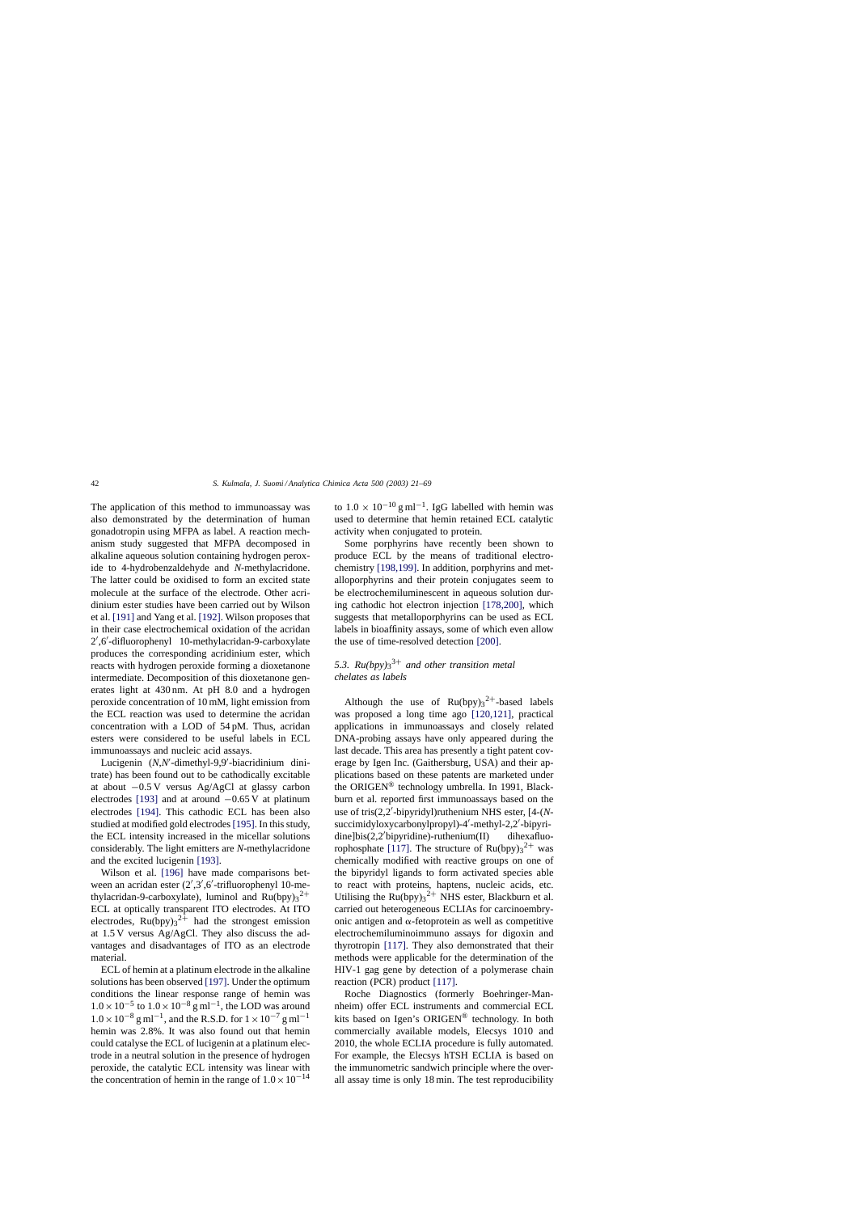The application of this method to immunoassay was also demonstrated by the determination of human gonadotropin using MFPA as label. A reaction mechanism study suggested that MFPA decomposed in alkaline aqueous solution containing hydrogen peroxide to 4-hydrobenzaldehyde and *N*-methylacridone. The latter could be oxidised to form an excited state molecule at the surface of the electrode. Other acridinium ester studies have been carried out by Wilson et al. [191] and Yang et al. [192]. Wilson proposes that in their case electrochemical oxidation of the acridan 2′,6′-difluorophenyl 10-methylacridan-9-carboxylate produces the corresponding acridinium ester, which reacts with hydrogen peroxide forming a dioxetanone intermediate. Decomposition of this dioxetanone generates light at 430 nm. At pH 8.0 and a hydrogen peroxide concentration of 10 mM, light emission from the ECL reaction was used to determine the acridan concentration with a LOD of 54 pM. Thus, acridan esters were considered to be useful labels in ECL immunoassays and nucleic acid assays.

Lucigenin (*N*,*N*′-dimethyl-9,9′-biacridinium dinitrate) has been found out to be cathodically excitable at about −0.5 V versus Ag/AgCl at glassy carbon electrodes [193] and at around −0.65 V at platinum electrodes [194]. This cathodic ECL has been also studied at modified gold electrodes [195]. In this study, the ECL intensity increased in the micellar solutions considerably. The light emitters are *N*-methylacridone and the excited lucigenin [193].

Wilson et al. [196] have made comparisons between an acridan ester (2′,3′,6′-trifluorophenyl 10-methylacridan-9-carboxylate), luminol and $Ru(bpy)_3^{2+}$ ECL at optically transparent ITO electrodes. At ITO electrodes, $Ru(bpy)_3^{2+}$ had the strongest emission at 1.5 V versus Ag/AgCl. They also discuss the advantages and disadvantages of ITO as an electrode material.

ECL of hemin at a platinum electrode in the alkaline solutions has been observed [197]. Under the optimum conditions the linear response range of hemin was $1.0 \times 10^{-5}$ to $1.0 \times 10^{-8}$ g ml$^{-1}$, the LOD was around $1.0 \times 10^{-8}$ g ml$^{-1}$, and the R.S.D. for $1 \times 10^{-7}$ g ml$^{-1}$ hemin was 2.8%. It was also found out that hemin could catalyse the ECL of lucigenin at a platinum electrode in a neutral solution in the presence of hydrogen peroxide, the catalytic ECL intensity was linear with the concentration of hemin in the range of $1.0 \times 10^{-14}$ to $1.0 \times 10^{-10}$ g ml$^{-1}$. IgG labelled with hemin was used to determine that hemin retained ECL catalytic activity when conjugated to protein.

Some porphyrins have recently been shown to produce ECL by the means of traditional electrochemistry [198,199]. In addition, porphyrins and metalloporphyrins and their protein conjugates seem to be electrochemiluminescent in aqueous solution during cathodic hot electron injection [178,200], which suggests that metalloporphyrins can be used as ECL labels in bioaffinity assays, some of which even allow the use of time-resolved detection [200].

### 5.3. $Ru(bpy)_3^{3+}$ and other transition metal chelates as labels

Although the use of $Ru(bpy)_3^{2+}$-based labels was proposed a long time ago [120,121], practical applications in immunoassays and closely related DNA-probing assays have only appeared during the last decade. This area has presently a tight patent coverage by Igen Inc. (Gaithersburg, USA) and their applications based on these patents are marketed under the ORIGEN® technology umbrella. In 1991, Blackburn et al. reported first immunoassays based on the use of tris(2,2′-bipyridyl)ruthenium NHS ester, [4-(*N*-succimidyloxycarbonylpropyl)-4′-methyl-2,2′-bipyridine]bis(2,2′bipyridine)-ruthenium(II) dihexafluorophosphate [117]. The structure of $Ru(bpy)_3^{2+}$ was chemically modified with reactive groups on one of the bipyridyl ligands to form activated species able to react with proteins, haptens, nucleic acids, etc. Utilising the $Ru(bpy)_3^{2+}$ NHS ester, Blackburn et al. carried out heterogeneous ECLIAs for carcinoembryonic antigen and α-fetoprotein as well as competitive electrochemiluminoimmuno assays for digoxin and thyrotropin [117]. They also demonstrated that their methods were applicable for the determination of the HIV-1 gag gene by detection of a polymerase chain reaction (PCR) product [117].

Roche Diagnostics (formerly Boehringer-Mannheim) offer ECL instruments and commercial ECL kits based on Igen's ORIGEN® technology. In both commercially available models, Elecsys 1010 and 2010, the whole ECLIA procedure is fully automated. For example, the Elecsys hTSH ECLIA is based on the immunometric sandwich principle where the overall assay time is only 18 min. The test reproducibility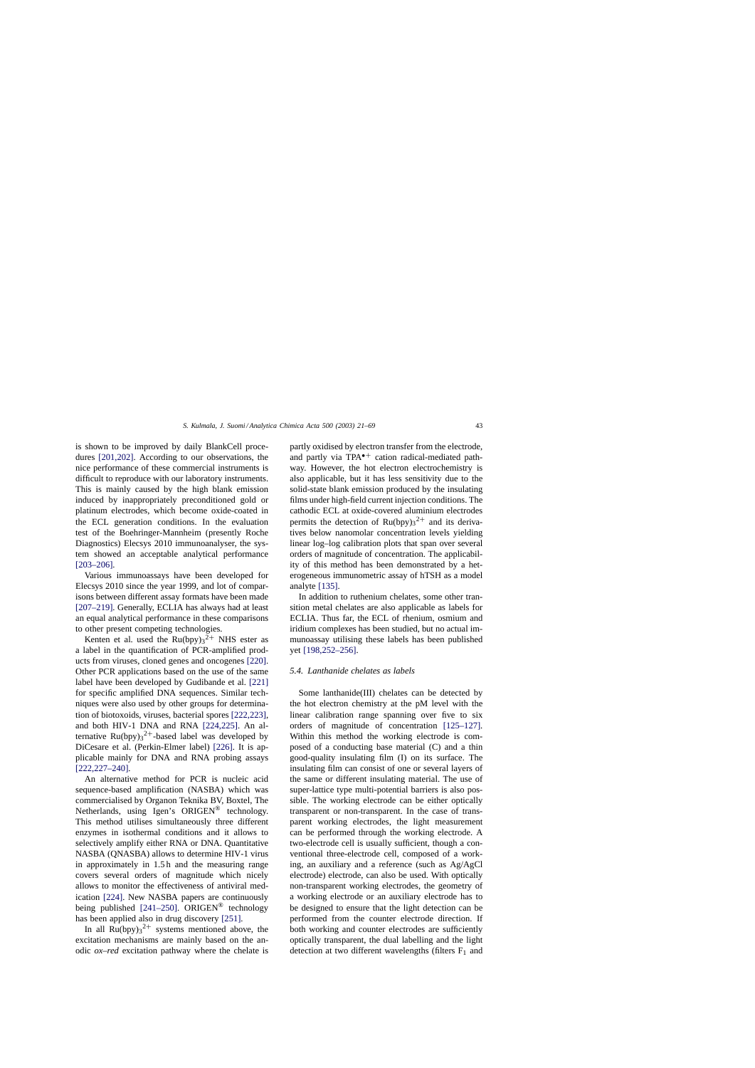is shown to be improved by daily BlankCell procedures [201,202]. According to our observations, the nice performance of these commercial instruments is difficult to reproduce with our laboratory instruments. This is mainly caused by the high blank emission induced by inappropriately preconditioned gold or platinum electrodes, which become oxide-coated in the ECL generation conditions. In the evaluation test of the Boehringer-Mannheim (presently Roche Diagnostics) Elecsys 2010 immunoanalyser, the system showed an acceptable analytical performance [203–206].

Various immunoassays have been developed for Elecsys 2010 since the year 1999, and lot of comparisons between different assay formats have been made [207–219]. Generally, ECLIA has always had at least an equal analytical performance in these comparisons to other present competing technologies.

Kenten et al. used the $Ru(bpy)_3{}^{2+}$ NHS ester as a label in the quantification of PCR-amplified products from viruses, cloned genes and oncogenes [220]. Other PCR applications based on the use of the same label have been developed by Gudibande et al. [221] for specific amplified DNA sequences. Similar techniques were also used by other groups for determination of biotoxoids, viruses, bacterial spores [222,223], and both HIV-1 DNA and RNA [224,225]. An alternative $Ru(bpy)_3{}^{2+}$-based label was developed by DiCesare et al. (Perkin-Elmer label) [226]. It is applicable mainly for DNA and RNA probing assays [222,227–240].

An alternative method for PCR is nucleic acid sequence-based amplification (NASBA) which was commercialised by Organon Teknika BV, Boxtel, The Netherlands, using Igen's ORIGEN® technology. This method utilises simultaneously three different enzymes in isothermal conditions and it allows to selectively amplify either RNA or DNA. Quantitative NASBA (QNASBA) allows to determine HIV-1 virus in approximately in 1.5 h and the measuring range covers several orders of magnitude which nicely allows to monitor the effectiveness of antiviral medication [224]. New NASBA papers are continuously being published [241–250]. ORIGEN® technology has been applied also in drug discovery [251].

In all $Ru(bpy)_3{}^{2+}$ systems mentioned above, the excitation mechanisms are mainly based on the anodic *ox–red* excitation pathway where the chelate is partly oxidised by electron transfer from the electrode, and partly via $TPA^{\bullet+}$ cation radical-mediated pathway. However, the hot electron electrochemistry is also applicable, but it has less sensitivity due to the solid-state blank emission produced by the insulating films under high-field current injection conditions. The cathodic ECL at oxide-covered aluminium electrodes permits the detection of $Ru(bpy)_3{}^{2+}$ and its derivatives below nanomolar concentration levels yielding linear log–log calibration plots that span over several orders of magnitude of concentration. The applicability of this method has been demonstrated by a heterogeneous immunometric assay of hTSH as a model analyte [135].

In addition to ruthenium chelates, some other transition metal chelates are also applicable as labels for ECLIA. Thus far, the ECL of rhenium, osmium and iridium complexes has been studied, but no actual immunoassay utilising these labels has been published yet [198,252–256].

### 5.4. Lanthanide chelates as labels

Some lanthanide(III) chelates can be detected by the hot electron chemistry at the pM level with the linear calibration range spanning over five to six orders of magnitude of concentration [125–127]. Within this method the working electrode is composed of a conducting base material (C) and a thin good-quality insulating film (I) on its surface. The insulating film can consist of one or several layers of the same or different insulating material. The use of super-lattice type multi-potential barriers is also possible. The working electrode can be either optically transparent or non-transparent. In the case of transparent working electrodes, the light measurement can be performed through the working electrode. A two-electrode cell is usually sufficient, though a conventional three-electrode cell, composed of a working, an auxiliary and a reference (such as Ag/AgCl electrode) electrode, can also be used. With optically non-transparent working electrodes, the geometry of a working electrode or an auxiliary electrode has to be designed to ensure that the light detection can be performed from the counter electrode direction. If both working and counter electrodes are sufficiently optically transparent, the dual labelling and the light detection at two different wavelengths (filters $F_1$ and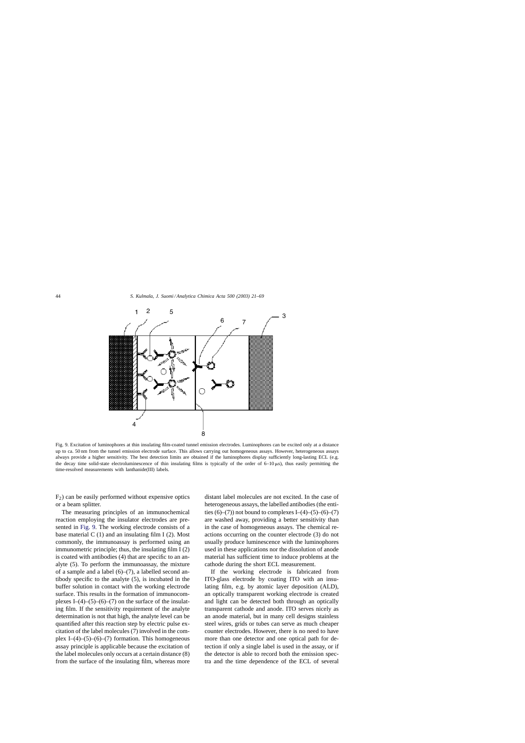Fig. 9. Excitation of luminophores at thin insulating film-coated tunnel emission electrodes. Luminophores can be excited only at a distance up to ca. 50 nm from the tunnel emission electrode surface. This allows carrying out homogeneous assays. However, heterogeneous assays always provide a higher sensitivity. The best detection limits are obtained if the luminophores display sufficiently long-lasting ECL (e.g. the decay time solid-state electroluminescence of thin insulating films is typically of the order of 6–10 μs), thus easily permitting the time-resolved measurements with lanthanide(III) labels.

$F_2$) can be easily performed without expensive optics or a beam splitter.

The measuring principles of an immunochemical reaction employing the insulator electrodes are presented in Fig. 9. The working electrode consists of a base material C (1) and an insulating film I (2). Most commonly, the immunoassay is performed using an immunometric principle; thus, the insulating film I (2) is coated with antibodies (4) that are specific to an analyte (5). To perform the immunoassay, the mixture of a sample and a label (6)–(7), a labelled second antibody specific to the analyte (5), is incubated in the buffer solution in contact with the working electrode surface. This results in the formation of immunocomplexes I–(4)–(5)–(6)–(7) on the surface of the insulating film. If the sensitivity requirement of the analyte determination is not that high, the analyte level can be quantified after this reaction step by electric pulse excitation of the label molecules (7) involved in the complex I–(4)–(5)–(6)–(7) formation. This homogeneous assay principle is applicable because the excitation of the label molecules only occurs at a certain distance (8) from the surface of the insulating film, whereas more distant label molecules are not excited. In the case of heterogeneous assays, the labelled antibodies (the entities (6)–(7)) not bound to complexes I–(4)–(5)–(6)–(7) are washed away, providing a better sensitivity than in the case of homogeneous assays. The chemical reactions occurring on the counter electrode (3) do not usually produce luminescence with the luminophores used in these applications nor the dissolution of anode material has sufficient time to induce problems at the cathode during the short ECL measurement.

If the working electrode is fabricated from ITO-glass electrode by coating ITO with an insulating film, e.g. by atomic layer deposition (ALD), an optically transparent working electrode is created and light can be detected both through an optically transparent cathode and anode. ITO serves nicely as an anode material, but in many cell designs stainless steel wires, grids or tubes can serve as much cheaper counter electrodes. However, there is no need to have more than one detector and one optical path for detection if only a single label is used in the assay, or if the detector is able to record both the emission spectra and the time dependence of the ECL of several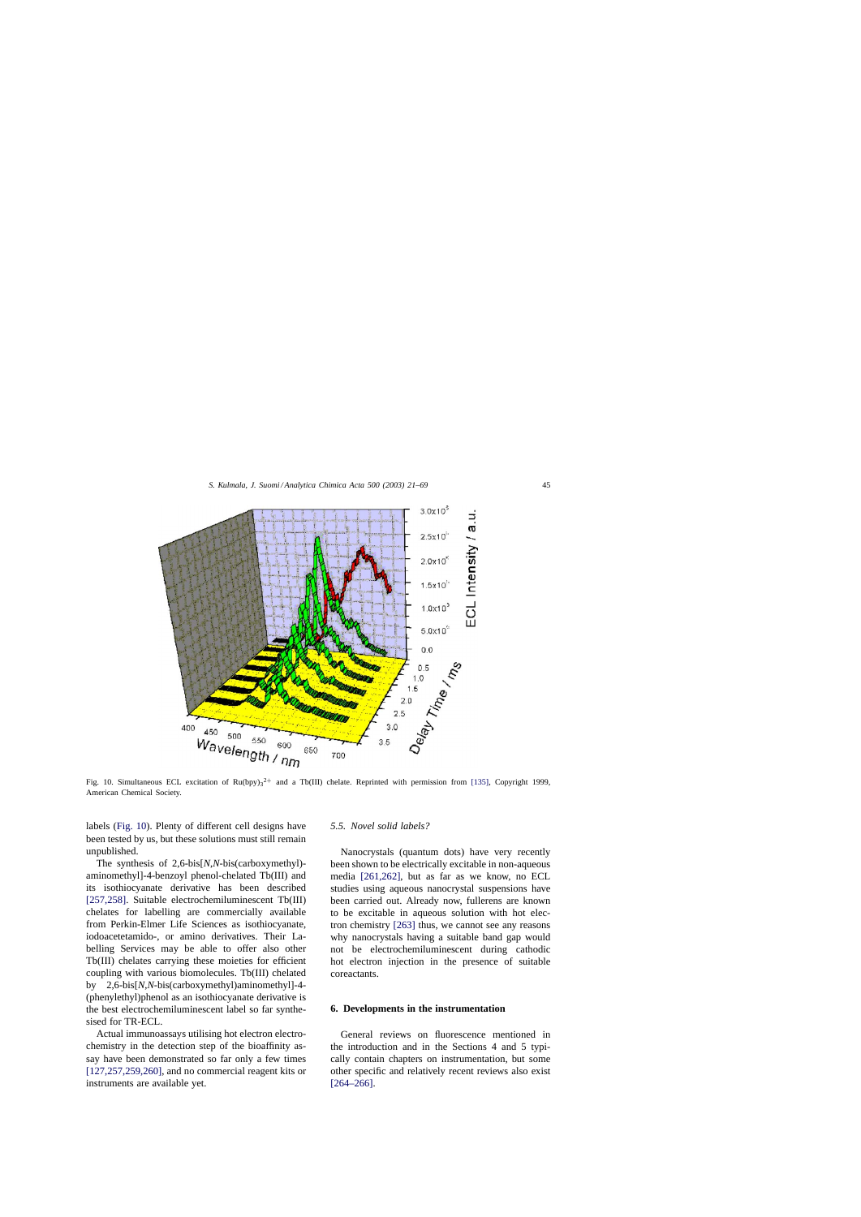Fig. 10. Simultaneous ECL excitation of $Ru(bpy)_3^{2+}$ and a Tb(III) chelate. Reprinted with permission from [135], Copyright 1999, American Chemical Society.

labels (Fig. 10). Plenty of different cell designs have been tested by us, but these solutions must still remain unpublished.

The synthesis of 2,6-bis[*N*,*N*-bis(carboxymethyl)-aminomethyl]-4-benzoyl phenol-chelated Tb(III) and its isothiocyanate derivative has been described [257,258]. Suitable electrochemiluminescent Tb(III) chelates for labelling are commercially available from Perkin-Elmer Life Sciences as isothiocyanate, iodoacetetamido-, or amino derivatives. Their Labelling Services may be able to offer also other Tb(III) chelates carrying these moieties for efficient coupling with various biomolecules. Tb(III) chelated by 2,6-bis[*N*,*N*-bis(carboxymethyl)aminomethyl]-4-(phenylethyl)phenol as an isothiocyanate derivative is the best electrochemiluminescent label so far synthesised for TR-ECL.

Actual immunoassays utilising hot electron electrochemistry in the detection step of the bioaffinity assay have been demonstrated so far only a few times [127,257,259,260], and no commercial reagent kits or instruments are available yet.

### 5.5. Novel solid labels?

Nanocrystals (quantum dots) have very recently been shown to be electrically excitable in non-aqueous media [261,262], but as far as we know, no ECL studies using aqueous nanocrystal suspensions have been carried out. Already now, fullerens are known to be excitable in aqueous solution with hot electron chemistry [263] thus, we cannot see any reasons why nanocrystals having a suitable band gap would not be electrochemiluminescent during cathodic hot electron injection in the presence of suitable coreactants.

## 6. Developments in the instrumentation

General reviews on fluorescence mentioned in the introduction and in the Sections 4 and 5 typically contain chapters on instrumentation, but some other specific and relatively recent reviews also exist [264–266].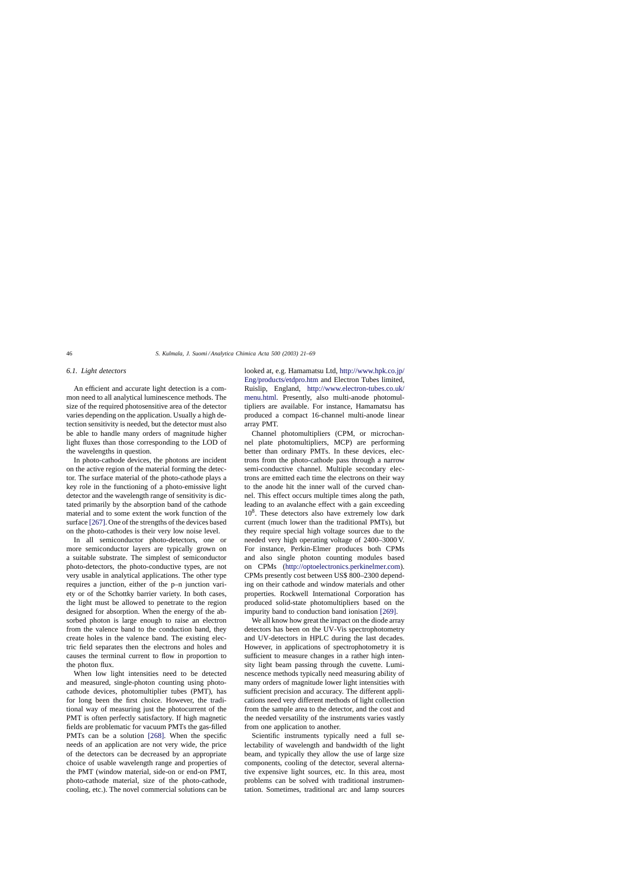### 6.1. Light detectors

An efficient and accurate light detection is a common need to all analytical luminescence methods. The size of the required photosensitive area of the detector varies depending on the application. Usually a high detection sensitivity is needed, but the detector must also be able to handle many orders of magnitude higher light fluxes than those corresponding to the LOD of the wavelengths in question.

In photo-cathode devices, the photons are incident on the active region of the material forming the detector. The surface material of the photo-cathode plays a key role in the functioning of a photo-emissive light detector and the wavelength range of sensitivity is dictated primarily by the absorption band of the cathode material and to some extent the work function of the surface [267]. One of the strengths of the devices based on the photo-cathodes is their very low noise level.

In all semiconductor photo-detectors, one or more semiconductor layers are typically grown on a suitable substrate. The simplest of semiconductor photo-detectors, the photo-conductive types, are not very usable in analytical applications. The other type requires a junction, either of the p–n junction variety or of the Schottky barrier variety. In both cases, the light must be allowed to penetrate to the region designed for absorption. When the energy of the absorbed photon is large enough to raise an electron from the valence band to the conduction band, they create holes in the valence band. The existing electric field separates then the electrons and holes and causes the terminal current to flow in proportion to the photon flux.

When low light intensities need to be detected and measured, single-photon counting using photocathode devices, photomultiplier tubes (PMT), has for long been the first choice. However, the traditional way of measuring just the photocurrent of the PMT is often perfectly satisfactory. If high magnetic fields are problematic for vacuum PMTs the gas-filled PMTs can be a solution [268]. When the specific needs of an application are not very wide, the price of the detectors can be decreased by an appropriate choice of usable wavelength range and properties of the PMT (window material, side-on or end-on PMT, photo-cathode material, size of the photo-cathode, cooling, etc.). The novel commercial solutions can be looked at, e.g. Hamamatsu Ltd, http://www.hpk.co.jp/Eng/products/etdpro.htm and Electron Tubes limited, Ruislip, England, http://www.electron-tubes.co.uk/menu.html. Presently, also multi-anode photomultipliers are available. For instance, Hamamatsu has produced a compact 16-channel multi-anode linear array PMT.

Channel photomultipliers (CPM, or microchannel plate photomultipliers, MCP) are performing better than ordinary PMTs. In these devices, electrons from the photo-cathode pass through a narrow semi-conductive channel. Multiple secondary electrons are emitted each time the electrons on their way to the anode hit the inner wall of the curved channel. This effect occurs multiple times along the path, leading to an avalanche effect with a gain exceeding $10^8$. These detectors also have extremely low dark current (much lower than the traditional PMTs), but they require special high voltage sources due to the needed very high operating voltage of 2400–3000 V. For instance, Perkin-Elmer produces both CPMs and also single photon counting modules based on CPMs (http://optoelectronics.perkinelmer.com). CPMs presently cost between US$ 800–2300 depending on their cathode and window materials and other properties. Rockwell International Corporation has produced solid-state photomultipliers based on the impurity band to conduction band ionisation [269].

We all know how great the impact on the diode array detectors has been on the UV-Vis spectrophotometry and UV-detectors in HPLC during the last decades. However, in applications of spectrophotometry it is sufficient to measure changes in a rather high intensity light beam passing through the cuvette. Luminescence methods typically need measuring ability of many orders of magnitude lower light intensities with sufficient precision and accuracy. The different applications need very different methods of light collection from the sample area to the detector, and the cost and the needed versatility of the instruments varies vastly from one application to another.

Scientific instruments typically need a full selectability of wavelength and bandwidth of the light beam, and typically they allow the use of large size components, cooling of the detector, several alternative expensive light sources, etc. In this area, most problems can be solved with traditional instrumentation. Sometimes, traditional arc and lamp sources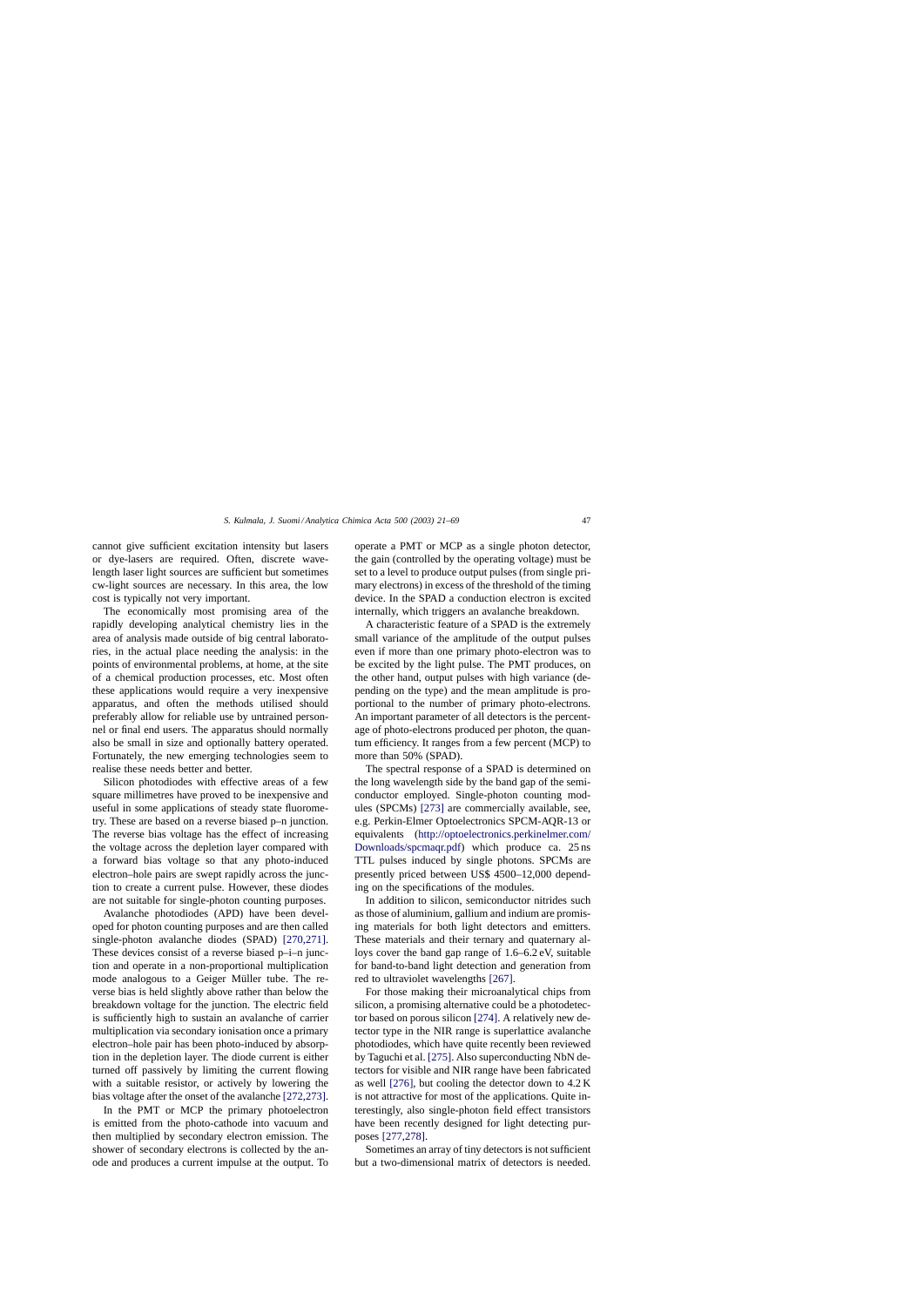cannot give sufficient excitation intensity but lasers or dye-lasers are required. Often, discrete wavelength laser light sources are sufficient but sometimes cw-light sources are necessary. In this area, the low cost is typically not very important.

The economically most promising area of the rapidly developing analytical chemistry lies in the area of analysis made outside of big central laboratories, in the actual place needing the analysis: in the points of environmental problems, at home, at the site of a chemical production processes, etc. Most often these applications would require a very inexpensive apparatus, and often the methods utilised should preferably allow for reliable use by untrained personnel or final end users. The apparatus should normally also be small in size and optionally battery operated. Fortunately, the new emerging technologies seem to realise these needs better and better.

Silicon photodiodes with effective areas of a few square millimetres have proved to be inexpensive and useful in some applications of steady state fluorometry. These are based on a reverse biased p–n junction. The reverse bias voltage has the effect of increasing the voltage across the depletion layer compared with a forward bias voltage so that any photo-induced electron–hole pairs are swept rapidly across the junction to create a current pulse. However, these diodes are not suitable for single-photon counting purposes.

Avalanche photodiodes (APD) have been developed for photon counting purposes and are then called single-photon avalanche diodes (SPAD) [270,271]. These devices consist of a reverse biased p–i–n junction and operate in a non-proportional multiplication mode analogous to a Geiger Müller tube. The reverse bias is held slightly above rather than below the breakdown voltage for the junction. The electric field is sufficiently high to sustain an avalanche of carrier multiplication via secondary ionisation once a primary electron–hole pair has been photo-induced by absorption in the depletion layer. The diode current is either turned off passively by limiting the current flowing with a suitable resistor, or actively by lowering the bias voltage after the onset of the avalanche [272,273].

In the PMT or MCP the primary photoelectron is emitted from the photo-cathode into vacuum and then multiplied by secondary electron emission. The shower of secondary electrons is collected by the anode and produces a current impulse at the output. To operate a PMT or MCP as a single photon detector, the gain (controlled by the operating voltage) must be set to a level to produce output pulses (from single primary electrons) in excess of the threshold of the timing device. In the SPAD a conduction electron is excited internally, which triggers an avalanche breakdown.

A characteristic feature of a SPAD is the extremely small variance of the amplitude of the output pulses even if more than one primary photo-electron was to be excited by the light pulse. The PMT produces, on the other hand, output pulses with high variance (depending on the type) and the mean amplitude is proportional to the number of primary photo-electrons. An important parameter of all detectors is the percentage of photo-electrons produced per photon, the quantum efficiency. It ranges from a few percent (MCP) to more than 50% (SPAD).

The spectral response of a SPAD is determined on the long wavelength side by the band gap of the semiconductor employed. Single-photon counting modules (SPCMs) [273] are commercially available, see, e.g. Perkin-Elmer Optoelectronics SPCM-AQR-13 or equivalents (http://optoelectronics.perkinelmer.com/Downloads/spcmaqr.pdf) which produce ca. 25 ns TTL pulses induced by single photons. SPCMs are presently priced between US$ 4500–12,000 depending on the specifications of the modules.

In addition to silicon, semiconductor nitrides such as those of aluminium, gallium and indium are promising materials for both light detectors and emitters. These materials and their ternary and quaternary alloys cover the band gap range of 1.6–6.2 eV, suitable for band-to-band light detection and generation from red to ultraviolet wavelengths [267].

For those making their microanalytical chips from silicon, a promising alternative could be a photodetector based on porous silicon [274]. A relatively new detector type in the NIR range is superlattice avalanche photodiodes, which have quite recently been reviewed by Taguchi et al. [275]. Also superconducting NbN detectors for visible and NIR range have been fabricated as well [276], but cooling the detector down to 4.2 K is not attractive for most of the applications. Quite interestingly, also single-photon field effect transistors have been recently designed for light detecting purposes [277,278].

Sometimes an array of tiny detectors is not sufficient but a two-dimensional matrix of detectors is needed.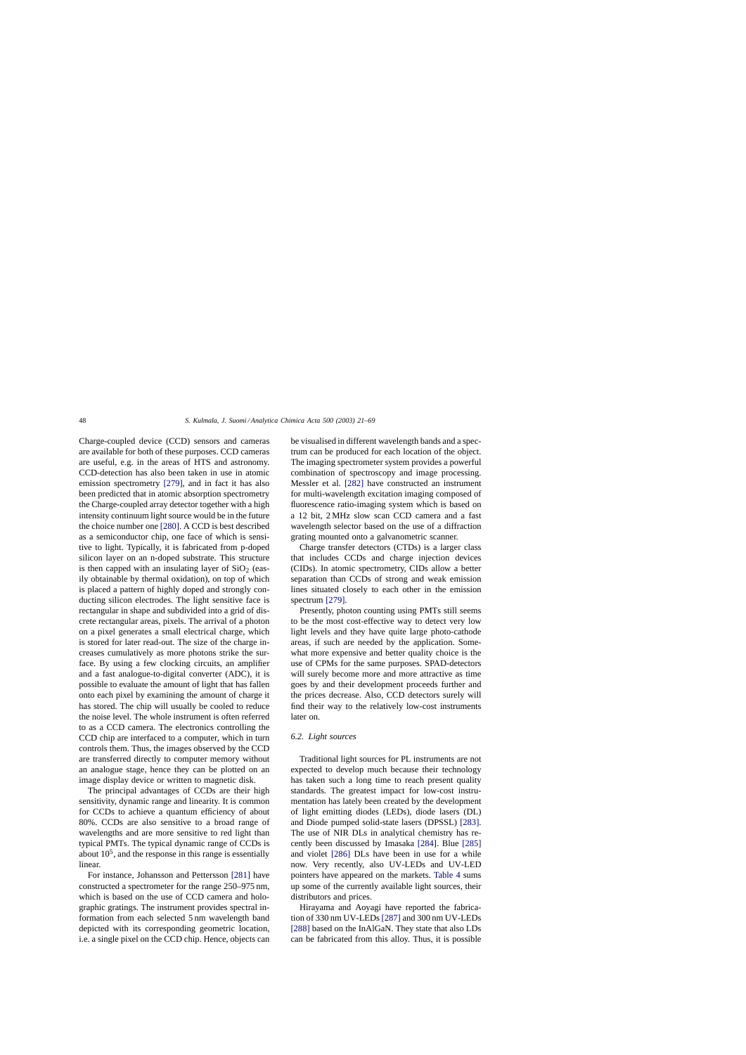Charge-coupled device (CCD) sensors and cameras are available for both of these purposes. CCD cameras are useful, e.g. in the areas of HTS and astronomy. CCD-detection has also been taken in use in atomic emission spectrometry [279], and in fact it has also been predicted that in atomic absorption spectrometry the Charge-coupled array detector together with a high intensity continuum light source would be in the future the choice number one [280]. A CCD is best described as a semiconductor chip, one face of which is sensitive to light. Typically, it is fabricated from p-doped silicon layer on an n-doped substrate. This structure is then capped with an insulating layer of $SiO_2$ (easily obtainable by thermal oxidation), on top of which is placed a pattern of highly doped and strongly conducting silicon electrodes. The light sensitive face is rectangular in shape and subdivided into a grid of discrete rectangular areas, pixels. The arrival of a photon on a pixel generates a small electrical charge, which is stored for later read-out. The size of the charge increases cumulatively as more photons strike the surface. By using a few clocking circuits, an amplifier and a fast analogue-to-digital converter (ADC), it is possible to evaluate the amount of light that has fallen onto each pixel by examining the amount of charge it has stored. The chip will usually be cooled to reduce the noise level. The whole instrument is often referred to as a CCD camera. The electronics controlling the CCD chip are interfaced to a computer, which in turn controls them. Thus, the images observed by the CCD are transferred directly to computer memory without an analogue stage, hence they can be plotted on an image display device or written to magnetic disk.

The principal advantages of CCDs are their high sensitivity, dynamic range and linearity. It is common for CCDs to achieve a quantum efficiency of about 80%. CCDs are also sensitive to a broad range of wavelengths and are more sensitive to red light than typical PMTs. The typical dynamic range of CCDs is about $10^5$, and the response in this range is essentially linear.

For instance, Johansson and Pettersson [281] have constructed a spectrometer for the range 250–975 nm, which is based on the use of CCD camera and holographic gratings. The instrument provides spectral information from each selected 5 nm wavelength band depicted with its corresponding geometric location, i.e. a single pixel on the CCD chip. Hence, objects can be visualised in different wavelength bands and a spectrum can be produced for each location of the object. The imaging spectrometer system provides a powerful combination of spectroscopy and image processing. Messler et al. [282] have constructed an instrument for multi-wavelength excitation imaging composed of fluorescence ratio-imaging system which is based on a 12 bit, 2 MHz slow scan CCD camera and a fast wavelength selector based on the use of a diffraction grating mounted onto a galvanometric scanner.

Charge transfer detectors (CTDs) is a larger class that includes CCDs and charge injection devices (CIDs). In atomic spectrometry, CIDs allow a better separation than CCDs of strong and weak emission lines situated closely to each other in the emission spectrum [279].

Presently, photon counting using PMTs still seems to be the most cost-effective way to detect very low light levels and they have quite large photo-cathode areas, if such are needed by the application. Somewhat more expensive and better quality choice is the use of CPMs for the same purposes. SPAD-detectors will surely become more and more attractive as time goes by and their development proceeds further and the prices decrease. Also, CCD detectors surely will find their way to the relatively low-cost instruments later on.

### 6.2. Light sources

Traditional light sources for PL instruments are not expected to develop much because their technology has taken such a long time to reach present quality standards. The greatest impact for low-cost instrumentation has lately been created by the development of light emitting diodes (LEDs), diode lasers (DL) and Diode pumped solid-state lasers (DPSSL) [283]. The use of NIR DLs in analytical chemistry has recently been discussed by Imasaka [284]. Blue [285] and violet [286] DLs have been in use for a while now. Very recently, also UV-LEDs and UV-LED pointers have appeared on the markets. Table 4 sums up some of the currently available light sources, their distributors and prices.

Hirayama and Aoyagi have reported the fabrication of 330 nm UV-LEDs [287] and 300 nm UV-LEDs [288] based on the InAlGaN. They state that also LDs can be fabricated from this alloy. Thus, it is possible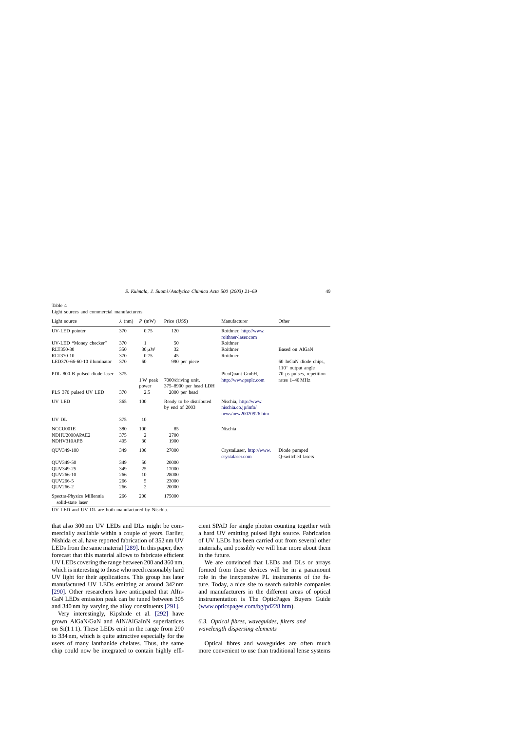Table 4
Light sources and commercial manufacturers

| Light source | $\lambda$ (nm) | $P$ (mW) | Price (US$) | Manufacturer | Other |
|---|---|---|---|---|---|
| UV-LED pointer | 370 | 0.75 | 120 | Roithner, http://www.roithner-laser.com | |
| UV-LED "Money checker" | 370 | 1 | 50 | Roithner | |
| RLT350-30 | 350 | 30 $\mu$W | 32 | Roithner | Based on AlGaN |
| RLT370-10 | 370 | 0.75 | 45 | Roithner | |
| LED370-66-60-10 illuminator | 370 | 60 | 990 per piece | | 60 InGaN diode chips, 110° output angle |
| PDL 800-B pulsed diode laser | 375 | 1 W peak power | 7000/driving unit, 375–8900 per head LDH | PicoQuant GmbH, http://www.psplc.com | 70 ps pulses, repetition rates 1–40 MHz |
| PLS 370 pulsed UV LED | 370 | 2.5 | 2000 per head | | |
| UV LED | 365 | 100 | Ready to be distributed by end of 2003 | Nischia, http://www.nischia.co.jp/info/news/new20020926.htm | |
| UV DL | 375 | 10 | | | |
| NCCU001E | 380 | 100 | 85 | Nischia | |
| NDHU2000APAE2 | 375 | 2 | 2700 | | |
| NDHV310APB | 405 | 30 | 1900 | | |
| QUV349-100 | 349 | 100 | 27000 | CrystaLaser, http://www.crystalaser.com | Diode pumped Q-switched lasers |
| QUV349-50 | 349 | 50 | 20000 | | |
| QUV349-25 | 349 | 25 | 17000 | | |
| QUV266-10 | 266 | 10 | 28000 | | |
| QUV266-5 | 266 | 5 | 23000 | | |
| QUV266-2 | 266 | 2 | 20000 | | |
| Spectra-Physics Millennia solid-state laser | 266 | 200 | 175000 | | |

UV LED and UV DL are both manufactured by Nischia.

that also 300 nm UV LEDs and DLs might be commercially available within a couple of years. Earlier, Nishida et al. have reported fabrication of 352 nm UV LEDs from the same material [289]. In this paper, they forecast that this material allows to fabricate efficient UV LEDs covering the range between 200 and 360 nm, which is interesting to those who need reasonably hard UV light for their applications. This group has later manufactured UV LEDs emitting at around 342 nm [290]. Other researchers have anticipated that AlInGaN LEDs emission peak can be tuned between 305 and 340 nm by varying the alloy constituents [291].

Very interestingly, Kipshide et al. [292] have grown AlGaN/GaN and AlN/AlGaInN superlattices on Si(1 1 1). These LEDs emit in the range from 290 to 334 nm, which is quite attractive especially for the users of many lanthanide chelates. Thus, the same chip could now be integrated to contain highly efficient SPAD for single photon counting together with a hard UV emitting pulsed light source. Fabrication of UV LEDs has been carried out from several other materials, and possibly we will hear more about them in the future.

We are convinced that LEDs and DLs or arrays formed from these devices will be in a paramount role in the inexpensive PL instruments of the future. Today, a nice site to search suitable companies and manufacturers in the different areas of optical instrumentation is The OpticPages Buyers Guide (www.opticspages.com/bg/pd228.htm).

### 6.3. Optical fibres, waveguides, filters and wavelength dispersing elements

Optical fibres and waveguides are often much more convenient to use than traditional lense systems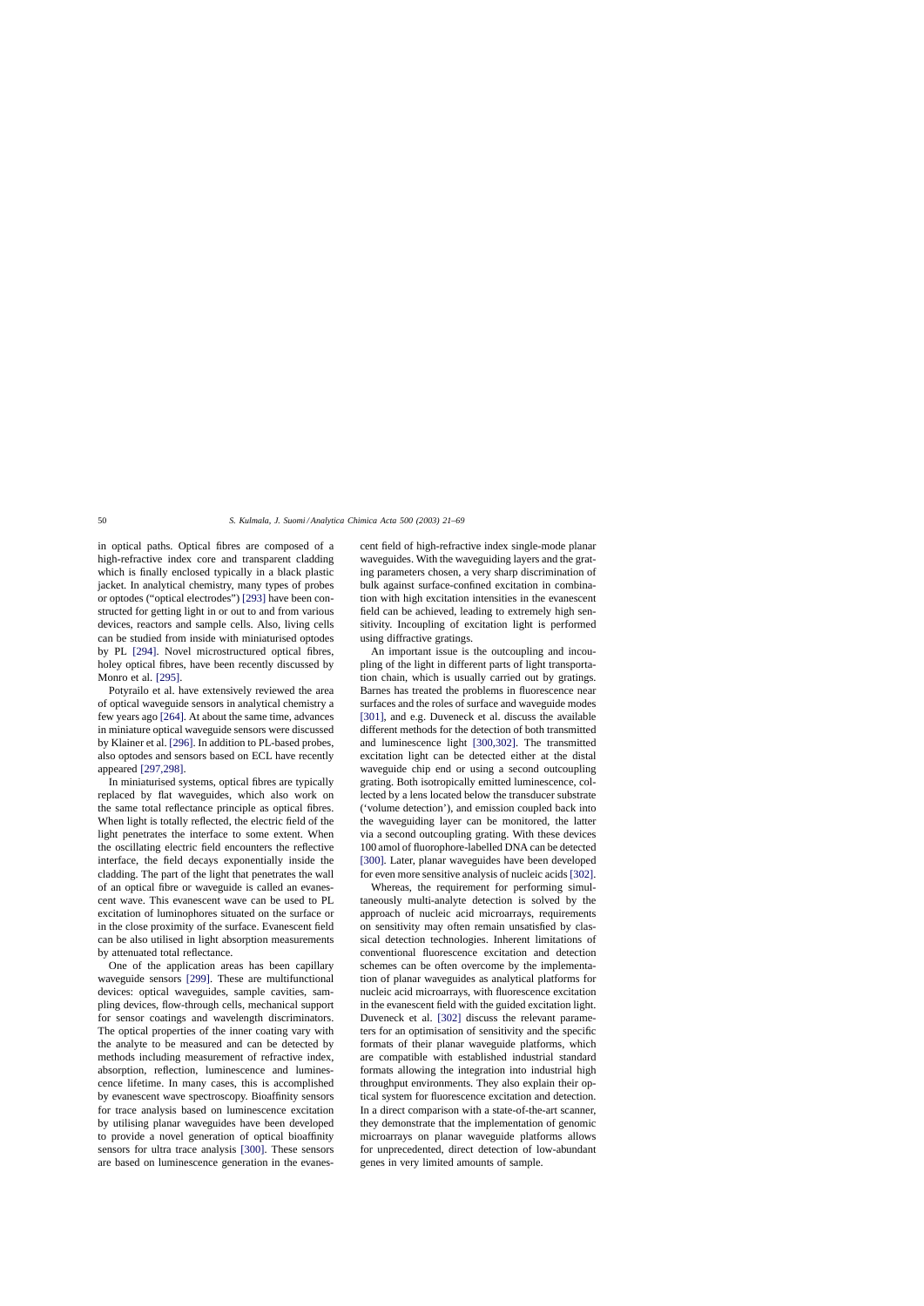in optical paths. Optical fibres are composed of a high-refractive index core and transparent cladding which is finally enclosed typically in a black plastic jacket. In analytical chemistry, many types of probes or optodes ("optical electrodes") [293] have been constructed for getting light in or out to and from various devices, reactors and sample cells. Also, living cells can be studied from inside with miniaturised optodes by PL [294]. Novel microstructured optical fibres, holey optical fibres, have been recently discussed by Monro et al. [295].

Potyrailo et al. have extensively reviewed the area of optical waveguide sensors in analytical chemistry a few years ago [264]. At about the same time, advances in miniature optical waveguide sensors were discussed by Klainer et al. [296]. In addition to PL-based probes, also optodes and sensors based on ECL have recently appeared [297,298].

In miniaturised systems, optical fibres are typically replaced by flat waveguides, which also work on the same total reflectance principle as optical fibres. When light is totally reflected, the electric field of the light penetrates the interface to some extent. When the oscillating electric field encounters the reflective interface, the field decays exponentially inside the cladding. The part of the light that penetrates the wall of an optical fibre or waveguide is called an evanescent wave. This evanescent wave can be used to PL excitation of luminophores situated on the surface or in the close proximity of the surface. Evanescent field can be also utilised in light absorption measurements by attenuated total reflectance.

One of the application areas has been capillary waveguide sensors [299]. These are multifunctional devices: optical waveguides, sample cavities, sampling devices, flow-through cells, mechanical support for sensor coatings and wavelength discriminators. The optical properties of the inner coating vary with the analyte to be measured and can be detected by methods including measurement of refractive index, absorption, reflection, luminescence and luminescence lifetime. In many cases, this is accomplished by evanescent wave spectroscopy. Bioaffinity sensors for trace analysis based on luminescence excitation by utilising planar waveguides have been developed to provide a novel generation of optical bioaffinity sensors for ultra trace analysis [300]. These sensors are based on luminescence generation in the evanescent field of high-refractive index single-mode planar waveguides. With the waveguiding layers and the grating parameters chosen, a very sharp discrimination of bulk against surface-confined excitation in combination with high excitation intensities in the evanescent field can be achieved, leading to extremely high sensitivity. Incoupling of excitation light is performed using diffractive gratings.

An important issue is the outcoupling and incoupling of the light in different parts of light transportation chain, which is usually carried out by gratings. Barnes has treated the problems in fluorescence near surfaces and the roles of surface and waveguide modes [301], and e.g. Duveneck et al. discuss the available different methods for the detection of both transmitted and luminescence light [300,302]. The transmitted excitation light can be detected either at the distal waveguide chip end or using a second outcoupling grating. Both isotropically emitted luminescence, collected by a lens located below the transducer substrate ('volume detection'), and emission coupled back into the waveguiding layer can be monitored, the latter via a second outcoupling grating. With these devices 100 amol of fluorophore-labelled DNA can be detected [300]. Later, planar waveguides have been developed for even more sensitive analysis of nucleic acids [302].

Whereas, the requirement for performing simultaneously multi-analyte detection is solved by the approach of nucleic acid microarrays, requirements on sensitivity may often remain unsatisfied by classical detection technologies. Inherent limitations of conventional fluorescence excitation and detection schemes can be often overcome by the implementation of planar waveguides as analytical platforms for nucleic acid microarrays, with fluorescence excitation in the evanescent field with the guided excitation light. Duveneck et al. [302] discuss the relevant parameters for an optimisation of sensitivity and the specific formats of their planar waveguide platforms, which are compatible with established industrial standard formats allowing the integration into industrial high throughput environments. They also explain their optical system for fluorescence excitation and detection. In a direct comparison with a state-of-the-art scanner, they demonstrate that the implementation of genomic microarrays on planar waveguide platforms allows for unprecedented, direct detection of low-abundant genes in very limited amounts of sample.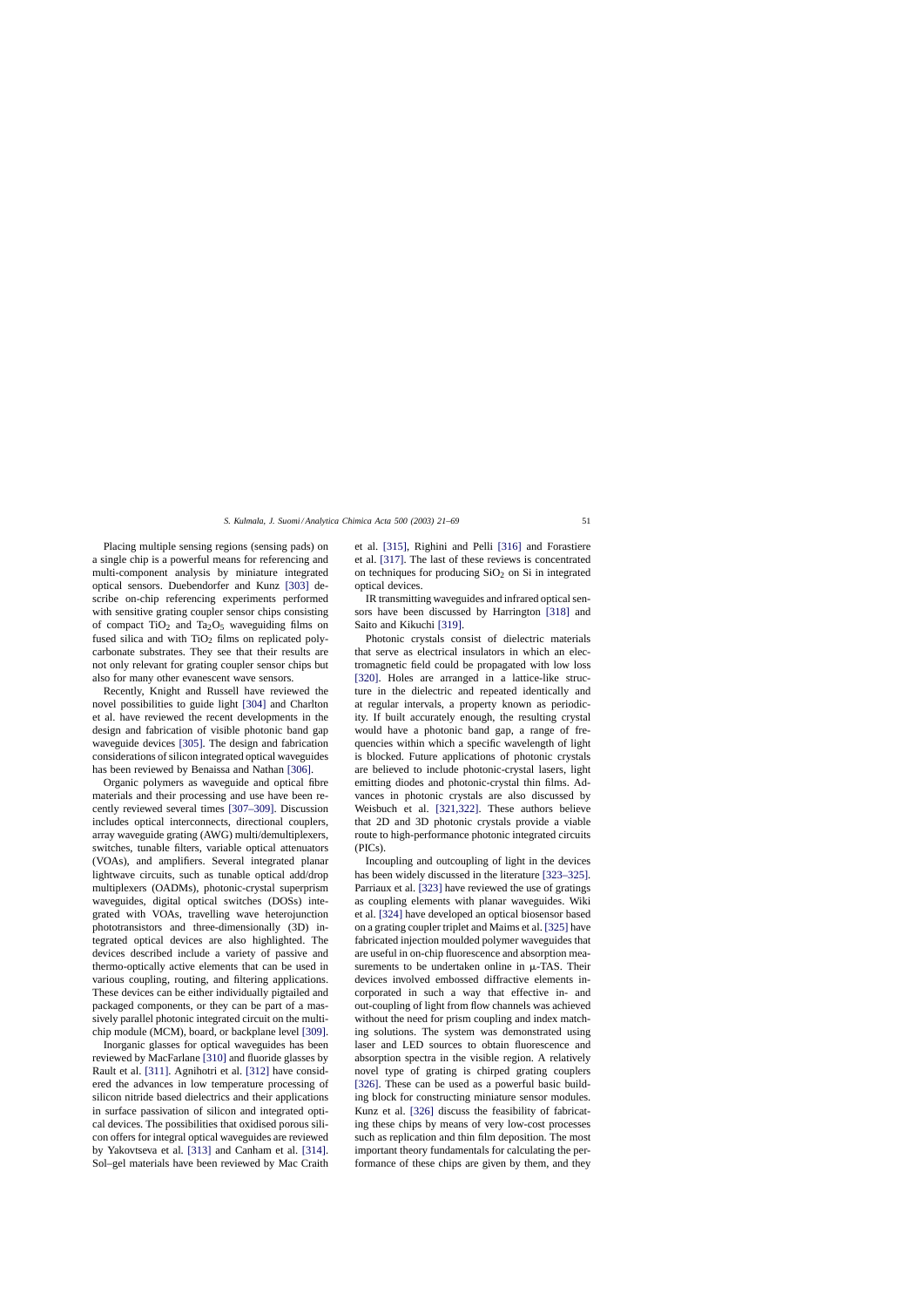Placing multiple sensing regions (sensing pads) on a single chip is a powerful means for referencing and multi-component analysis by miniature integrated optical sensors. Duebendorfer and Kunz [303] describe on-chip referencing experiments performed with sensitive grating coupler sensor chips consisting of compact $TiO_2$ and $Ta_2O_5$ waveguiding films on fused silica and with $TiO_2$ films on replicated polycarbonate substrates. They see that their results are not only relevant for grating coupler sensor chips but also for many other evanescent wave sensors.

Recently, Knight and Russell have reviewed the novel possibilities to guide light [304] and Charlton et al. have reviewed the recent developments in the design and fabrication of visible photonic band gap waveguide devices [305]. The design and fabrication considerations of silicon integrated optical waveguides has been reviewed by Benaissa and Nathan [306].

Organic polymers as waveguide and optical fibre materials and their processing and use have been recently reviewed several times [307–309]. Discussion includes optical interconnects, directional couplers, array waveguide grating (AWG) multi/demultiplexers, switches, tunable filters, variable optical attenuators (VOAs), and amplifiers. Several integrated planar lightwave circuits, such as tunable optical add/drop multiplexers (OADMs), photonic-crystal superprism waveguides, digital optical switches (DOSs) integrated with VOAs, travelling wave heterojunction phototransistors and three-dimensionally (3D) integrated optical devices are also highlighted. The devices described include a variety of passive and thermo-optically active elements that can be used in various coupling, routing, and filtering applications. These devices can be either individually pigtailed and packaged components, or they can be part of a massively parallel photonic integrated circuit on the multichip module (MCM), board, or backplane level [309].

Inorganic glasses for optical waveguides has been reviewed by MacFarlane [310] and fluoride glasses by Rault et al. [311]. Agnihotri et al. [312] have considered the advances in low temperature processing of silicon nitride based dielectrics and their applications in surface passivation of silicon and integrated optical devices. The possibilities that oxidised porous silicon offers for integral optical waveguides are reviewed by Yakovtseva et al. [313] and Canham et al. [314]. Sol–gel materials have been reviewed by Mac Craith et al. [315], Righini and Pelli [316] and Forastiere et al. [317]. The last of these reviews is concentrated on techniques for producing $SiO_2$ on Si in integrated optical devices.

IR transmitting waveguides and infrared optical sensors have been discussed by Harrington [318] and Saito and Kikuchi [319].

Photonic crystals consist of dielectric materials that serve as electrical insulators in which an electromagnetic field could be propagated with low loss [320]. Holes are arranged in a lattice-like structure in the dielectric and repeated identically and at regular intervals, a property known as periodicity. If built accurately enough, the resulting crystal would have a photonic band gap, a range of frequencies within which a specific wavelength of light is blocked. Future applications of photonic crystals are believed to include photonic-crystal lasers, light emitting diodes and photonic-crystal thin films. Advances in photonic crystals are also discussed by Weisbuch et al. [321,322]. These authors believe that 2D and 3D photonic crystals provide a viable route to high-performance photonic integrated circuits (PICs).

Incoupling and outcoupling of light in the devices has been widely discussed in the literature [323–325]. Parriaux et al. [323] have reviewed the use of gratings as coupling elements with planar waveguides. Wiki et al. [324] have developed an optical biosensor based on a grating coupler triplet and Maims et al. [325] have fabricated injection moulded polymer waveguides that are useful in on-chip fluorescence and absorption measurements to be undertaken online in μ-TAS. Their devices involved embossed diffractive elements incorporated in such a way that effective in- and out-coupling of light from flow channels was achieved without the need for prism coupling and index matching solutions. The system was demonstrated using laser and LED sources to obtain fluorescence and absorption spectra in the visible region. A relatively novel type of grating is chirped grating couplers [326]. These can be used as a powerful basic building block for constructing miniature sensor modules. Kunz et al. [326] discuss the feasibility of fabricating these chips by means of very low-cost processes such as replication and thin film deposition. The most important theory fundamentals for calculating the performance of these chips are given by them, and they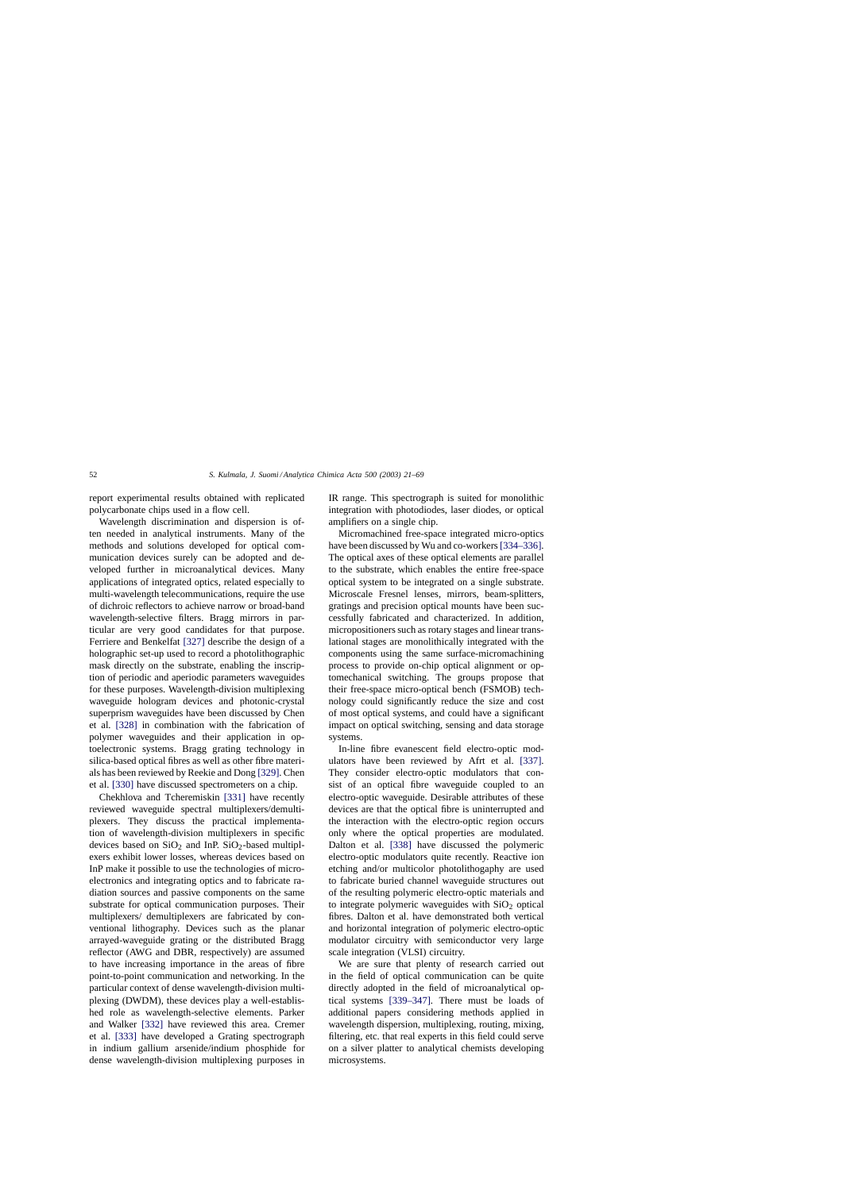report experimental results obtained with replicated polycarbonate chips used in a flow cell.

Wavelength discrimination and dispersion is often needed in analytical instruments. Many of the methods and solutions developed for optical communication devices surely can be adopted and developed further in microanalytical devices. Many applications of integrated optics, related especially to multi-wavelength telecommunications, require the use of dichroic reflectors to achieve narrow or broad-band wavelength-selective filters. Bragg mirrors in particular are very good candidates for that purpose. Ferriere and Benkelfat [327] describe the design of a holographic set-up used to record a photolithographic mask directly on the substrate, enabling the inscription of periodic and aperiodic parameters waveguides for these purposes. Wavelength-division multiplexing waveguide hologram devices and photonic-crystal superprism waveguides have been discussed by Chen et al. [328] in combination with the fabrication of polymer waveguides and their application in optoelectronic systems. Bragg grating technology in silica-based optical fibres as well as other fibre materials has been reviewed by Reekie and Dong [329]. Chen et al. [330] have discussed spectrometers on a chip.

Chekhlova and Tcheremiskin [331] have recently reviewed waveguide spectral multiplexers/demultiplexers. They discuss the practical implementation of wavelength-division multiplexers in specific devices based on $SiO_2$ and InP. $SiO_2$-based multiplexers exhibit lower losses, whereas devices based on InP make it possible to use the technologies of microelectronics and integrating optics and to fabricate radiation sources and passive components on the same substrate for optical communication purposes. Their multiplexers/ demultiplexers are fabricated by conventional lithography. Devices such as the planar arrayed-waveguide grating or the distributed Bragg reflector (AWG and DBR, respectively) are assumed to have increasing importance in the areas of fibre point-to-point communication and networking. In the particular context of dense wavelength-division multiplexing (DWDM), these devices play a well-established role as wavelength-selective elements. Parker and Walker [332] have reviewed this area. Cremer et al. [333] have developed a Grating spectrograph in indium gallium arsenide/indium phosphide for dense wavelength-division multiplexing purposes in IR range. This spectrograph is suited for monolithic integration with photodiodes, laser diodes, or optical amplifiers on a single chip.

Micromachined free-space integrated micro-optics have been discussed by Wu and co-workers [334–336]. The optical axes of these optical elements are parallel to the substrate, which enables the entire free-space optical system to be integrated on a single substrate. Microscale Fresnel lenses, mirrors, beam-splitters, gratings and precision optical mounts have been successfully fabricated and characterized. In addition, micropositioners such as rotary stages and linear translational stages are monolithically integrated with the components using the same surface-micromachining process to provide on-chip optical alignment or optomechanical switching. The groups propose that their free-space micro-optical bench (FSMOB) technology could significantly reduce the size and cost of most optical systems, and could have a significant impact on optical switching, sensing and data storage systems.

In-line fibre evanescent field electro-optic modulators have been reviewed by Afrt et al. [337]. They consider electro-optic modulators that consist of an optical fibre waveguide coupled to an electro-optic waveguide. Desirable attributes of these devices are that the optical fibre is uninterrupted and the interaction with the electro-optic region occurs only where the optical properties are modulated. Dalton et al. [338] have discussed the polymeric electro-optic modulators quite recently. Reactive ion etching and/or multicolor photolithography are used to fabricate buried channel waveguide structures out of the resulting polymeric electro-optic materials and to integrate polymeric waveguides with $SiO_2$ optical fibres. Dalton et al. have demonstrated both vertical and horizontal integration of polymeric electro-optic modulator circuitry with semiconductor very large scale integration (VLSI) circuitry.

We are sure that plenty of research carried out in the field of optical communication can be quite directly adopted in the field of microanalytical optical systems [339–347]. There must be loads of additional papers considering methods applied in wavelength dispersion, multiplexing, routing, mixing, filtering, etc. that real experts in this field could serve on a silver platter to analytical chemists developing microsystems.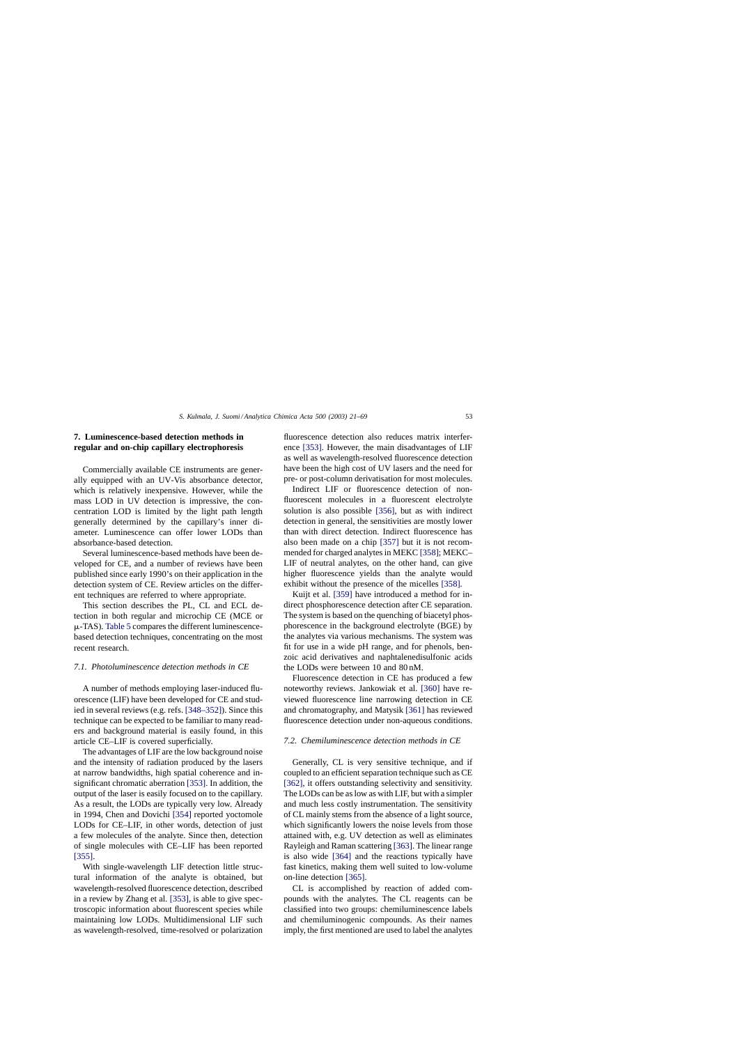## 7. Luminescence-based detection methods in regular and on-chip capillary electrophoresis

Commercially available CE instruments are generally equipped with an UV-Vis absorbance detector, which is relatively inexpensive. However, while the mass LOD in UV detection is impressive, the concentration LOD is limited by the light path length generally determined by the capillary's inner diameter. Luminescence can offer lower LODs than absorbance-based detection.

Several luminescence-based methods have been developed for CE, and a number of reviews have been published since early 1990's on their application in the detection system of CE. Review articles on the different techniques are referred to where appropriate.

This section describes the PL, CL and ECL detection in both regular and microchip CE (MCE or μ-TAS). Table 5 compares the different luminescence-based detection techniques, concentrating on the most recent research.

### 7.1. Photoluminescence detection methods in CE

A number of methods employing laser-induced fluorescence (LIF) have been developed for CE and studied in several reviews (e.g. refs. [348–352]). Since this technique can be expected to be familiar to many readers and background material is easily found, in this article CE–LIF is covered superficially.

The advantages of LIF are the low background noise and the intensity of radiation produced by the lasers at narrow bandwidths, high spatial coherence and insignificant chromatic aberration [353]. In addition, the output of the laser is easily focused on to the capillary. As a result, the LODs are typically very low. Already in 1994, Chen and Dovichi [354] reported yoctomole LODs for CE–LIF, in other words, detection of just a few molecules of the analyte. Since then, detection of single molecules with CE–LIF has been reported [355].

With single-wavelength LIF detection little structural information of the analyte is obtained, but wavelength-resolved fluorescence detection, described in a review by Zhang et al. [353], is able to give spectroscopic information about fluorescent species while maintaining low LODs. Multidimensional LIF such as wavelength-resolved, time-resolved or polarization fluorescence detection also reduces matrix interference [353]. However, the main disadvantages of LIF as well as wavelength-resolved fluorescence detection have been the high cost of UV lasers and the need for pre- or post-column derivatisation for most molecules.

Indirect LIF or fluorescence detection of non-fluorescent molecules in a fluorescent electrolyte solution is also possible [356], but as with indirect detection in general, the sensitivities are mostly lower than with direct detection. Indirect fluorescence has also been made on a chip [357] but it is not recommended for charged analytes in MEKC [358]; MEKC–LIF of neutral analytes, on the other hand, can give higher fluorescence yields than the analyte would exhibit without the presence of the micelles [358].

Kuijt et al. [359] have introduced a method for indirect phosphorescence detection after CE separation. The system is based on the quenching of biacetyl phosphorescence in the background electrolyte (BGE) by the analytes via various mechanisms. The system was fit for use in a wide pH range, and for phenols, benzoic acid derivatives and naphtalenedisulfonic acids the LODs were between 10 and 80 nM.

Fluorescence detection in CE has produced a few noteworthy reviews. Jankowiak et al. [360] have reviewed fluorescence line narrowing detection in CE and chromatography, and Matysik [361] has reviewed fluorescence detection under non-aqueous conditions.

### 7.2. Chemiluminescence detection methods in CE

Generally, CL is very sensitive technique, and if coupled to an efficient separation technique such as CE [362], it offers outstanding selectivity and sensitivity. The LODs can be as low as with LIF, but with a simpler and much less costly instrumentation. The sensitivity of CL mainly stems from the absence of a light source, which significantly lowers the noise levels from those attained with, e.g. UV detection as well as eliminates Rayleigh and Raman scattering [363]. The linear range is also wide [364] and the reactions typically have fast kinetics, making them well suited to low-volume on-line detection [365].

CL is accomplished by reaction of added compounds with the analytes. The CL reagents can be classified into two groups: chemiluminescence labels and chemiluminogenic compounds. As their names imply, the first mentioned are used to label the analytes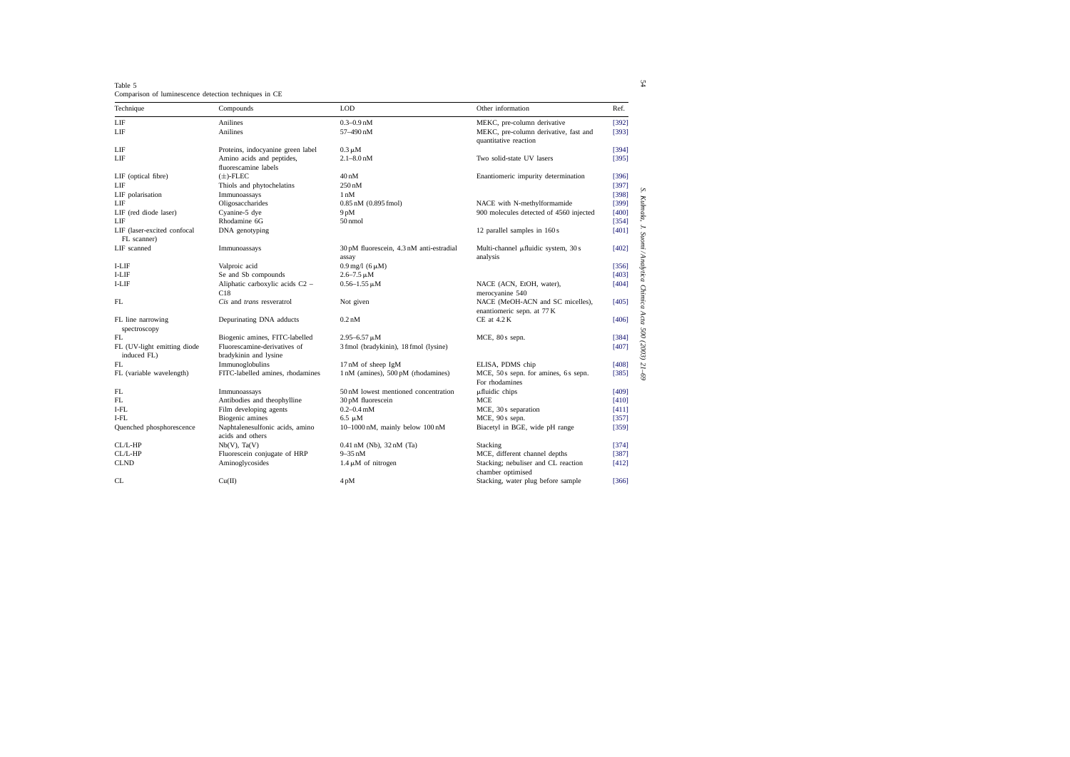Table 5
Comparison of luminescence detection techniques in CE

| Technique | Compounds | LOD | Other information | Ref. |
|---|---|---|---|---|
| LIF | Anilines | 0.3–0.9 nM | MEKC, pre-column derivative | [392] |
| LIF | Anilines | 57–490 nM | MEKC, pre-column derivative, fast and quantitative reaction | [393] |
| LIF | Proteins, indocyanine green label | 0.3 μM | | [394] |
| LIF | Amino acids and peptides, fluorescamine labels | 2.1–8.0 nM | Two solid-state UV lasers | [395] |
| LIF (optical fibre) | (±)-FLEC | 40 nM | Enantiomeric impurity determination | [396] |
| LIF | Thiols and phytochelatins | 250 nM | | [397] |
| LIF polarisation | Immunoassays | 1 nM | | [398] |
| LIF | Oligosaccharides | 0.85 nM (0.895 fmol) | NACE with N-methylformamide | [399] |
| LIF (red diode laser) | Cyanine-5 dye | 9 pM | 900 molecules detected of 4560 injected | [400] |
| LIF | Rhodamine 6G | 50 nmol | | [354] |
| LIF (laser-excited confocal FL scanner) | DNA genotyping | | 12 parallel samples in 160 s | [401] |
| LIF scanned | Immunoassays | 30 pM fluorescein, 4.3 nM anti-estradial assay | Multi-channel μfluidic system, 30 s analysis | [402] |
| I-LIF | Valproic acid | 0.9 mg/l (6 μM) | | [356] |
| I-LIF | Se and Sb compounds | 2.6–7.5 μM | | [403] |
| I-LIF | Aliphatic carboxylic acids C2 – C18 | 0.56–1.55 μM | NACE (ACN, EtOH, water), merocyanine 540 | [404] |
| FL | *Cis* and *trans* resveratrol | Not given | NACE (MeOH-ACN and SC micelles), enantiomeric sepn. at 77 K | [405] |
| FL line narrowing spectroscopy | Depurinating DNA adducts | 0.2 nM | CE at 4.2 K | [406] |
| FL | Biogenic amines, FITC-labelled | 2.95–6.57 μM | MCE, 80 s sepn. | [384] |
| FL (UV-light emitting diode induced FL) | Fluorescamine-derivatives of bradykinin and lysine | 3 fmol (bradykinin), 18 fmol (lysine) | | [407] |
| FL | Immunoglobulins | 17 nM of sheep IgM | ELISA, PDMS chip | [408] |
| FL (variable wavelength) | FITC-labelled amines, rhodamines | 1 nM (amines), 500 pM (rhodamines) | MCE, 50 s sepn. for amines, 6 s sepn. For rhodamines | [385] |
| FL | Immunoassays | 50 nM lowest mentioned concentration | μfluidic chips | [409] |
| FL | Antibodies and theophylline | 30 pM fluorescein | MCE | [410] |
| I-FL | Film developing agents | 0.2–0.4 mM | MCE, 30 s separation | [411] |
| I-FL | Biogenic amines | 6.5 μM | MCE, 90 s sepn. | [357] |
| Quenched phosphorescence | Naphtalenesulfonic acids, amino acids and others | 10–1000 nM, mainly below 100 nM | Biacetyl in BGE, wide pH range | [359] |
| CL/L-HP | Nb(V), Ta(V) | 0.41 nM (Nb), 32 nM (Ta) | Stacking | [374] |
| CL/L-HP | Fluorescein conjugate of HRP | 9–35 nM | MCE, different channel depths | [387] |
| CLND | Aminoglycosides | 1.4 μM of nitrogen | Stacking; nebuliser and CL reaction chamber optimised | [412] |
| CL | Cu(II) | 4 pM | Stacking, water plug before sample | [366] |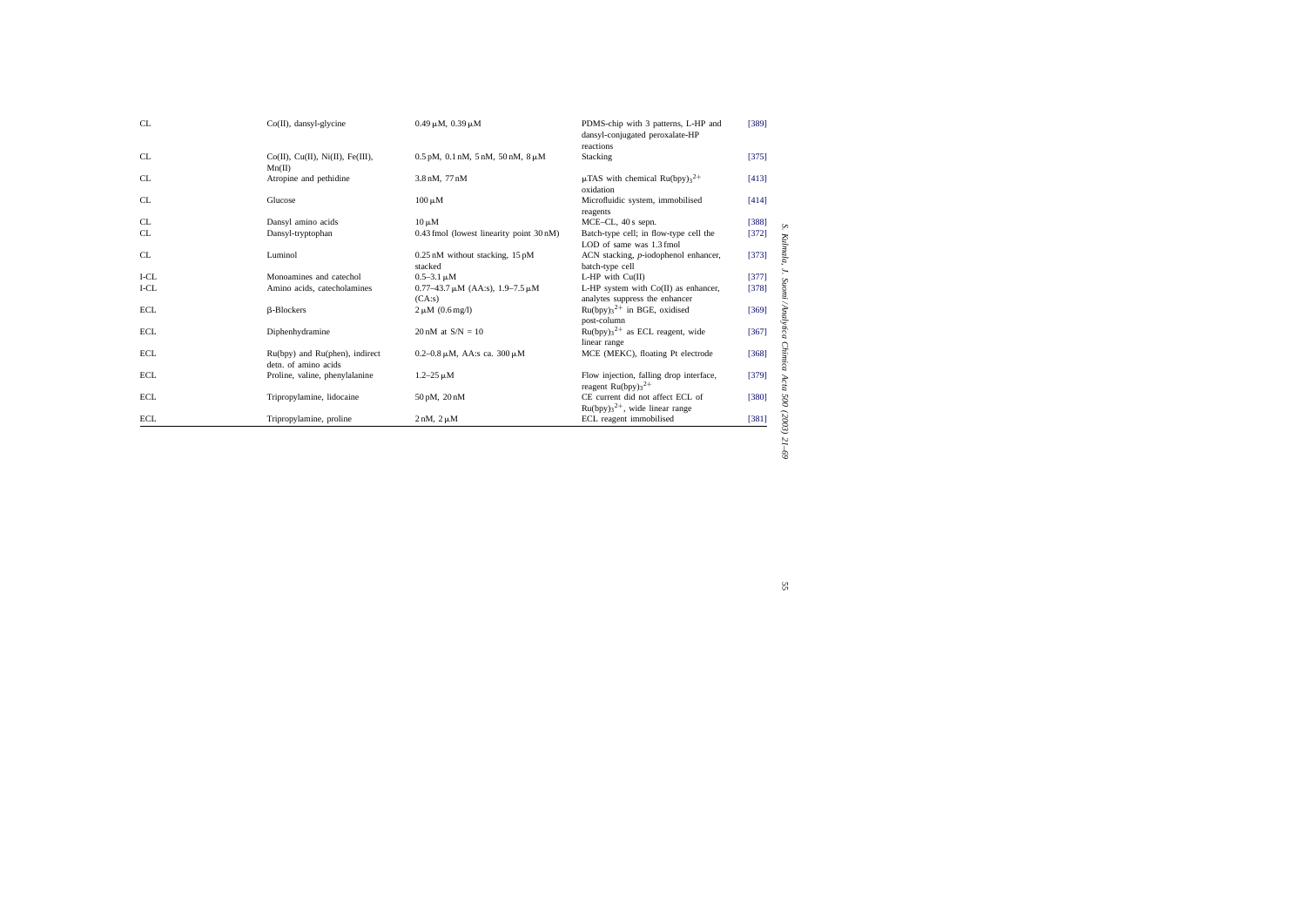| | | | | |
|---|---|---|---|---|
| CL | Co(II), dansyl-glycine | 0.49 μM, 0.39 μM | PDMS-chip with 3 patterns, L-HP and dansyl-conjugated peroxalate-HP reactions | [389] |
| CL | Co(II), Cu(II), Ni(II), Fe(III), Mn(II) | 0.5 pM, 0.1 nM, 5 nM, 50 nM, 8 μM | Stacking | [375] |
| CL | Atropine and pethidine | 3.8 nM, 77 nM | μTAS with chemical $Ru(bpy)_3^{2+}$ oxidation | [413] |
| CL | Glucose | 100 μM | Microfluidic system, immobilised reagents | [414] |
| CL | Dansyl amino acids | 10 μM | MCE–CL, 40 s sepn. | [388] |
| CL | Dansyl-tryptophan | 0.43 fmol (lowest linearity point 30 nM) | Batch-type cell; in flow-type cell the LOD of same was 1.3 fmol | [372] |
| CL | Luminol | 0.25 nM without stacking, 15 pM stacked | ACN stacking, *p*-iodophenol enhancer, batch-type cell | [373] |
| I-CL | Monoamines and catechol | 0.5–3.1 μM | L-HP with Cu(II) | [377] |
| I-CL | Amino acids, catecholamines | 0.77–43.7 μM (AA:s), 1.9–7.5 μM (CA:s) | L-HP system with Co(II) as enhancer, analytes suppress the enhancer | [378] |
| ECL | β-Blockers | 2 μM (0.6 mg/l) | $Ru(bpy)_3^{2+}$ in BGE, oxidised post-column | [369] |
| ECL | Diphenhydramine | 20 nM at S/N = 10 | $Ru(bpy)_3^{2+}$ as ECL reagent, wide linear range | [367] |
| ECL | Ru(bpy) and Ru(phen), indirect detn. of amino acids | 0.2–0.8 μM, AA:s ca. 300 μM | MCE (MEKC), floating Pt electrode | [368] |
| ECL | Proline, valine, phenylalanine | 1.2–25 μM | Flow injection, falling drop interface, reagent $Ru(bpy)_3^{2+}$ | [379] |
| ECL | Tripropylamine, lidocaine | 50 pM, 20 nM | CE current did not affect ECL of $Ru(bpy)_3^{2+}$, wide linear range | [380] |
| ECL | Tripropylamine, proline | 2 nM, 2 μM | ECL reagent immobilised | [381] |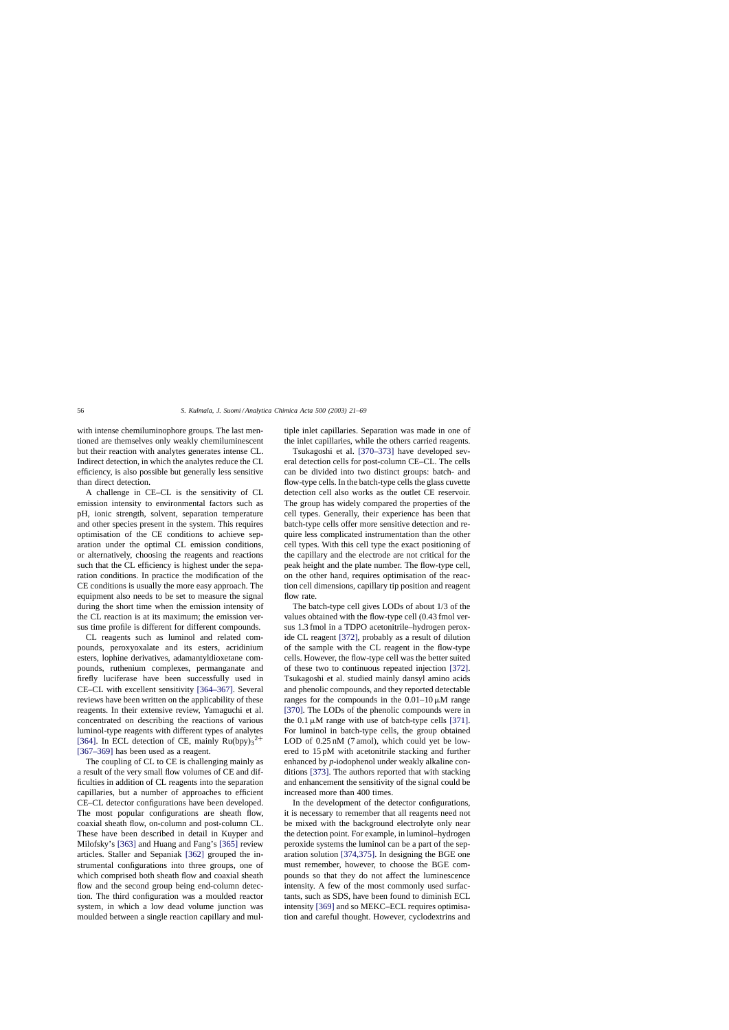with intense chemiluminophore groups. The last mentioned are themselves only weakly chemiluminescent but their reaction with analytes generates intense CL. Indirect detection, in which the analytes reduce the CL efficiency, is also possible but generally less sensitive than direct detection.

A challenge in CE–CL is the sensitivity of CL emission intensity to environmental factors such as pH, ionic strength, solvent, separation temperature and other species present in the system. This requires optimisation of the CE conditions to achieve separation under the optimal CL emission conditions, or alternatively, choosing the reagents and reactions such that the CL efficiency is highest under the separation conditions. In practice the modification of the CE conditions is usually the more easy approach. The equipment also needs to be set to measure the signal during the short time when the emission intensity of the CL reaction is at its maximum; the emission versus time profile is different for different compounds.

CL reagents such as luminol and related compounds, peroxyoxalate and its esters, acridinium esters, lophine derivatives, adamantyldioxetane compounds, ruthenium complexes, permanganate and firefly luciferase have been successfully used in CE–CL with excellent sensitivity [364–367]. Several reviews have been written on the applicability of these reagents. In their extensive review, Yamaguchi et al. concentrated on describing the reactions of various luminol-type reagents with different types of analytes [364]. In ECL detection of CE, mainly $Ru(bpy)_3{}^{2+}$ [367–369] has been used as a reagent.

The coupling of CL to CE is challenging mainly as a result of the very small flow volumes of CE and difficulties in addition of CL reagents into the separation capillaries, but a number of approaches to efficient CE–CL detector configurations have been developed. The most popular configurations are sheath flow, coaxial sheath flow, on-column and post-column CL. These have been described in detail in Kuyper and Milofsky's [363] and Huang and Fang's [365] review articles. Staller and Sepaniak [362] grouped the instrumental configurations into three groups, one of which comprised both sheath flow and coaxial sheath flow and the second group being end-column detection. The third configuration was a moulded reactor system, in which a low dead volume junction was moulded between a single reaction capillary and multiple inlet capillaries. Separation was made in one of the inlet capillaries, while the others carried reagents.

Tsukagoshi et al. [370–373] have developed several detection cells for post-column CE–CL. The cells can be divided into two distinct groups: batch- and flow-type cells. In the batch-type cells the glass cuvette detection cell also works as the outlet CE reservoir. The group has widely compared the properties of the cell types. Generally, their experience has been that batch-type cells offer more sensitive detection and require less complicated instrumentation than the other cell types. With this cell type the exact positioning of the capillary and the electrode are not critical for the peak height and the plate number. The flow-type cell, on the other hand, requires optimisation of the reaction cell dimensions, capillary tip position and reagent flow rate.

The batch-type cell gives LODs of about 1/3 of the values obtained with the flow-type cell (0.43 fmol versus 1.3 fmol in a TDPO acetonitrile–hydrogen peroxide CL reagent [372], probably as a result of dilution of the sample with the CL reagent in the flow-type cells. However, the flow-type cell was the better suited of these two to continuous repeated injection [372]. Tsukagoshi et al. studied mainly dansyl amino acids and phenolic compounds, and they reported detectable ranges for the compounds in the 0.01–10 μM range [370]. The LODs of the phenolic compounds were in the 0.1 μM range with use of batch-type cells [371]. For luminol in batch-type cells, the group obtained LOD of 0.25 nM (7 amol), which could yet be lowered to 15 pM with acetonitrile stacking and further enhanced by *p*-iodophenol under weakly alkaline conditions [373]. The authors reported that with stacking and enhancement the sensitivity of the signal could be increased more than 400 times.

In the development of the detector configurations, it is necessary to remember that all reagents need not be mixed with the background electrolyte only near the detection point. For example, in luminol–hydrogen peroxide systems the luminol can be a part of the separation solution [374,375]. In designing the BGE one must remember, however, to choose the BGE compounds so that they do not affect the luminescence intensity. A few of the most commonly used surfactants, such as SDS, have been found to diminish ECL intensity [369] and so MEKC–ECL requires optimisation and careful thought. However, cyclodextrins and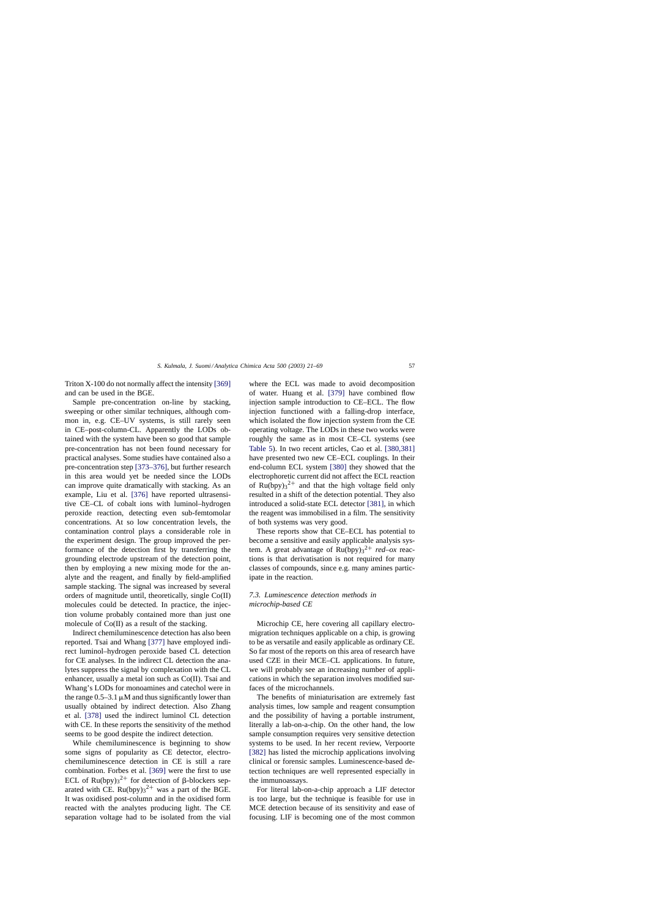Triton X-100 do not normally affect the intensity [369] and can be used in the BGE.

Sample pre-concentration on-line by stacking, sweeping or other similar techniques, although common in, e.g. CE–UV systems, is still rarely seen in CE–post-column-CL. Apparently the LODs obtained with the system have been so good that sample pre-concentration has not been found necessary for practical analyses. Some studies have contained also a pre-concentration step [373–376], but further research in this area would yet be needed since the LODs can improve quite dramatically with stacking. As an example, Liu et al. [376] have reported ultrasensitive CE–CL of cobalt ions with luminol–hydrogen peroxide reaction, detecting even sub-femtomolar concentrations. At so low concentration levels, the contamination control plays a considerable role in the experiment design. The group improved the performance of the detection first by transferring the grounding electrode upstream of the detection point, then by employing a new mixing mode for the analyte and the reagent, and finally by field-amplified sample stacking. The signal was increased by several orders of magnitude until, theoretically, single Co(II) molecules could be detected. In practice, the injection volume probably contained more than just one molecule of Co(II) as a result of the stacking.

Indirect chemiluminescence detection has also been reported. Tsai and Whang [377] have employed indirect luminol–hydrogen peroxide based CL detection for CE analyses. In the indirect CL detection the analytes suppress the signal by complexation with the CL enhancer, usually a metal ion such as Co(II). Tsai and Whang's LODs for monoamines and catechol were in the range 0.5–3.1 μM and thus significantly lower than usually obtained by indirect detection. Also Zhang et al. [378] used the indirect luminol CL detection with CE. In these reports the sensitivity of the method seems to be good despite the indirect detection.

While chemiluminescence is beginning to show some signs of popularity as CE detector, electrochemiluminescence detection in CE is still a rare combination. Forbes et al. [369] were the first to use ECL of $Ru(bpy)_3{}^{2+}$ for detection of β-blockers separated with CE. $Ru(bpy)_3{}^{2+}$ was a part of the BGE. It was oxidised post-column and in the oxidised form reacted with the analytes producing light. The CE separation voltage had to be isolated from the vial where the ECL was made to avoid decomposition of water. Huang et al. [379] have combined flow injection sample introduction to CE–ECL. The flow injection functioned with a falling-drop interface, which isolated the flow injection system from the CE operating voltage. The LODs in these two works were roughly the same as in most CE–CL systems (see Table 5). In two recent articles, Cao et al. [380,381] have presented two new CE–ECL couplings. In their end-column ECL system [380] they showed that the electrophoretic current did not affect the ECL reaction of $Ru(bpy)_3{}^{2+}$ and that the high voltage field only resulted in a shift of the detection potential. They also introduced a solid-state ECL detector [381], in which the reagent was immobilised in a film. The sensitivity of both systems was very good.

These reports show that CE–ECL has potential to become a sensitive and easily applicable analysis system. A great advantage of $Ru(bpy)_3{}^{2+}$ *red–ox* reactions is that derivatisation is not required for many classes of compounds, since e.g. many amines participate in the reaction.

### 7.3. Luminescence detection methods in microchip-based CE

Microchip CE, here covering all capillary electromigration techniques applicable on a chip, is growing to be as versatile and easily applicable as ordinary CE. So far most of the reports on this area of research have used CZE in their MCE–CL applications. In future, we will probably see an increasing number of applications in which the separation involves modified surfaces of the microchannels.

The benefits of miniaturisation are extremely fast analysis times, low sample and reagent consumption and the possibility of having a portable instrument, literally a lab-on-a-chip. On the other hand, the low sample consumption requires very sensitive detection systems to be used. In her recent review, Verpoorte [382] has listed the microchip applications involving clinical or forensic samples. Luminescence-based detection techniques are well represented especially in the immunoassays.

For literal lab-on-a-chip approach a LIF detector is too large, but the technique is feasible for use in MCE detection because of its sensitivity and ease of focusing. LIF is becoming one of the most common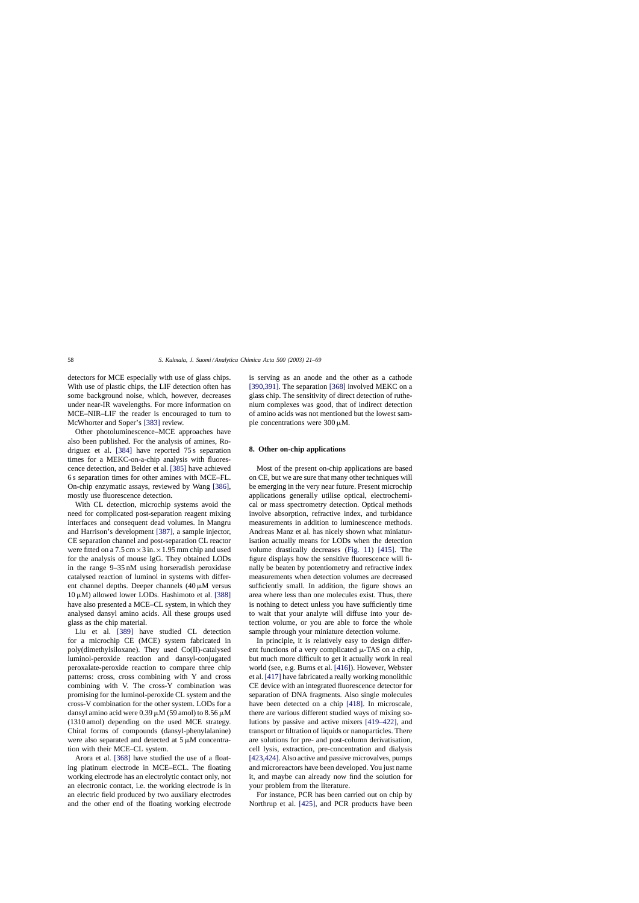detectors for MCE especially with use of glass chips. With use of plastic chips, the LIF detection often has some background noise, which, however, decreases under near-IR wavelengths. For more information on MCE–NIR–LIF the reader is encouraged to turn to McWhorter and Soper's [383] review.

Other photoluminescence–MCE approaches have also been published. For the analysis of amines, Rodriguez et al. [384] have reported 75 s separation times for a MEKC-on-a-chip analysis with fluorescence detection, and Belder et al. [385] have achieved 6 s separation times for other amines with MCE–FL. On-chip enzymatic assays, reviewed by Wang [386], mostly use fluorescence detection.

With CL detection, microchip systems avoid the need for complicated post-separation reagent mixing interfaces and consequent dead volumes. In Mangru and Harrison's development [387], a sample injector, CE separation channel and post-separation CL reactor were fitted on a 7.5 cm × 3 in. × 1.95 mm chip and used for the analysis of mouse IgG. They obtained LODs in the range 9–35 nM using horseradish peroxidase catalysed reaction of luminol in systems with different channel depths. Deeper channels (40 μM versus 10 μM) allowed lower LODs. Hashimoto et al. [388] have also presented a MCE–CL system, in which they analysed dansyl amino acids. All these groups used glass as the chip material.

Liu et al. [389] have studied CL detection for a microchip CE (MCE) system fabricated in poly(dimethylsiloxane). They used Co(II)-catalysed luminol-peroxide reaction and dansyl-conjugated peroxalate-peroxide reaction to compare three chip patterns: cross, cross combining with Y and cross combining with V. The cross-Y combination was promising for the luminol-peroxide CL system and the cross-V combination for the other system. LODs for a dansyl amino acid were 0.39 μM (59 amol) to 8.56 μM (1310 amol) depending on the used MCE strategy. Chiral forms of compounds (dansyl-phenylalanine) were also separated and detected at 5 μM concentration with their MCE–CL system.

Arora et al. [368] have studied the use of a floating platinum electrode in MCE–ECL. The floating working electrode has an electrolytic contact only, not an electronic contact, i.e. the working electrode is in an electric field produced by two auxiliary electrodes and the other end of the floating working electrode is serving as an anode and the other as a cathode [390,391]. The separation [368] involved MEKC on a glass chip. The sensitivity of direct detection of ruthenium complexes was good, that of indirect detection of amino acids was not mentioned but the lowest sample concentrations were 300 μM.

## 8. Other on-chip applications

Most of the present on-chip applications are based on CE, but we are sure that many other techniques will be emerging in the very near future. Present microchip applications generally utilise optical, electrochemical or mass spectrometry detection. Optical methods involve absorption, refractive index, and turbidance measurements in addition to luminescence methods. Andreas Manz et al. has nicely shown what miniaturisation actually means for LODs when the detection volume drastically decreases (Fig. 11) [415]. The figure displays how the sensitive fluorescence will finally be beaten by potentiometry and refractive index measurements when detection volumes are decreased sufficiently small. In addition, the figure shows an area where less than one molecules exist. Thus, there is nothing to detect unless you have sufficient time to wait that your analyte will diffuse into your detection volume, or you are able to force the whole sample through your miniature detection volume.

In principle, it is relatively easy to design different functions of a very complicated μ-TAS on a chip, but much more difficult to get it actually work in real world (see, e.g. Burns et al. [416]). However, Webster et al. [417] have fabricated a really working monolithic CE device with an integrated fluorescence detector for separation of DNA fragments. Also single molecules have been detected on a chip [418]. In microscale, there are various different studied ways of mixing solutions by passive and active mixers [419–422], and transport or filtration of liquids or nanoparticles. There are solutions for pre- and post-column derivatisation, cell lysis, extraction, pre-concentration and dialysis [423,424]. Also active and passive microvalves, pumps and microreactors have been developed. You just name it, and maybe can already now find the solution for your problem from the literature.

For instance, PCR has been carried out on chip by Northrup et al. [425], and PCR products have been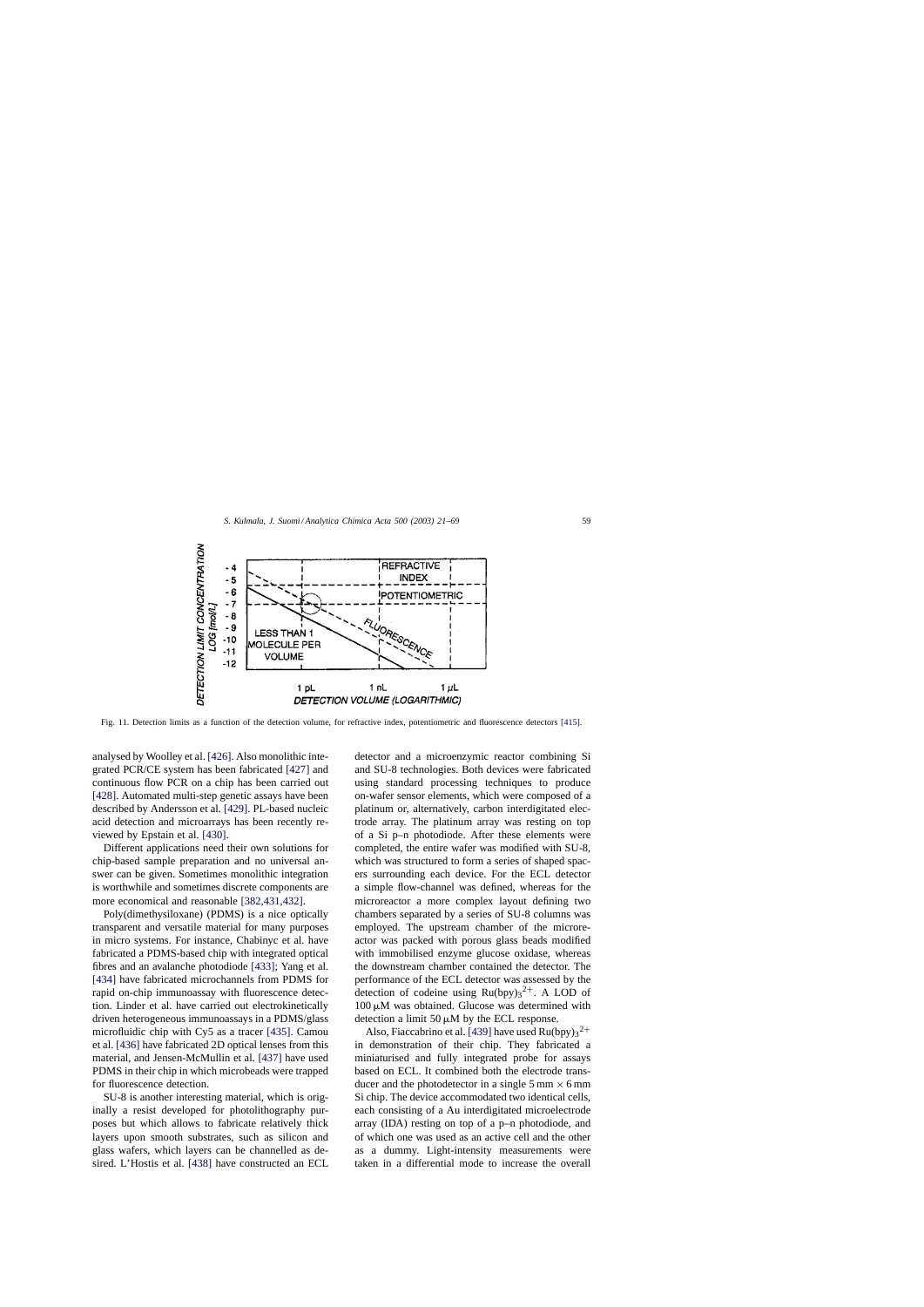Fig. 11. Detection limits as a function of the detection volume, for refractive index, potentiometric and fluorescence detectors [415].

analysed by Woolley et al. [426]. Also monolithic integrated PCR/CE system has been fabricated [427] and continuous flow PCR on a chip has been carried out [428]. Automated multi-step genetic assays have been described by Andersson et al. [429]. PL-based nucleic acid detection and microarrays has been recently reviewed by Epstain et al. [430].

Different applications need their own solutions for chip-based sample preparation and no universal answer can be given. Sometimes monolithic integration is worthwhile and sometimes discrete components are more economical and reasonable [382,431,432].

Poly(dimethysiloxane) (PDMS) is a nice optically transparent and versatile material for many purposes in micro systems. For instance, Chabinyc et al. have fabricated a PDMS-based chip with integrated optical fibres and an avalanche photodiode [433]; Yang et al. [434] have fabricated microchannels from PDMS for rapid on-chip immunoassay with fluorescence detection. Linder et al. have carried out electrokinetically driven heterogeneous immunoassays in a PDMS/glass microfluidic chip with Cy5 as a tracer [435]. Camou et al. [436] have fabricated 2D optical lenses from this material, and Jensen-McMullin et al. [437] have used PDMS in their chip in which microbeads were trapped for fluorescence detection.

SU-8 is another interesting material, which is originally a resist developed for photolithography purposes but which allows to fabricate relatively thick layers upon smooth substrates, such as silicon and glass wafers, which layers can be channelled as desired. L'Hostis et al. [438] have constructed an ECL detector and a microenzymic reactor combining Si and SU-8 technologies. Both devices were fabricated using standard processing techniques to produce on-wafer sensor elements, which were composed of a platinum or, alternatively, carbon interdigitated electrode array. The platinum array was resting on top of a Si p–n photodiode. After these elements were completed, the entire wafer was modified with SU-8, which was structured to form a series of shaped spacers surrounding each device. For the ECL detector a simple flow-channel was defined, whereas for the microreactor a more complex layout defining two chambers separated by a series of SU-8 columns was employed. The upstream chamber of the microreactor was packed with porous glass beads modified with immobilised enzyme glucose oxidase, whereas the downstream chamber contained the detector. The performance of the ECL detector was assessed by the detection of codeine using $Ru(bpy)_3{}^{2+}$. A LOD of 100 μM was obtained. Glucose was determined with detection a limit 50 μM by the ECL response.

Also, Fiaccabrino et al. [439] have used $Ru(bpy)_3{}^{2+}$ in demonstration of their chip. They fabricated a miniaturised and fully integrated probe for assays based on ECL. It combined both the electrode transducer and the photodetector in a single 5 mm × 6 mm Si chip. The device accommodated two identical cells, each consisting of a Au interdigitated microelectrode array (IDA) resting on top of a p–n photodiode, and of which one was used as an active cell and the other as a dummy. Light-intensity measurements were taken in a differential mode to increase the overall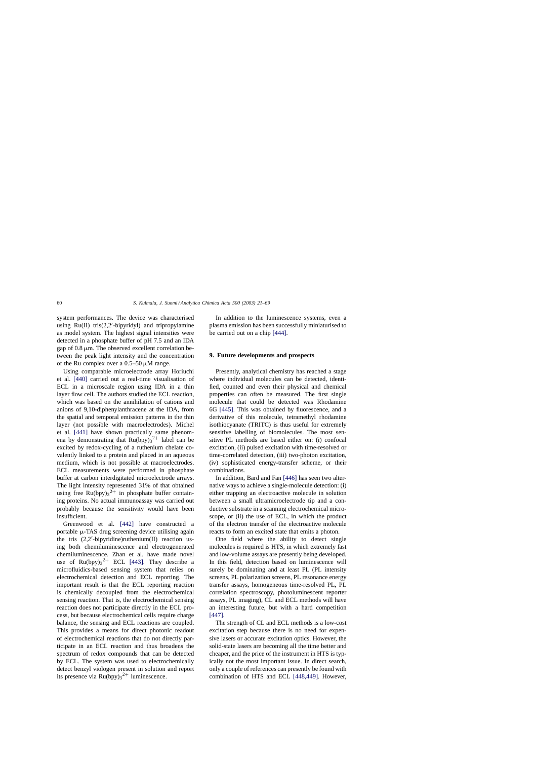system performances. The device was characterised using Ru(II) tris(2,2′-bipyridyl) and tripropylamine as model system. The highest signal intensities were detected in a phosphate buffer of pH 7.5 and an IDA gap of 0.8 μm. The observed excellent correlation between the peak light intensity and the concentration of the Ru complex over a 0.5–50 μM range.

Using comparable microelectrode array Horiuchi et al. [440] carried out a real-time visualisation of ECL in a microscale region using IDA in a thin layer flow cell. The authors studied the ECL reaction, which was based on the annihilation of cations and anions of 9,10-diphenylanthracene at the IDA, from the spatial and temporal emission patterns in the thin layer (not possible with macroelectrodes). Michel et al. [441] have shown practically same phenomena by demonstrating that $Ru(bpy)_3^{2+}$ label can be excited by redox-cycling of a ruthenium chelate covalently linked to a protein and placed in an aqueous medium, which is not possible at macroelectrodes. ECL measurements were performed in phosphate buffer at carbon interdigitated microelectrode arrays. The light intensity represented 31% of that obtained using free $Ru(bpy)_3^{2+}$ in phosphate buffer containing proteins. No actual immunoassay was carried out probably because the sensitivity would have been insufficient.

Greenwood et al. [442] have constructed a portable μ-TAS drug screening device utilising again the tris (2,2′-bipyridine)ruthenium(II) reaction using both chemiluminescence and electrogenerated chemiluminescence. Zhan et al. have made novel use of $Ru(bpy)_3^{2+}$ ECL [443]. They describe a microfluidics-based sensing system that relies on electrochemical detection and ECL reporting. The important result is that the ECL reporting reaction is chemically decoupled from the electrochemical sensing reaction. That is, the electrochemical sensing reaction does not participate directly in the ECL process, but because electrochemical cells require charge balance, the sensing and ECL reactions are coupled. This provides a means for direct photonic readout of electrochemical reactions that do not directly participate in an ECL reaction and thus broadens the spectrum of redox compounds that can be detected by ECL. The system was used to electrochemically detect benzyl viologen present in solution and report its presence via $Ru(bpy)_3^{2+}$ luminescence.

In addition to the luminescence systems, even a plasma emission has been successfully miniaturised to be carried out on a chip [444].

## 9. Future developments and prospects

Presently, analytical chemistry has reached a stage where individual molecules can be detected, identified, counted and even their physical and chemical properties can often be measured. The first single molecule that could be detected was Rhodamine 6G [445]. This was obtained by fluorescence, and a derivative of this molecule, tetramethyl rhodamine isothiocyanate (TRITC) is thus useful for extremely sensitive labelling of biomolecules. The most sensitive PL methods are based either on: (i) confocal excitation, (ii) pulsed excitation with time-resolved or time-correlated detection, (iii) two-photon excitation, (iv) sophisticated energy-transfer scheme, or their combinations.

In addition, Bard and Fan [446] has seen two alternative ways to achieve a single-molecule detection: (i) either trapping an electroactive molecule in solution between a small ultramicroelectrode tip and a conductive substrate in a scanning electrochemical microscope, or (ii) the use of ECL, in which the product of the electron transfer of the electroactive molecule reacts to form an excited state that emits a photon.

One field where the ability to detect single molecules is required is HTS, in which extremely fast and low-volume assays are presently being developed. In this field, detection based on luminescence will surely be dominating and at least PL (PL intensity screens, PL polarization screens, PL resonance energy transfer assays, homogeneous time-resolved PL, PL correlation spectroscopy, photoluminescent reporter assays, PL imaging), CL and ECL methods will have an interesting future, but with a hard competition [447].

The strength of CL and ECL methods is a low-cost excitation step because there is no need for expensive lasers or accurate excitation optics. However, the solid-state lasers are becoming all the time better and cheaper, and the price of the instrument in HTS is typically not the most important issue. In direct search, only a couple of references can presently be found with combination of HTS and ECL [448,449]. However,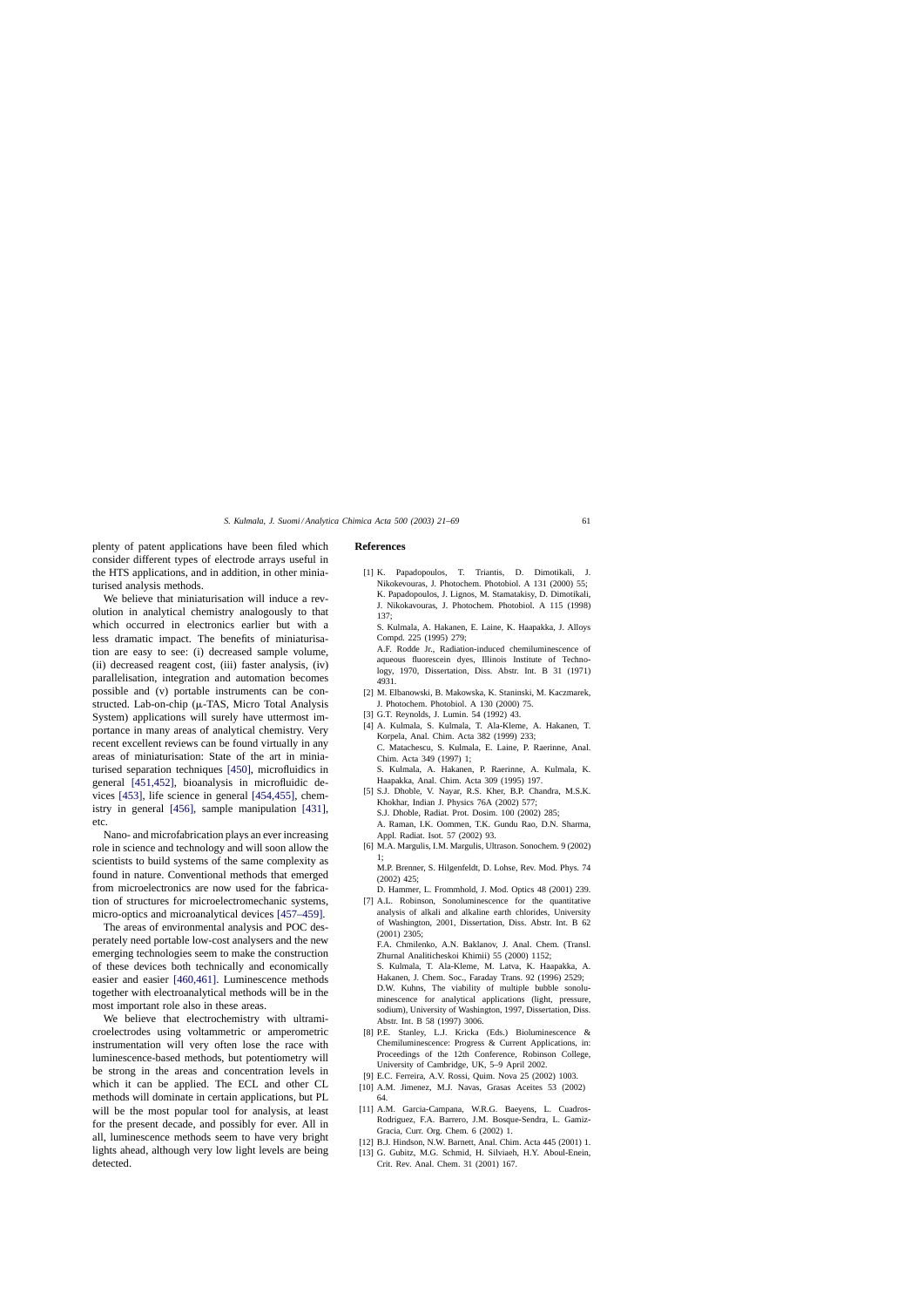plenty of patent applications have been filed which consider different types of electrode arrays useful in the HTS applications, and in addition, in other miniaturised analysis methods.

We believe that miniaturisation will induce a revolution in analytical chemistry analogously to that which occurred in electronics earlier but with a less dramatic impact. The benefits of miniaturisation are easy to see: (i) decreased sample volume, (ii) decreased reagent cost, (iii) faster analysis, (iv) parallelisation, integration and automation becomes possible and (v) portable instruments can be constructed. Lab-on-chip (μ-TAS, Micro Total Analysis System) applications will surely have uttermost importance in many areas of analytical chemistry. Very recent excellent reviews can be found virtually in any areas of miniaturisation: State of the art in miniaturised separation techniques [450], microfluidics in general [451,452], bioanalysis in microfluidic devices [453], life science in general [454,455], chemistry in general [456], sample manipulation [431], etc.

Nano- and microfabrication plays an ever increasing role in science and technology and will soon allow the scientists to build systems of the same complexity as found in nature. Conventional methods that emerged from microelectronics are now used for the fabrication of structures for microelectromechanic systems, micro-optics and microanalytical devices [457–459].

The areas of environmental analysis and POC desperately need portable low-cost analysers and the new emerging technologies seem to make the construction of these devices both technically and economically easier and easier [460,461]. Luminescence methods together with electroanalytical methods will be in the most important role also in these areas.

We believe that electrochemistry with ultramicroelectrodes using voltammetric or amperometric instrumentation will very often lose the race with luminescence-based methods, but potentiometry will be strong in the areas and concentration levels in which it can be applied. The ECL and other CL methods will dominate in certain applications, but PL will be the most popular tool for analysis, at least for the present decade, and possibly for ever. All in all, luminescence methods seem to have very bright lights ahead, although very low light levels are being detected.

## References

[1] K. Papadopoulos, T. Triantis, D. Dimotikali, J. Nikokevouras, J. Photochem. Photobiol. A 131 (2000) 55;
K. Papadopoulos, J. Lignos, M. Stamatakisy, D. Dimotikali, J. Nikokavouras, J. Photochem. Photobiol. A 115 (1998) 137;
S. Kulmala, A. Hakanen, E. Laine, K. Haapakka, J. Alloys Compd. 225 (1995) 279;
A.F. Rodde Jr., Radiation-induced chemiluminescence of aqueous fluorescein dyes, Illinois Institute of Technology, 1970, Dissertation, Diss. Abstr. Int. B 31 (1971) 4931.

[2] M. Elbanowski, B. Makowska, K. Staninski, M. Kaczmarek, J. Photochem. Photobiol. A 130 (2000) 75.

[3] G.T. Reynolds, J. Lumin. 54 (1992) 43.

[4] A. Kulmala, S. Kulmala, T. Ala-Kleme, A. Hakanen, T. Korpela, Anal. Chim. Acta 382 (1999) 233;
C. Matachescu, S. Kulmala, E. Laine, P. Raerinne, Anal. Chim. Acta 349 (1997) 1;
S. Kulmala, A. Hakanen, P. Raerinne, A. Kulmala, K. Haapakka, Anal. Chim. Acta 309 (1995) 197.

[5] S.J. Dhoble, V. Nayar, R.S. Kher, B.P. Chandra, M.S.K. Khokhar, Indian J. Physics 76A (2002) 577;
S.J. Dhoble, Radiat. Prot. Dosim. 100 (2002) 285;
A. Raman, I.K. Oommen, T.K. Gundu Rao, D.N. Sharma, Appl. Radiat. Isot. 57 (2002) 93.

[6] M.A. Margulis, I.M. Margulis, Ultrason. Sonochem. 9 (2002) 1;
M.P. Brenner, S. Hilgenfeldt, D. Lohse, Rev. Mod. Phys. 74 (2002) 425;
D. Hammer, L. Frommhold, J. Mod. Optics 48 (2001) 239.

[7] A.L. Robinson, Sonoluminescence for the quantitative analysis of alkali and alkaline earth chlorides, University of Washington, 2001, Dissertation, Diss. Abstr. Int. B 62 (2001) 2305;
F.A. Chmilenko, A.N. Baklanov, J. Anal. Chem. (Transl. Zhurnal Analiticheskoi Khimii) 55 (2000) 1152;
S. Kulmala, T. Ala-Kleme, M. Latva, K. Haapakka, A. Hakanen, J. Chem. Soc., Faraday Trans. 92 (1996) 2529;
D.W. Kuhns, The viability of multiple bubble sonoluminescence for analytical applications (light, pressure, sodium), University of Washington, 1997, Dissertation, Diss. Abstr. Int. B 58 (1997) 3006.

[8] P.E. Stanley, L.J. Kricka (Eds.) Bioluminescence & Chemiluminescence: Progress & Current Applications, in: Proceedings of the 12th Conference, Robinson College, University of Cambridge, UK, 5–9 April 2002.

[9] E.C. Ferreira, A.V. Rossi, Quim. Nova 25 (2002) 1003.

[10] A.M. Jimenez, M.J. Navas, Grasas Aceites 53 (2002) 64.

[11] A.M. Garcia-Campana, W.R.G. Baeyens, L. Cuadros-Rodriguez, F.A. Barrero, J.M. Bosque-Sendra, L. Gamiz-Gracia, Curr. Org. Chem. 6 (2002) 1.

[12] B.J. Hindson, N.W. Barnett, Anal. Chim. Acta 445 (2001) 1.

[13] G. Gubitz, M.G. Schmid, H. Silviaeh, H.Y. Aboul-Enein, Crit. Rev. Anal. Chem. 31 (2001) 167.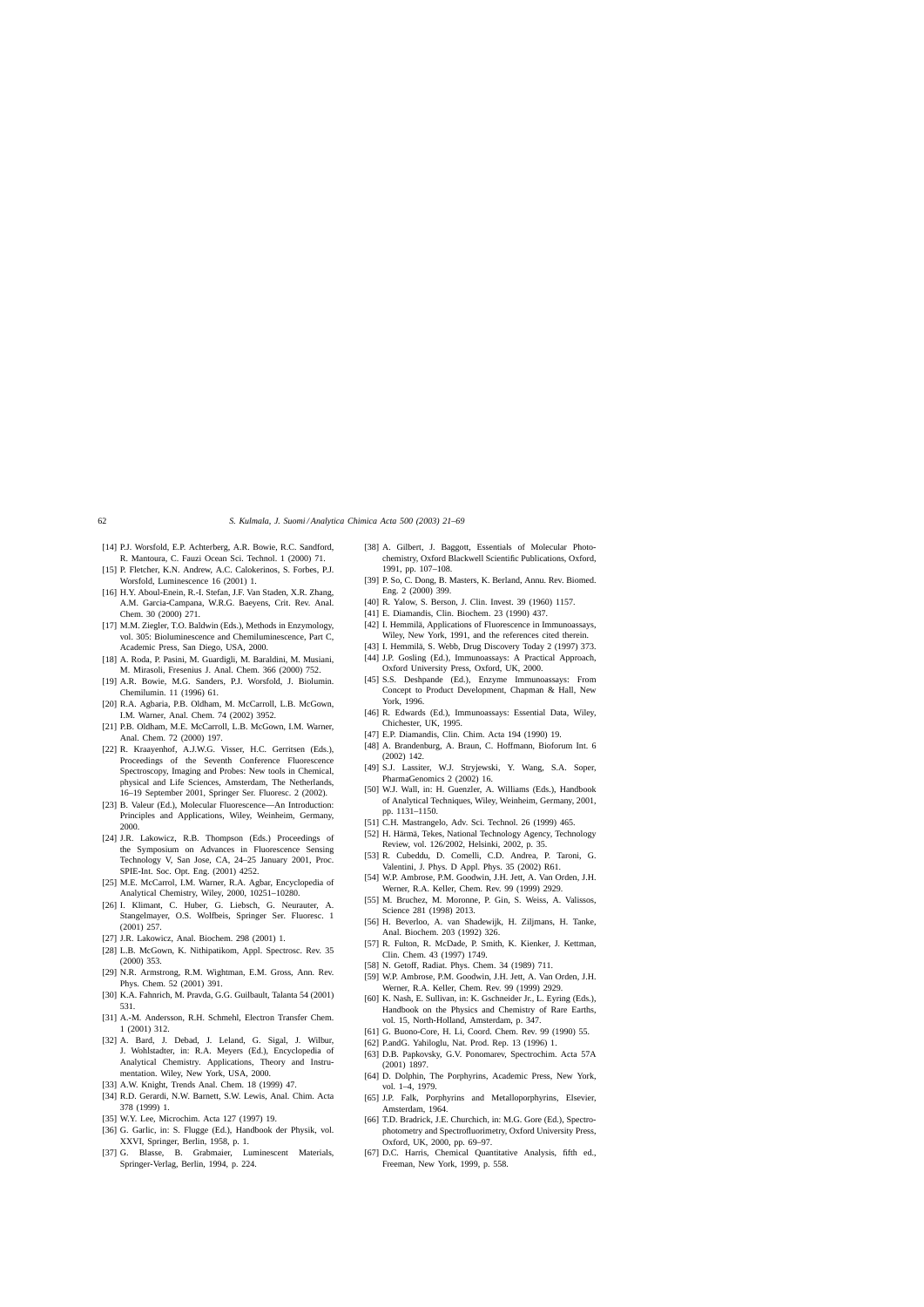[14] P.J. Worsfold, E.P. Achterberg, A.R. Bowie, R.C. Sandford, R. Mantoura, C. Fauzi Ocean Sci. Technol. 1 (2000) 71.

[15] P. Fletcher, K.N. Andrew, A.C. Calokerinos, S. Forbes, P.J. Worsfold, Luminescence 16 (2001) 1.

[16] H.Y. Aboul-Enein, R.-I. Stefan, J.F. Van Staden, X.R. Zhang, A.M. Garcia-Campana, W.R.G. Baeyens, Crit. Rev. Anal. Chem. 30 (2000) 271.

[17] M.M. Ziegler, T.O. Baldwin (Eds.), Methods in Enzymology, vol. 305: Bioluminescence and Chemiluminescence, Part C, Academic Press, San Diego, USA, 2000.

[18] A. Roda, P. Pasini, M. Guardigli, M. Baraldini, M. Musiani, M. Mirasoli, Fresenius J. Anal. Chem. 366 (2000) 752.

[19] A.R. Bowie, M.G. Sanders, P.J. Worsfold, J. Biolumin. Chemilumin. 11 (1996) 61.

[20] R.A. Agbaria, P.B. Oldham, M. McCarroll, L.B. McGown, I.M. Warner, Anal. Chem. 74 (2002) 3952.

[21] P.B. Oldham, M.E. McCarroll, L.B. McGown, I.M. Warner, Anal. Chem. 72 (2000) 197.

[22] R. Kraayenhof, A.J.W.G. Visser, H.C. Gerritsen (Eds.), Proceedings of the Seventh Conference Fluorescence Spectroscopy, Imaging and Probes: New tools in Chemical, physical and Life Sciences, Amsterdam, The Netherlands, 16–19 September 2001, Springer Ser. Fluoresc. 2 (2002).

[23] B. Valeur (Ed.), Molecular Fluorescence—An Introduction: Principles and Applications, Wiley, Weinheim, Germany, 2000.

[24] J.R. Lakowicz, R.B. Thompson (Eds.) Proceedings of the Symposium on Advances in Fluorescence Sensing Technology V, San Jose, CA, 24–25 January 2001, Proc. SPIE-Int. Soc. Opt. Eng. (2001) 4252.

[25] M.E. McCarrol, I.M. Warner, R.A. Agbar, Encyclopedia of Analytical Chemistry, Wiley, 2000, 10251–10280.

[26] I. Klimant, C. Huber, G. Liebsch, G. Neurauter, A. Stangelmayer, O.S. Wolfbeis, Springer Ser. Fluoresc. 1 (2001) 257.

[27] J.R. Lakowicz, Anal. Biochem. 298 (2001) 1.

[28] L.B. McGown, K. Nithipatikom, Appl. Spectrosc. Rev. 35 (2000) 353.

[29] N.R. Armstrong, R.M. Wightman, E.M. Gross, Ann. Rev. Phys. Chem. 52 (2001) 391.

[30] K.A. Fahnrich, M. Pravda, G.G. Guilbault, Talanta 54 (2001) 531.

[31] A.-M. Andersson, R.H. Schmehl, Electron Transfer Chem. 1 (2001) 312.

[32] A. Bard, J. Debad, J. Leland, G. Sigal, J. Wilbur, J. Wohlstadter, in: R.A. Meyers (Ed.), Encyclopedia of Analytical Chemistry. Applications, Theory and Instrumentation. Wiley, New York, USA, 2000.

[33] A.W. Knight, Trends Anal. Chem. 18 (1999) 47.

[34] R.D. Gerardi, N.W. Barnett, S.W. Lewis, Anal. Chim. Acta 378 (1999) 1.

[35] W.Y. Lee, Microchim. Acta 127 (1997) 19.

[36] G. Garlic, in: S. Flugge (Ed.), Handbook der Physik, vol. XXVI, Springer, Berlin, 1958, p. 1.

[37] G. Blasse, B. Grabmaier, Luminescent Materials, Springer-Verlag, Berlin, 1994, p. 224.

[38] A. Gilbert, J. Baggott, Essentials of Molecular Photochemistry, Oxford Blackwell Scientific Publications, Oxford, 1991, pp. 107–108.

[39] P. So, C. Dong, B. Masters, K. Berland, Annu. Rev. Biomed. Eng. 2 (2000) 399.

[40] R. Yalow, S. Berson, J. Clin. Invest. 39 (1960) 1157.

[41] E. Diamandis, Clin. Biochem. 23 (1990) 437.

[42] I. Hemmilä, Applications of Fluorescence in Immunoassays, Wiley, New York, 1991, and the references cited therein.

[43] I. Hemmilä, S. Webb, Drug Discovery Today 2 (1997) 373.

[44] J.P. Gosling (Ed.), Immunoassays: A Practical Approach, Oxford University Press, Oxford, UK, 2000.

[45] S.S. Deshpande (Ed.), Enzyme Immunoassays: From Concept to Product Development, Chapman & Hall, New York, 1996.

[46] R. Edwards (Ed.), Immunoassays: Essential Data, Wiley, Chichester, UK, 1995.

[47] E.P. Diamandis, Clin. Chim. Acta 194 (1990) 19.

[48] A. Brandenburg, A. Braun, C. Hoffmann, Bioforum Int. 6 (2002) 142.

[49] S.J. Lassiter, W.J. Stryjewski, Y. Wang, S.A. Soper, PharmaGenomics 2 (2002) 16.

[50] W.J. Wall, in: H. Guenzler, A. Williams (Eds.), Handbook of Analytical Techniques, Wiley, Weinheim, Germany, 2001, pp. 1131–1150.

[51] C.H. Mastrangelo, Adv. Sci. Technol. 26 (1999) 465.

[52] H. Härmä, Tekes, National Technology Agency, Technology Review, vol. 126/2002, Helsinki, 2002, p. 35.

[53] R. Cubeddu, D. Comelli, C.D. Andrea, P. Taroni, G. Valentini, J. Phys. D Appl. Phys. 35 (2002) R61.

[54] W.P. Ambrose, P.M. Goodwin, J.H. Jett, A. Van Orden, J.H. Werner, R.A. Keller, Chem. Rev. 99 (1999) 2929.

[55] M. Bruchez, M. Moronne, P. Gin, S. Weiss, A. Valissos, Science 281 (1998) 2013.

[56] H. Beverloo, A. van Shadewijk, H. Ziljmans, H. Tanke, Anal. Biochem. 203 (1992) 326.

[57] R. Fulton, R. McDade, P. Smith, K. Kienker, J. Kettman, Clin. Chem. 43 (1997) 1749.

[58] N. Getoff, Radiat. Phys. Chem. 34 (1989) 711.

[59] W.P. Ambrose, P.M. Goodwin, J.H. Jett, A. Van Orden, J.H. Werner, R.A. Keller, Chem. Rev. 99 (1999) 2929.

[60] K. Nash, E. Sullivan, in: K. Gschneider Jr., L. Eyring (Eds.), Handbook on the Physics and Chemistry of Rare Earths, vol. 15, North-Holland, Amsterdam, p. 347.

[61] G. Buono-Core, H. Li, Coord. Chem. Rev. 99 (1990) 55.

[62] P.andG. Yahiloglu, Nat. Prod. Rep. 13 (1996) 1.

[63] D.B. Papkovsky, G.V. Ponomarev, Spectrochim. Acta 57A (2001) 1897.

[64] D. Dolphin, The Porphyrins, Academic Press, New York, vol. 1–4, 1979.

[65] J.P. Falk, Porphyrins and Metalloporphyrins, Elsevier, Amsterdam, 1964.

[66] T.D. Bradrick, J.E. Churchich, in: M.G. Gore (Ed.), Spectrophotometry and Spectrofluorimetry, Oxford University Press, Oxford, UK, 2000, pp. 69–97.

[67] D.C. Harris, Chemical Quantitative Analysis, fifth ed., Freeman, New York, 1999, p. 558.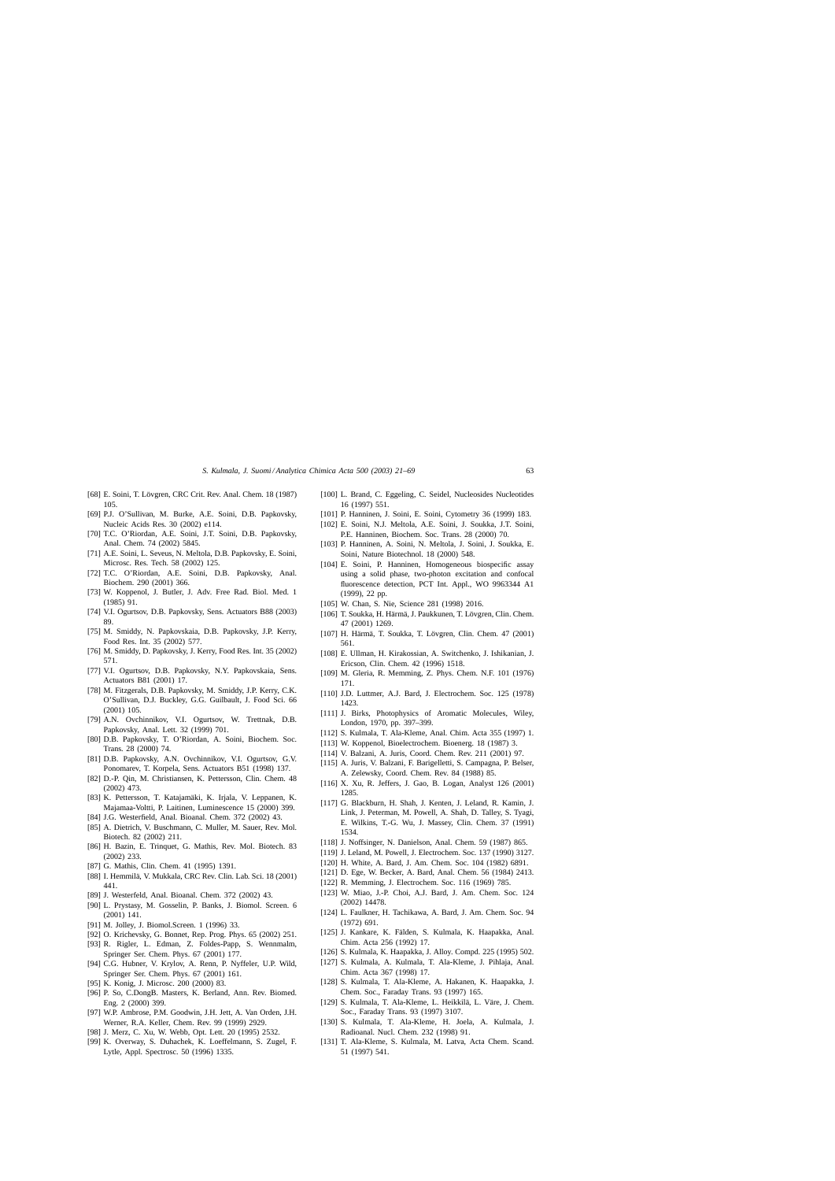[68] E. Soini, T. Lövgren, CRC Crit. Rev. Anal. Chem. 18 (1987) 105.

[69] P.J. O'Sullivan, M. Burke, A.E. Soini, D.B. Papkovsky, Nucleic Acids Res. 30 (2002) e114.

[70] T.C. O'Riordan, A.E. Soini, J.T. Soini, D.B. Papkovsky, Anal. Chem. 74 (2002) 5845.

[71] A.E. Soini, L. Seveus, N. Meltola, D.B. Papkovsky, E. Soini, Microsc. Res. Tech. 58 (2002) 125.

[72] T.C. O'Riordan, A.E. Soini, D.B. Papkovsky, Anal. Biochem. 290 (2001) 366.

[73] W. Koppenol, J. Butler, J. Adv. Free Rad. Biol. Med. 1 (1985) 91.

[74] V.I. Ogurtsov, D.B. Papkovsky, Sens. Actuators B88 (2003) 89.

[75] M. Smiddy, N. Papkovskaia, D.B. Papkovsky, J.P. Kerry, Food Res. Int. 35 (2002) 577.

[76] M. Smiddy, D. Papkovsky, J. Kerry, Food Res. Int. 35 (2002) 571.

[77] V.I. Ogurtsov, D.B. Papkovsky, N.Y. Papkovskaia, Sens. Actuators B81 (2001) 17.

[78] M. Fitzgerals, D.B. Papkovsky, M. Smiddy, J.P. Kerry, C.K. O'Sullivan, D.J. Buckley, G.G. Guilbault, J. Food Sci. 66 (2001) 105.

[79] A.N. Ovchinnikov, V.I. Ogurtsov, W. Trettnak, D.B. Papkovsky, Anal. Lett. 32 (1999) 701.

[80] D.B. Papkovsky, T. O'Riordan, A. Soini, Biochem. Soc. Trans. 28 (2000) 74.

[81] D.B. Papkovsky, A.N. Ovchinnikov, V.I. Ogurtsov, G.V. Ponomarev, T. Korpela, Sens. Actuators B51 (1998) 137.

[82] D.-P. Qin, M. Christiansen, K. Pettersson, Clin. Chem. 48 (2002) 473.

[83] K. Pettersson, T. Katajamäki, K. Irjala, V. Leppanen, K. Majamaa-Voltti, P. Laitinen, Luminescence 15 (2000) 399.

[84] J.G. Westerfield, Anal. Bioanal. Chem. 372 (2002) 43.

[85] A. Dietrich, V. Buschmann, C. Muller, M. Sauer, Rev. Mol. Biotech. 82 (2002) 211.

[86] H. Bazin, E. Trinquet, G. Mathis, Rev. Mol. Biotech. 83 (2002) 233.

[87] G. Mathis, Clin. Chem. 41 (1995) 1391.

[88] I. Hemmilä, V. Mukkala, CRC Rev. Clin. Lab. Sci. 18 (2001) 441.

[89] J. Westerfeld, Anal. Bioanal. Chem. 372 (2002) 43.

[90] L. Prystasy, M. Gosselin, P. Banks, J. Biomol. Screen. 6 (2001) 141.

[91] M. Jolley, J. Biomol.Screen. 1 (1996) 33.

[92] O. Krichevsky, G. Bonnet, Rep. Prog. Phys. 65 (2002) 251.

[93] R. Rigler, L. Edman, Z. Foldes-Papp, S. Wennmalm, Springer Ser. Chem. Phys. 67 (2001) 177.

[94] C.G. Hubner, V. Krylov, A. Renn, P. Nyffeler, U.P. Wild, Springer Ser. Chem. Phys. 67 (2001) 161.

[95] K. Konig, J. Microsc. 200 (2000) 83.

[96] P. So, C.DongB. Masters, K. Berland, Ann. Rev. Biomed. Eng. 2 (2000) 399.

[97] W.P. Ambrose, P.M. Goodwin, J.H. Jett, A. Van Orden, J.H. Werner, R.A. Keller, Chem. Rev. 99 (1999) 2929.

[98] J. Merz, C. Xu, W. Webb, Opt. Lett. 20 (1995) 2532.

[99] K. Overway, S. Duhachek, K. Loeffelmann, S. Zugel, F. Lytle, Appl. Spectrosc. 50 (1996) 1335.

[100] L. Brand, C. Eggeling, C. Seidel, Nucleosides Nucleotides 16 (1997) 551.

[101] P. Hanninen, J. Soini, E. Soini, Cytometry 36 (1999) 183.

[102] E. Soini, N.J. Meltola, A.E. Soini, J. Soukka, J.T. Soini, P.E. Hanninen, Biochem. Soc. Trans. 28 (2000) 70.

[103] P. Hanninen, A. Soini, N. Meltola, J. Soini, J. Soukka, E. Soini, Nature Biotechnol. 18 (2000) 548.

[104] E. Soini, P. Hanninen, Homogeneous biospecific assay using a solid phase, two-photon excitation and confocal fluorescence detection, PCT Int. Appl., WO 9963344 A1 (1999), 22 pp.

[105] W. Chan, S. Nie, Science 281 (1998) 2016.

[106] T. Soukka, H. Härmä, J. Paukkunen, T. Lövgren, Clin. Chem. 47 (2001) 1269.

[107] H. Härmä, T. Soukka, T. Lövgren, Clin. Chem. 47 (2001) 561.

[108] E. Ullman, H. Kirakossian, A. Switchenko, J. Ishikanian, J. Ericson, Clin. Chem. 42 (1996) 1518.

[109] M. Gleria, R. Memming, Z. Phys. Chem. N.F. 101 (1976) 171.

[110] J.D. Luttmer, A.J. Bard, J. Electrochem. Soc. 125 (1978) 1423.

[111] J. Birks, Photophysics of Aromatic Molecules, Wiley, London, 1970, pp. 397–399.

[112] S. Kulmala, T. Ala-Kleme, Anal. Chim. Acta 355 (1997) 1.

[113] W. Koppenol, Bioelectrochem. Bioenerg. 18 (1987) 3.

[114] V. Balzani, A. Juris, Coord. Chem. Rev. 211 (2001) 97.

[115] A. Juris, V. Balzani, F. Barigelletti, S. Campagna, P. Belser, A. Zelewsky, Coord. Chem. Rev. 84 (1988) 85.

[116] X. Xu, R. Jeffers, J. Gao, B. Logan, Analyst 126 (2001) 1285.

[117] G. Blackburn, H. Shah, J. Kenten, J. Leland, R. Kamin, J. Link, J. Peterman, M. Powell, A. Shah, D. Talley, S. Tyagi, E. Wilkins, T.-G. Wu, J. Massey, Clin. Chem. 37 (1991) 1534.

[118] J. Noffsinger, N. Danielson, Anal. Chem. 59 (1987) 865.

[119] J. Leland, M. Powell, J. Electrochem. Soc. 137 (1990) 3127.

[120] H. White, A. Bard, J. Am. Chem. Soc. 104 (1982) 6891.

[121] D. Ege, W. Becker, A. Bard, Anal. Chem. 56 (1984) 2413.

[122] R. Memming, J. Electrochem. Soc. 116 (1969) 785.

[123] W. Miao, J.-P. Choi, A.J. Bard, J. Am. Chem. Soc. 124 (2002) 14478.

[124] L. Faulkner, H. Tachikawa, A. Bard, J. Am. Chem. Soc. 94 (1972) 691.

[125] J. Kankare, K. Fälden, S. Kulmala, K. Haapakka, Anal. Chim. Acta 256 (1992) 17.

[126] S. Kulmala, K. Haapakka, J. Alloy. Compd. 225 (1995) 502.

[127] S. Kulmala, A. Kulmala, T. Ala-Kleme, J. Pihlaja, Anal. Chim. Acta 367 (1998) 17.

[128] S. Kulmala, T. Ala-Kleme, A. Hakanen, K. Haapakka, J. Chem. Soc., Faraday Trans. 93 (1997) 165.

[129] S. Kulmala, T. Ala-Kleme, L. Heikkilä, L. Väre, J. Chem. Soc., Faraday Trans. 93 (1997) 3107.

[130] S. Kulmala, T. Ala-Kleme, H. Joela, A. Kulmala, J. Radioanal. Nucl. Chem. 232 (1998) 91.

[131] T. Ala-Kleme, S. Kulmala, M. Latva, Acta Chem. Scand. 51 (1997) 541.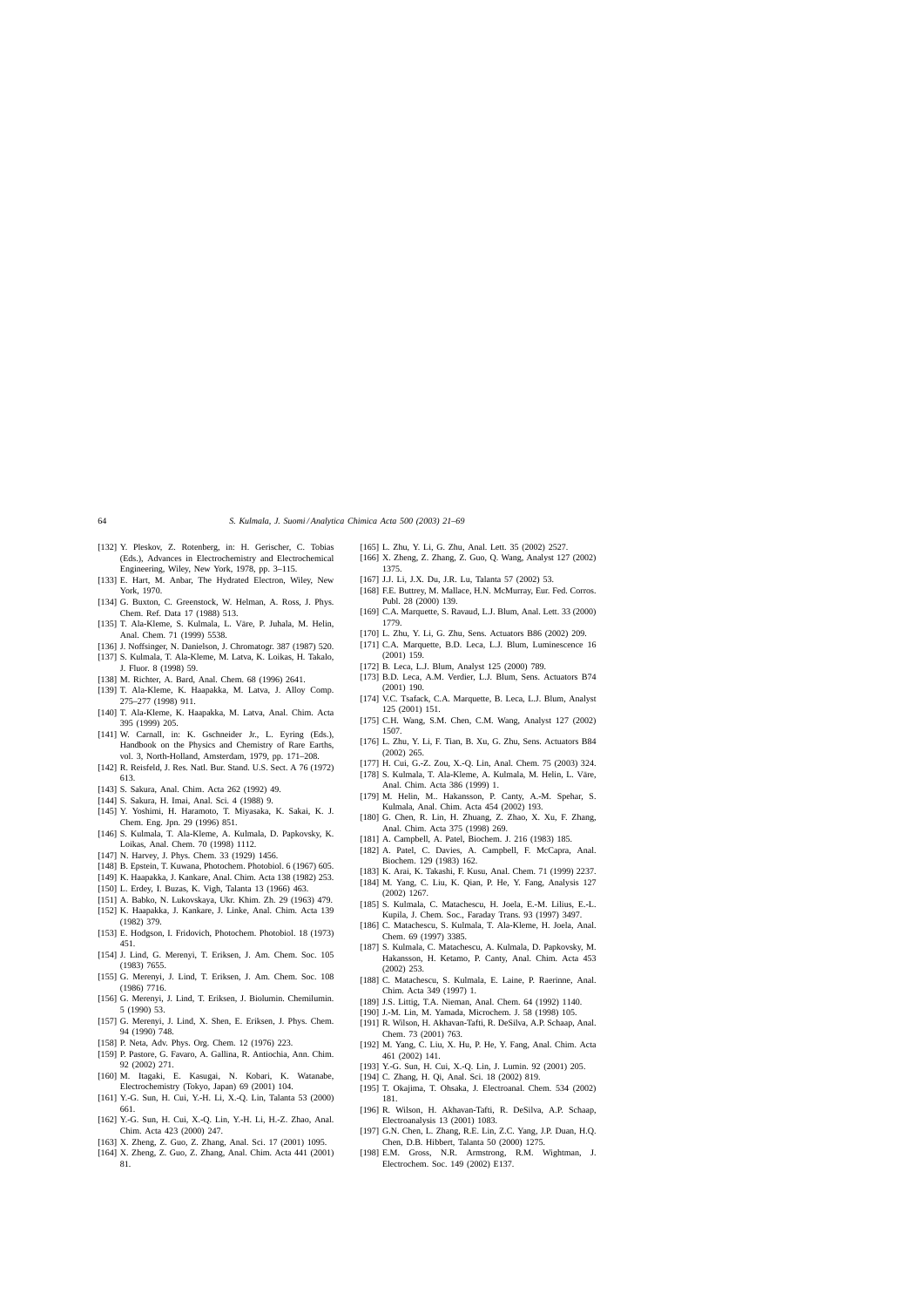[132] Y. Pleskov, Z. Rotenberg, in: H. Gerischer, C. Tobias (Eds.), Advances in Electrochemistry and Electrochemical Engineering, Wiley, New York, 1978, pp. 3–115.

[133] E. Hart, M. Anbar, The Hydrated Electron, Wiley, New York, 1970.

[134] G. Buxton, C. Greenstock, W. Helman, A. Ross, J. Phys. Chem. Ref. Data 17 (1988) 513.

[135] T. Ala-Kleme, S. Kulmala, L. Väre, P. Juhala, M. Helin, Anal. Chem. 71 (1999) 5538.

[136] J. Noffsinger, N. Danielson, J. Chromatogr. 387 (1987) 520.

[137] S. Kulmala, T. Ala-Kleme, M. Latva, K. Loikas, H. Takalo, J. Fluor. 8 (1998) 59.

[138] M. Richter, A. Bard, Anal. Chem. 68 (1996) 2641.

[139] T. Ala-Kleme, K. Haapakka, M. Latva, J. Alloy Comp. 275–277 (1998) 911.

[140] T. Ala-Kleme, K. Haapakka, M. Latva, Anal. Chim. Acta 395 (1999) 205.

[141] W. Carnall, in: K. Gschneider Jr., L. Eyring (Eds.), Handbook on the Physics and Chemistry of Rare Earths, vol. 3, North-Holland, Amsterdam, 1979, pp. 171–208.

[142] R. Reisfeld, J. Res. Natl. Bur. Stand. U.S. Sect. A 76 (1972) 613.

[143] S. Sakura, Anal. Chim. Acta 262 (1992) 49.

[144] S. Sakura, H. Imai, Anal. Sci. 4 (1988) 9.

[145] Y. Yoshimi, H. Haramoto, T. Miyasaka, K. Sakai, K. J. Chem. Eng. Jpn. 29 (1996) 851.

[146] S. Kulmala, T. Ala-Kleme, A. Kulmala, D. Papkovsky, K. Loikas, Anal. Chem. 70 (1998) 1112.

[147] N. Harvey, J. Phys. Chem. 33 (1929) 1456.

[148] B. Epstein, T. Kuwana, Photochem. Photobiol. 6 (1967) 605.

[149] K. Haapakka, J. Kankare, Anal. Chim. Acta 138 (1982) 253.

[150] L. Erdey, I. Buzas, K. Vigh, Talanta 13 (1966) 463.

[151] A. Babko, N. Lukovskaya, Ukr. Khim. Zh. 29 (1963) 479.

[152] K. Haapakka, J. Kankare, J. Linke, Anal. Chim. Acta 139 (1982) 379.

[153] E. Hodgson, I. Fridovich, Photochem. Photobiol. 18 (1973) 451.

[154] J. Lind, G. Merenyi, T. Eriksen, J. Am. Chem. Soc. 105 (1983) 7655.

[155] G. Merenyi, J. Lind, T. Eriksen, J. Am. Chem. Soc. 108 (1986) 7716.

[156] G. Merenyi, J. Lind, T. Eriksen, J. Biolumin. Chemilumin. 5 (1990) 53.

[157] G. Merenyi, J. Lind, X. Shen, E. Eriksen, J. Phys. Chem. 94 (1990) 748.

[158] P. Neta, Adv. Phys. Org. Chem. 12 (1976) 223.

[159] P. Pastore, G. Favaro, A. Gallina, R. Antiochia, Ann. Chim. 92 (2002) 271.

[160] M. Itagaki, E. Kasugai, N. Kobari, K. Watanabe, Electrochemistry (Tokyo, Japan) 69 (2001) 104.

[161] Y.-G. Sun, H. Cui, Y.-H. Li, X.-Q. Lin, Talanta 53 (2000) 661.

[162] Y.-G. Sun, H. Cui, X.-Q. Lin, Y.-H. Li, H.-Z. Zhao, Anal. Chim. Acta 423 (2000) 247.

[163] X. Zheng, Z. Guo, Z. Zhang, Anal. Sci. 17 (2001) 1095.

[164] X. Zheng, Z. Guo, Z. Zhang, Anal. Chim. Acta 441 (2001) 81.

[165] L. Zhu, Y. Li, G. Zhu, Anal. Lett. 35 (2002) 2527.

[166] X. Zheng, Z. Zhang, Z. Guo, Q. Wang, Analyst 127 (2002) 1375.

[167] J.J. Li, J.X. Du, J.R. Lu, Talanta 57 (2002) 53.

[168] F.E. Buttrey, M. Mallace, H.N. McMurray, Eur. Fed. Corros. Publ. 28 (2000) 139.

[169] C.A. Marquette, S. Ravaud, L.J. Blum, Anal. Lett. 33 (2000) 1779.

[170] L. Zhu, Y. Li, G. Zhu, Sens. Actuators B86 (2002) 209.

[171] C.A. Marquette, B.D. Leca, L.J. Blum, Luminescence 16 (2001) 159.

[172] B. Leca, L.J. Blum, Analyst 125 (2000) 789.

[173] B.D. Leca, A.M. Verdier, L.J. Blum, Sens. Actuators B74 (2001) 190.

[174] V.C. Tsafack, C.A. Marquette, B. Leca, L.J. Blum, Analyst 125 (2001) 151.

[175] C.H. Wang, S.M. Chen, C.M. Wang, Analyst 127 (2002) 1507.

[176] L. Zhu, Y. Li, F. Tian, B. Xu, G. Zhu, Sens. Actuators B84 (2002) 265.

[177] H. Cui, G.-Z. Zou, X.-Q. Lin, Anal. Chem. 75 (2003) 324.

[178] S. Kulmala, T. Ala-Kleme, A. Kulmala, M. Helin, L. Väre, Anal. Chim. Acta 386 (1999) 1.

[179] M. Helin, M.. Hakansson, P. Canty, A.-M. Spehar, S. Kulmala, Anal. Chim. Acta 454 (2002) 193.

[180] G. Chen, R. Lin, H. Zhuang, Z. Zhao, X. Xu, F. Zhang, Anal. Chim. Acta 375 (1998) 269.

[181] A. Campbell, A. Patel, Biochem. J. 216 (1983) 185.

[182] A. Patel, C. Davies, A. Campbell, F. McCapra, Anal. Biochem. 129 (1983) 162.

[183] K. Arai, K. Takashi, F. Kusu, Anal. Chem. 71 (1999) 2237.

[184] M. Yang, C. Liu, K. Qian, P. He, Y. Fang, Analysis 127 (2002) 1267.

[185] S. Kulmala, C. Matachescu, H. Joela, E.-M. Lilius, E.-L. Kupila, J. Chem. Soc., Faraday Trans. 93 (1997) 3497.

[186] C. Matachescu, S. Kulmala, T. Ala-Kleme, H. Joela, Anal. Chem. 69 (1997) 3385.

[187] S. Kulmala, C. Matachescu, A. Kulmala, D. Papkovsky, M. Hakansson, H. Ketamo, P. Canty, Anal. Chim. Acta 453 (2002) 253.

[188] C. Matachescu, S. Kulmala, E. Laine, P. Raerinne, Anal. Chim. Acta 349 (1997) 1.

[189] J.S. Littig, T.A. Nieman, Anal. Chem. 64 (1992) 1140.

[190] J.-M. Lin, M. Yamada, Microchem. J. 58 (1998) 105.

[191] R. Wilson, H. Akhavan-Tafti, R. DeSilva, A.P. Schaap, Anal. Chem. 73 (2001) 763.

[192] M. Yang, C. Liu, X. Hu, P. He, Y. Fang, Anal. Chim. Acta 461 (2002) 141.

[193] Y.-G. Sun, H. Cui, X.-Q. Lin, J. Lumin. 92 (2001) 205.

[194] C. Zhang, H. Qi, Anal. Sci. 18 (2002) 819.

[195] T. Okajima, T. Ohsaka, J. Electroanal. Chem. 534 (2002) 181.

[196] R. Wilson, H. Akhavan-Tafti, R. DeSilva, A.P. Schaap, Electroanalysis 13 (2001) 1083.

[197] G.N. Chen, L. Zhang, R.E. Lin, Z.C. Yang, J.P. Duan, H.Q. Chen, D.B. Hibbert, Talanta 50 (2000) 1275.

[198] E.M. Gross, N.R. Armstrong, R.M. Wightman, J. Electrochem. Soc. 149 (2002) E137.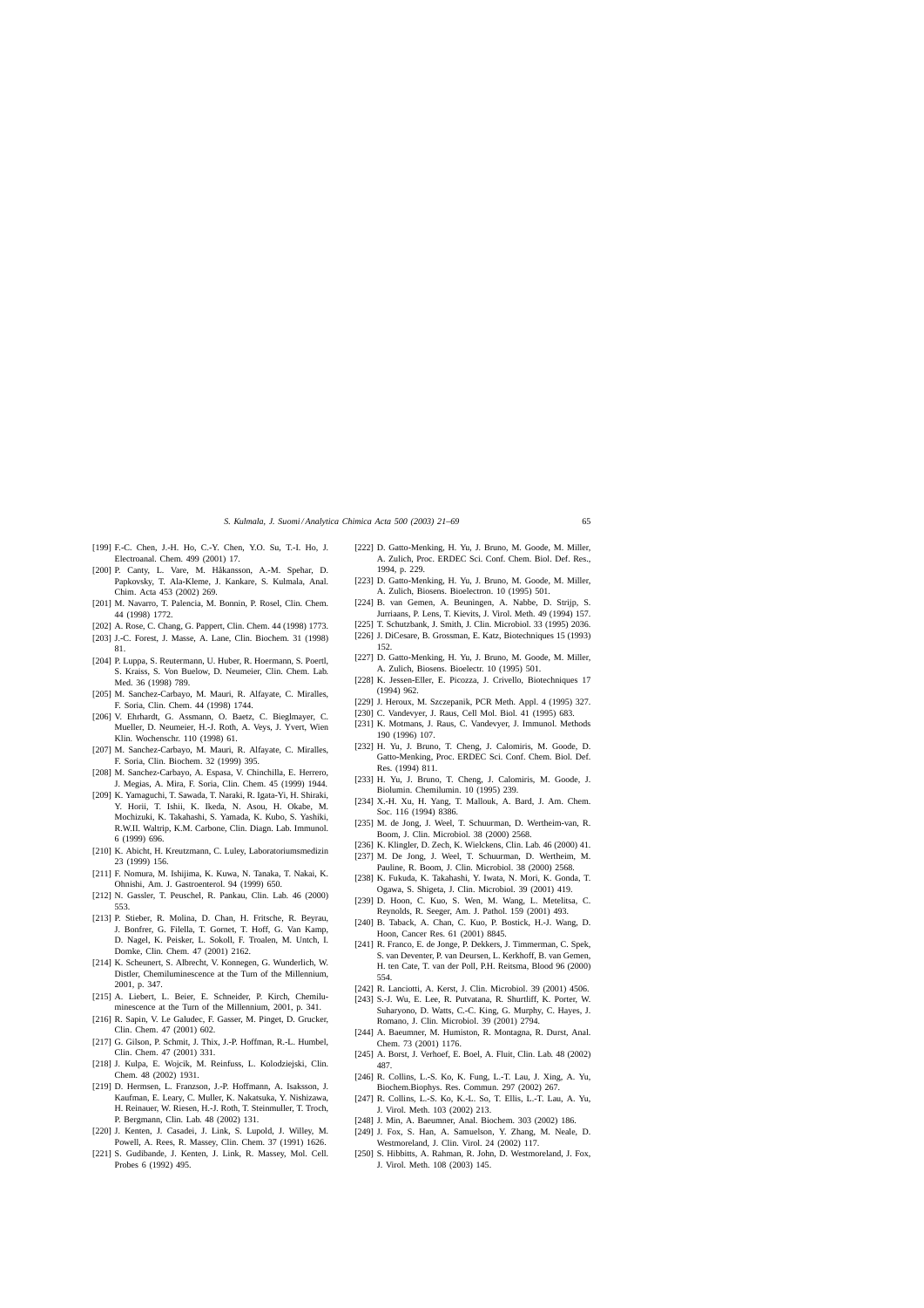[199] F.-C. Chen, J.-H. Ho, C.-Y. Chen, Y.O. Su, T.-I. Ho, J. Electroanal. Chem. 499 (2001) 17.

[200] P. Canty, L. Vare, M. Håkansson, A.-M. Spehar, D. Papkovsky, T. Ala-Kleme, J. Kankare, S. Kulmala, Anal. Chim. Acta 453 (2002) 269.

[201] M. Navarro, T. Palencia, M. Bonnin, P. Rosel, Clin. Chem. 44 (1998) 1772.

[202] A. Rose, C. Chang, G. Pappert, Clin. Chem. 44 (1998) 1773.

[203] J.-C. Forest, J. Masse, A. Lane, Clin. Biochem. 31 (1998) 81.

[204] P. Luppa, S. Reutermann, U. Huber, R. Hoermann, S. Poertl, S. Kraiss, S. Von Buelow, D. Neumeier, Clin. Chem. Lab. Med. 36 (1998) 789.

[205] M. Sanchez-Carbayo, M. Mauri, R. Alfayate, C. Miralles, F. Soria, Clin. Chem. 44 (1998) 1744.

[206] V. Ehrhardt, G. Assmann, O. Baetz, C. Bieglmayer, C. Mueller, D. Neumeier, H.-J. Roth, A. Veys, J. Yvert, Wien Klin. Wochenschr. 110 (1998) 61.

[207] M. Sanchez-Carbayo, M. Mauri, R. Alfayate, C. Miralles, F. Soria, Clin. Biochem. 32 (1999) 395.

[208] M. Sanchez-Carbayo, A. Espasa, V. Chinchilla, E. Herrero, J. Megias, A. Mira, F. Soria, Clin. Chem. 45 (1999) 1944.

[209] K. Yamaguchi, T. Sawada, T. Naraki, R. Igata-Yi, H. Shiraki, Y. Horii, T. Ishii, K. Ikeda, N. Asou, H. Okabe, M. Mochizuki, K. Takahashi, S. Yamada, K. Kubo, S. Yashiki, R.W.II. Waltrip, K.M. Carbone, Clin. Diagn. Lab. Immunol. 6 (1999) 696.

[210] K. Abicht, H. Kreutzmann, C. Luley, Laboratoriumsmedizin 23 (1999) 156.

[211] F. Nomura, M. Ishijima, K. Kuwa, N. Tanaka, T. Nakai, K. Ohnishi, Am. J. Gastroenterol. 94 (1999) 650.

[212] N. Gassler, T. Peuschel, R. Pankau, Clin. Lab. 46 (2000) 553.

[213] P. Stieber, R. Molina, D. Chan, H. Fritsche, R. Beyrau, J. Bonfrer, G. Filella, T. Gornet, T. Hoff, G. Van Kamp, D. Nagel, K. Peisker, L. Sokoll, F. Troalen, M. Untch, I. Domke, Clin. Chem. 47 (2001) 2162.

[214] K. Scheunert, S. Albrecht, V. Konnegen, G. Wunderlich, W. Distler, Chemiluminescence at the Turn of the Millennium, 2001, p. 347.

[215] A. Liebert, L. Beier, E. Schneider, P. Kirch, Chemiluminescence at the Turn of the Millennium, 2001, p. 341.

[216] R. Sapin, V. Le Galudec, F. Gasser, M. Pinget, D. Grucker, Clin. Chem. 47 (2001) 602.

[217] G. Gilson, P. Schmit, J. Thix, J.-P. Hoffman, R.-L. Humbel, Clin. Chem. 47 (2001) 331.

[218] J. Kulpa, E. Wojcik, M. Reinfuss, L. Kolodziejski, Clin. Chem. 48 (2002) 1931.

[219] D. Hermsen, L. Franzson, J.-P. Hoffmann, A. Isaksson, J. Kaufman, E. Leary, C. Muller, K. Nakatsuka, Y. Nishizawa, H. Reinauer, W. Riesen, H.-J. Roth, T. Steinmuller, T. Troch, P. Bergmann, Clin. Lab. 48 (2002) 131.

[220] J. Kenten, J. Casadei, J. Link, S. Lupold, J. Willey, M. Powell, A. Rees, R. Massey, Clin. Chem. 37 (1991) 1626.

[221] S. Gudibande, J. Kenten, J. Link, R. Massey, Mol. Cell. Probes 6 (1992) 495.

[222] D. Gatto-Menking, H. Yu, J. Bruno, M. Goode, M. Miller, A. Zulich, Proc. ERDEC Sci. Conf. Chem. Biol. Def. Res., 1994, p. 229.

[223] D. Gatto-Menking, H. Yu, J. Bruno, M. Goode, M. Miller, A. Zulich, Biosens. Bioelectron. 10 (1995) 501.

[224] B. van Gemen, A. Beuningen, A. Nabbe, D. Strijp, S. Jurriaans, P. Lens, T. Kievits, J. Virol. Meth. 49 (1994) 157.

[225] T. Schutzbank, J. Smith, J. Clin. Microbiol. 33 (1995) 2036.

[226] J. DiCesare, B. Grossman, E. Katz, Biotechniques 15 (1993) 152.

[227] D. Gatto-Menking, H. Yu, J. Bruno, M. Goode, M. Miller, A. Zulich, Biosens. Bioelectr. 10 (1995) 501.

[228] K. Jessen-Eller, E. Picozza, J. Crivello, Biotechniques 17 (1994) 962.

[229] J. Heroux, M. Szczepanik, PCR Meth. Appl. 4 (1995) 327.

[230] C. Vandevyer, J. Raus, Cell Mol. Biol. 41 (1995) 683.

[231] K. Motmans, J. Raus, C. Vandevyer, J. Immunol. Methods 190 (1996) 107.

[232] H. Yu, J. Bruno, T. Cheng, J. Calomiris, M. Goode, D. Gatto-Menking, Proc. ERDEC Sci. Conf. Chem. Biol. Def. Res. (1994) 811.

[233] H. Yu, J. Bruno, T. Cheng, J. Calomiris, M. Goode, J. Biolumin. Chemilumin. 10 (1995) 239.

[234] X.-H. Xu, H. Yang, T. Mallouk, A. Bard, J. Am. Chem. Soc. 116 (1994) 8386.

[235] M. de Jong, J. Weel, T. Schuurman, D. Wertheim-van, R. Boom, J. Clin. Microbiol. 38 (2000) 2568.

[236] K. Klingler, D. Zech, K. Wielckens, Clin. Lab. 46 (2000) 41.

[237] M. De Jong, J. Weel, T. Schuurman, D. Wertheim, M. Pauline, R. Boom, J. Clin. Microbiol. 38 (2000) 2568.

[238] K. Fukuda, K. Takahashi, Y. Iwata, N. Mori, K. Gonda, T. Ogawa, S. Shigeta, J. Clin. Microbiol. 39 (2001) 419.

[239] D. Hoon, C. Kuo, S. Wen, M. Wang, L. Metelitsa, C. Reynolds, R. Seeger, Am. J. Pathol. 159 (2001) 493.

[240] B. Taback, A. Chan, C. Kuo, P. Bostick, H.-J. Wang, D. Hoon, Cancer Res. 61 (2001) 8845.

[241] R. Franco, E. de Jonge, P. Dekkers, J. Timmerman, C. Spek, S. van Deventer, P. van Deursen, L. Kerkhoff, B. van Gemen, H. ten Cate, T. van der Poll, P.H. Reitsma, Blood 96 (2000) 554.

[242] R. Lanciotti, A. Kerst, J. Clin. Microbiol. 39 (2001) 4506.

[243] S.-J. Wu, E. Lee, R. Putvatana, R. Shurtliff, K. Porter, W. Suharyono, D. Watts, C.-C. King, G. Murphy, C. Hayes, J. Romano, J. Clin. Microbiol. 39 (2001) 2794.

[244] A. Baeumner, M. Humiston, R. Montagna, R. Durst, Anal. Chem. 73 (2001) 1176.

[245] A. Borst, J. Verhoef, E. Boel, A. Fluit, Clin. Lab. 48 (2002) 487.

[246] R. Collins, L.-S. Ko, K. Fung, L.-T. Lau, J. Xing, A. Yu, Biochem.Biophys. Res. Commun. 297 (2002) 267.

[247] R. Collins, L.-S. Ko, K.-L. So, T. Ellis, L.-T. Lau, A. Yu, J. Virol. Meth. 103 (2002) 213.

[248] J. Min, A. Baeumner, Anal. Biochem. 303 (2002) 186.

[249] J. Fox, S. Han, A. Samuelson, Y. Zhang, M. Neale, D. Westmoreland, J. Clin. Virol. 24 (2002) 117.

[250] S. Hibbitts, A. Rahman, R. John, D. Westmoreland, J. Fox, J. Virol. Meth. 108 (2003) 145.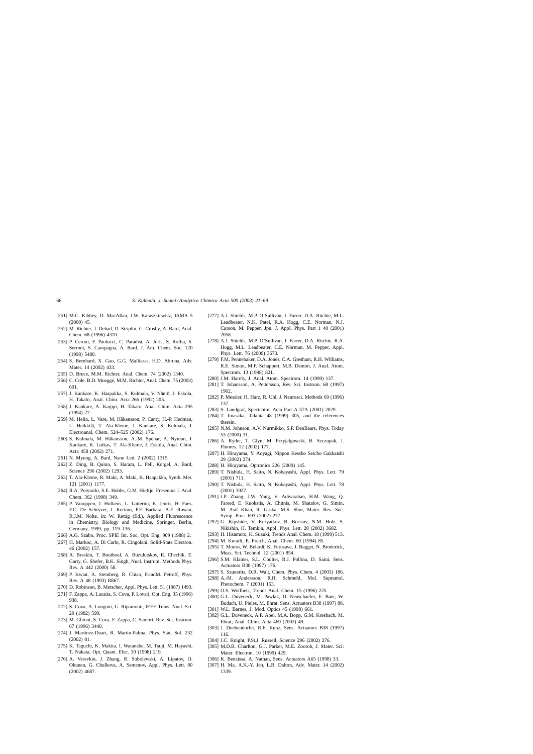[251] M.C. Kibbey, D. MacAllan, J.W. Karaszkiewicz, JAMA 5 (2000) 45.

[252] M. Richter, J. Debad, D. Striplin, G. Crosby, A. Bard, Anal. Chem. 68 (1996) 4370.

[253] P. Ceroni, F. Paolucci, C. Paradisi, A. Juris, S. Roffia, S. Serroni, S. Campagna, A. Bard, J. Am. Chem. Soc. 120 (1998) 5480.

[254] S. Bernhard, X. Gao, G.G. Malliaras, H.D. Abruna, Adv. Mater. 14 (2002) 433.

[255] D. Bruce, M.M. Richter, Anal. Chem. 74 (2002) 1340.

[256] C. Cole, B.D. Muegge, M.M. Richter, Anal. Chem. 75 (2003) 601.

[257] J. Kankare, K. Haapakka, S. Kulmala, V. Näntö, J. Eskola, H. Takalo, Anal. Chim. Acta 266 (1992) 205.

[258] J. Kankare, A. Karppi, H. Takalo, Anal. Chim. Acta 295 (1994) 27.

[259] M. Helin, L. Vare, M. Håkansson, P. Canty, H.-P. Hedman, L. Heikkilä, T. Ala-Kleme, J. Kankare, S. Kulmala, J. Electroanal. Chem. 524–525 (2002) 176.

[260] S. Kulmala, M. Håkansson, A.-M. Spehar, A. Nyman, J. Kankare, K. Loikas, T. Ala-Kleme, J. Eskola, Anal. Chim. Acta 458 (2002) 271.

[261] N. Myung, A. Bard, Nano Lett. 2 (2002) 1315.

[262] Z. Ding, B. Quinn, S. Haram, L. Pell, Korgel, A. Bard, Science 296 (2002) 1293.

[263] T. Ala-Kleme, R. Maki, A. Maki, K. Haapakka, Synth. Met. 121 (2001) 1177.

[264] R.A. Potyrailo, S.E. Hobbs, G.M. Hieftje, Fresenius J. Anal. Chem. 362 (1998) 349.

[265] P. Vanoppen, J. Hofkens, L. Latterini, K. Jeuris, H. Faes, F.C. De Schryver, J. Kerimo, P.F. Barbara, A.E. Rowan, R.J.M. Nolte, in: W. Rettig (Ed.), Applied Fluorescence in Chemistry, Biology and Medicine, Springer, Berlin, Germany, 1999, pp. 119–136.

[266] A.G. Szabo, Proc. SPIE Int. Soc. Opt. Eng. 909 (1988) 2.

[267] H. Markoc, A. Di Carlo, R. Cingolani, Solid-State Electron. 46 (2002) 157.

[268] A. Breskin, T. Boutboul, A. Buzulutskov, R. Chechik, E. Garty, G. Shefer, B.K. Singh, Nucl. Instrum. Methods Phys. Res. A 442 (2000) 58.

[269] P. Kwiat, A. Steinberg, R. Chiao, P.andM. Petroff, Phys. Rev. A 48 (1993) R867.

[270] D. Robinson, B. Metscher, Appl. Phys. Lett. 51 (1987) 1493.

[271] F. Zappa, A. Lacaita, S. Cova, P. Lovati, Opt. Eng. 35 (1996) 938.

[272] S. Cova, A. Longoni, G. Ripamonti, IEEE Trans. Nucl. Sci. 29 (1982) 599.

[273] M. Ghioni, S. Cova, F. Zappa, C. Samori, Rev. Sci. Instrum. 67 (1996) 3440.

[274] J. Martinez-Duart, R. Martin-Palma, Phys. Stat. Sol. 232 (2002) 81.

[275] K. Taguchi, K. Makita, I. Watanabe, M. Tsuji, M. Hayashi, T. Nakata, Opt. Quant. Elec. 30 (1998) 219.

[276] A. Verevkin, J. Zhang, R. Sobolewski, A. Lipatov, O. Okunen, G. Chulkova, A. Semenov, Appl. Phys. Lett. 80 (2002) 4687.

[277] A.J. Shields, M.P. O'Sullivan, I. Farrer, D.A. Ritchie, M.L. Leadbeater, N.K. Patel, R.A. Hogg, C.E. Norman, N.J. Curson, M. Pepper, Jpn. J. Appl. Phys. Part 1 40 (2001) 2058.

[278] A.J. Shields, M.P. O'Sullivan, I. Farrer, D.A. Ritchie, R.A. Hogg, M.L. Leadbeater, C.E. Norman, M. Pepper, Appl. Phys. Lett. 76 (2000) 3673.

[279] F.M. Pennebaker, D.A. Jones, C.A. Gresham, R.H. Williams, R.E. Simon, M.F. Schappert, M.B. Denton, J. Anal. Atom. Spectrom. 13 (1998) 821.

[280] J.M. Harnly, J. Anal. Atom. Spectrom. 14 (1999) 137.

[281] T. Johansson, A. Pettersson, Rev. Sci. Instrum. 68 (1997) 1962.

[282] P. Messler, H. Harz, R. Uhl, J. Neurosci. Methods 69 (1996) 137.

[283] S. Landgraf, Spectchim. Acta Part A 57A (2001) 2029.

[284] T. Imasaka, Talanta 48 (1999) 305, and the references therein.

[285] N.M. Johnson, A.V. Nurmikko, S.P. DenBaars, Phys. Today 53 (2000) 31.

[286] A. Ryder, T. Glyn, M. Przyjalgowski, B. Szczupak, J. Fluores. 12 (2002) 177.

[287] H. Hirayama, Y. Aoyagi, Nippon Kessho Seicho Gakkaishi 29 (2002) 274.

[288] H. Hirayama, Optronics 226 (2000) 145.

[289] T. Nishida, H. Saito, N. Kobayashi, Appl. Phys. Lett. 79 (2001) 711.

[290] T. Nishida, H. Saito, N. Kobayashi, Appl. Phys. Lett. 78 (2001) 3927.

[291] J.P. Zhang, J.W. Yang, V. Adivarahan, H.M. Wang, Q. Fareed, E. Kuokstis, A. Chitnis, M. Shatalov, G. Simin, M. Asif Khan, R. Gaska, M.S. Shur, Mater. Res. Soc. Symp. Proc. 693 (2002) 277.

[292] G. Kipshide, V. Kuryatkov, B. Borisov, N.M. Holz, S. Nikishin, H. Temkin, Appl. Phys. Lett. 20 (2002) 3682.

[293] H. Hisamoto, K. Suzuki, Trends Anal. Chem. 18 (1999) 513.

[294] M. Kuratli, E. Pretch, Anal. Chem. 60 (1994) 85.

[295] T. Monro, W. Belardi, K. Furusava, J. Bagget, N. Broderick, Meas. Sci. Technol. 12 (2001) 854.

[296] S.M. Klainer, S.L. Coulter, R.J. Pollina, D. Saini, Sens. Actuators B38 (1997) 176.

[297] S. Szunerits, D.R. Walt, Chem. Phys. Chem. 4 (2003) 186.

[298] A.-M. Andersson, R.H. Schmehl, Mol. Supramol. Photochem. 7 (2001) 153.

[299] O.S. Wolfbeis, Trends Anal. Chem. 15 (1996) 225.

[300] G.L. Duveneck, M. Pawlak, D. Neuschaefer, E. Baer, W. Budach, U. Pieles, M. Ehrat, Sens. Actuators B38 (1997) 88.

[301] W.L. Barnes, J. Mod. Optics 45 (1998) 661.

[302] G.L. Duveneck, A.P. Abel, M.A. Bopp, G.M. Kresbach, M. Ehrat, Anal. Chim. Acta 469 (2002) 49.

[303] J. Duebendorfer, R.E. Kunz, Sens. Actuators B38 (1997) 116.

[304] J.C. Knight, P.St.J. Russell, Science 296 (2002) 276.

[305] M.D.B. Charlton, G.J. Parker, M.E. Zoorob, J. Mater. Sci: Mater. Electron. 10 (1999) 429.

[306] K. Benaissa, A. Nathan, Sens. Actuators A65 (1998) 33.

[307] H. Ma, A.K.-Y. Jen, L.R. Dalton, Adv. Mater. 14 (2002) 1339.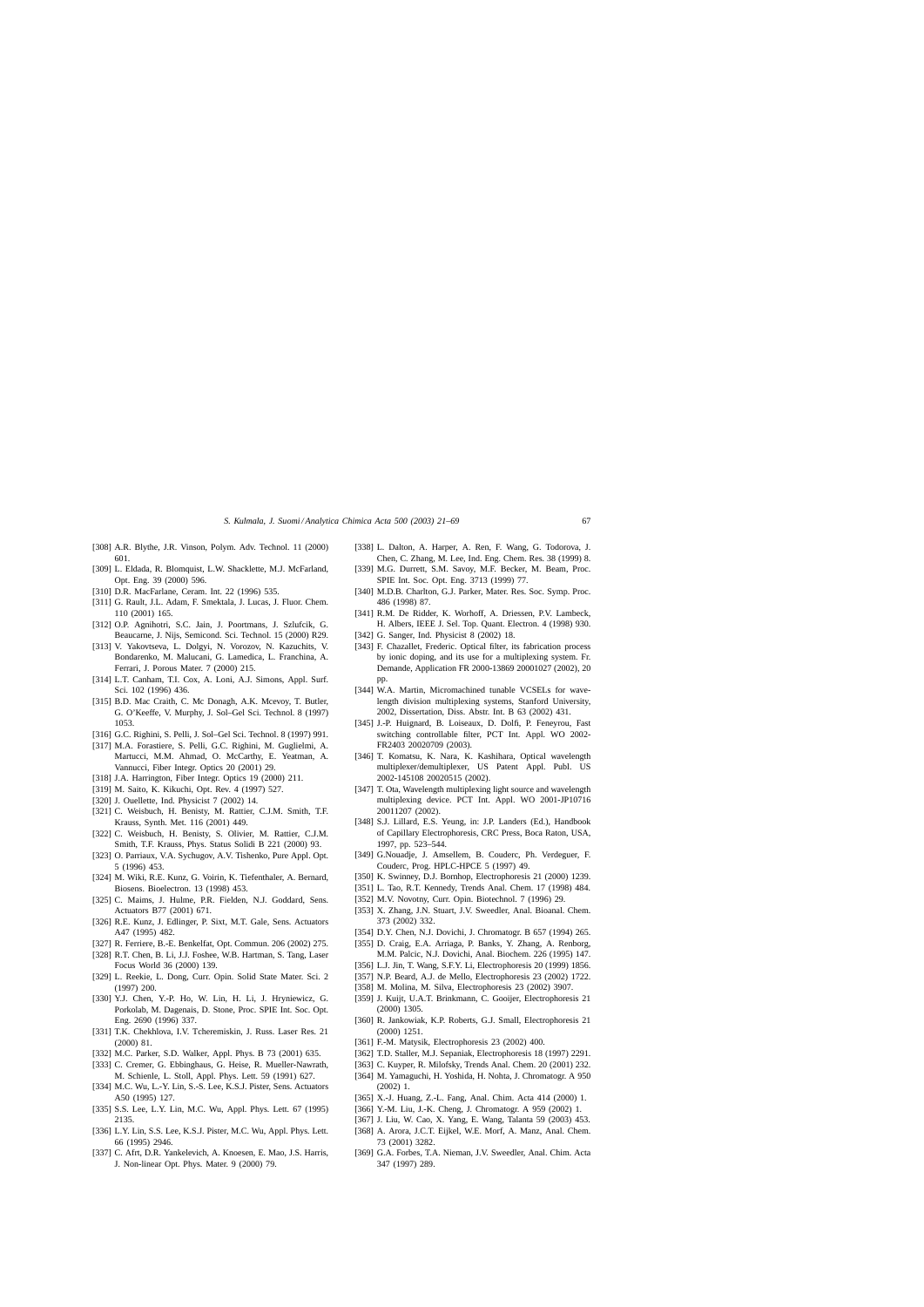[308] A.R. Blythe, J.R. Vinson, Polym. Adv. Technol. 11 (2000) 601.

[309] L. Eldada, R. Blomquist, L.W. Shacklette, M.J. McFarland, Opt. Eng. 39 (2000) 596.

[310] D.R. MacFarlane, Ceram. Int. 22 (1996) 535.

[311] G. Rault, J.L. Adam, F. Smektala, J. Lucas, J. Fluor. Chem. 110 (2001) 165.

[312] O.P. Agnihotri, S.C. Jain, J. Poortmans, J. Szlufcik, G. Beaucarne, J. Nijs, Semicond. Sci. Technol. 15 (2000) R29.

[313] V. Yakovtseva, L. Dolgyi, N. Vorozov, N. Kazuchits, V. Bondarenko, M. Malucani, G. Lamedica, L. Franchina, A. Ferrari, J. Porous Mater. 7 (2000) 215.

[314] L.T. Canham, T.I. Cox, A. Loni, A.J. Simons, Appl. Surf. Sci. 102 (1996) 436.

[315] B.D. Mac Craith, C. Mc Donagh, A.K. Mcevoy, T. Butler, G. O'Keeffe, V. Murphy, J. Sol–Gel Sci. Technol. 8 (1997) 1053.

[316] G.C. Righini, S. Pelli, J. Sol–Gel Sci. Technol. 8 (1997) 991.

[317] M.A. Forastiere, S. Pelli, G.C. Righini, M. Guglielmi, A. Martucci, M.M. Ahmad, O. McCarthy, E. Yeatman, A. Vannucci, Fiber Integr. Optics 20 (2001) 29.

[318] J.A. Harrington, Fiber Integr. Optics 19 (2000) 211.

[319] M. Saito, K. Kikuchi, Opt. Rev. 4 (1997) 527.

[320] J. Ouellette, Ind. Physicist 7 (2002) 14.

[321] C. Weisbuch, H. Benisty, M. Rattier, C.J.M. Smith, T.F. Krauss, Synth. Met. 116 (2001) 449.

[322] C. Weisbuch, H. Benisty, S. Olivier, M. Rattier, C.J.M. Smith, T.F. Krauss, Phys. Status Solidi B 221 (2000) 93.

[323] O. Parriaux, V.A. Sychugov, A.V. Tishenko, Pure Appl. Opt. 5 (1996) 453.

[324] M. Wiki, R.E. Kunz, G. Voirin, K. Tiefenthaler, A. Bernard, Biosens. Bioelectron. 13 (1998) 453.

[325] C. Maims, J. Hulme, P.R. Fielden, N.J. Goddard, Sens. Actuators B77 (2001) 671.

[326] R.E. Kunz, J. Edlinger, P. Sixt, M.T. Gale, Sens. Actuators A47 (1995) 482.

[327] R. Ferriere, B.-E. Benkelfat, Opt. Commun. 206 (2002) 275.

[328] R.T. Chen, B. Li, J.J. Foshee, W.B. Hartman, S. Tang, Laser Focus World 36 (2000) 139.

[329] L. Reekie, L. Dong, Curr. Opin. Solid State Mater. Sci. 2 (1997) 200.

[330] Y.J. Chen, Y.-P. Ho, W. Lin, H. Li, J. Hryniewicz, G. Porkolab, M. Dagenais, D. Stone, Proc. SPIE Int. Soc. Opt. Eng. 2690 (1996) 337.

[331] T.K. Chekhlova, I.V. Tcheremiskin, J. Russ. Laser Res. 21 (2000) 81.

[332] M.C. Parker, S.D. Walker, Appl. Phys. B 73 (2001) 635.

[333] C. Cremer, G. Ebbinghaus, G. Heise, R. Mueller-Nawrath, M. Schienle, L. Stoll, Appl. Phys. Lett. 59 (1991) 627.

[334] M.C. Wu, L.-Y. Lin, S.-S. Lee, K.S.J. Pister, Sens. Actuators A50 (1995) 127.

[335] S.S. Lee, L.Y. Lin, M.C. Wu, Appl. Phys. Lett. 67 (1995) 2135.

[336] L.Y. Lin, S.S. Lee, K.S.J. Pister, M.C. Wu, Appl. Phys. Lett. 66 (1995) 2946.

[337] C. Afrt, D.R. Yankelevich, A. Knoesen, E. Mao, J.S. Harris, J. Non-linear Opt. Phys. Mater. 9 (2000) 79.

[338] L. Dalton, A. Harper, A. Ren, F. Wang, G. Todorova, J. Chen, C. Zhang, M. Lee, Ind. Eng. Chem. Res. 38 (1999) 8.

[339] M.G. Durrett, S.M. Savoy, M.F. Becker, M. Beam, Proc. SPIE Int. Soc. Opt. Eng. 3713 (1999) 77.

[340] M.D.B. Charlton, G.J. Parker, Mater. Res. Soc. Symp. Proc. 486 (1998) 87.

[341] R.M. De Ridder, K. Worhoff, A. Driessen, P.V. Lambeck, H. Albers, IEEE J. Sel. Top. Quant. Electron. 4 (1998) 930.

[342] G. Sanger, Ind. Physicist 8 (2002) 18.

[343] F. Chazallet, Frederic. Optical filter, its fabrication process by ionic doping, and its use for a multiplexing system. Fr. Demande, Application FR 2000-13869 20001027 (2002), 20 pp.

[344] W.A. Martin, Micromachined tunable VCSELs for wavelength division multiplexing systems, Stanford University, 2002, Dissertation, Diss. Abstr. Int. B 63 (2002) 431.

[345] J.-P. Huignard, B. Loiseaux, D. Dolfi, P. Feneyrou, Fast switching controllable filter, PCT Int. Appl. WO 2002-FR2403 20020709 (2003).

[346] T. Komatsu, K. Nara, K. Kashihara, Optical wavelength multiplexer/demultiplexer, US Patent Appl. Publ. US 2002-145108 20020515 (2002).

[347] T. Ota, Wavelength multiplexing light source and wavelength multiplexing device. PCT Int. Appl. WO 2001-JP10716 20011207 (2002).

[348] S.J. Lillard, E.S. Yeung, in: J.P. Landers (Ed.), Handbook of Capillary Electrophoresis, CRC Press, Boca Raton, USA, 1997, pp. 523–544.

[349] G.Nouadje, J. Amsellem, B. Couderc, Ph. Verdeguer, F. Couderc, Prog. HPLC-HPCE 5 (1997) 49.

[350] K. Swinney, D.J. Bornhop, Electrophoresis 21 (2000) 1239.

[351] L. Tao, R.T. Kennedy, Trends Anal. Chem. 17 (1998) 484.

[352] M.V. Novotny, Curr. Opin. Biotechnol. 7 (1996) 29.

[353] X. Zhang, J.N. Stuart, J.V. Sweedler, Anal. Bioanal. Chem. 373 (2002) 332.

[354] D.Y. Chen, N.J. Dovichi, J. Chromatogr. B 657 (1994) 265.

[355] D. Craig, E.A. Arriaga, P. Banks, Y. Zhang, A. Renborg, M.M. Palcic, N.J. Dovichi, Anal. Biochem. 226 (1995) 147.

[356] L.J. Jin, T. Wang, S.F.Y. Li, Electrophoresis 20 (1999) 1856.

[357] N.P. Beard, A.J. de Mello, Electrophoresis 23 (2002) 1722.

[358] M. Molina, M. Silva, Electrophoresis 23 (2002) 3907.

[359] J. Kuijt, U.A.T. Brinkmann, C. Gooijer, Electrophoresis 21 (2000) 1305.

[360] R. Jankowiak, K.P. Roberts, G.J. Small, Electrophoresis 21 (2000) 1251.

[361] F.-M. Matysik, Electrophoresis 23 (2002) 400.

[362] T.D. Staller, M.J. Sepaniak, Electrophoresis 18 (1997) 2291.

[363] C. Kuyper, R. Milofsky, Trends Anal. Chem. 20 (2001) 232.

[364] M. Yamaguchi, H. Yoshida, H. Nohta, J. Chromatogr. A 950 (2002) 1.

[365] X.-J. Huang, Z.-L. Fang, Anal. Chim. Acta 414 (2000) 1.

[366] Y.-M. Liu, J.-K. Cheng, J. Chromatogr. A 959 (2002) 1.

[367] J. Liu, W. Cao, X. Yang, E. Wang, Talanta 59 (2003) 453.

[368] A. Arora, J.C.T. Eijkel, W.E. Morf, A. Manz, Anal. Chem. 73 (2001) 3282.

[369] G.A. Forbes, T.A. Nieman, J.V. Sweedler, Anal. Chim. Acta 347 (1997) 289.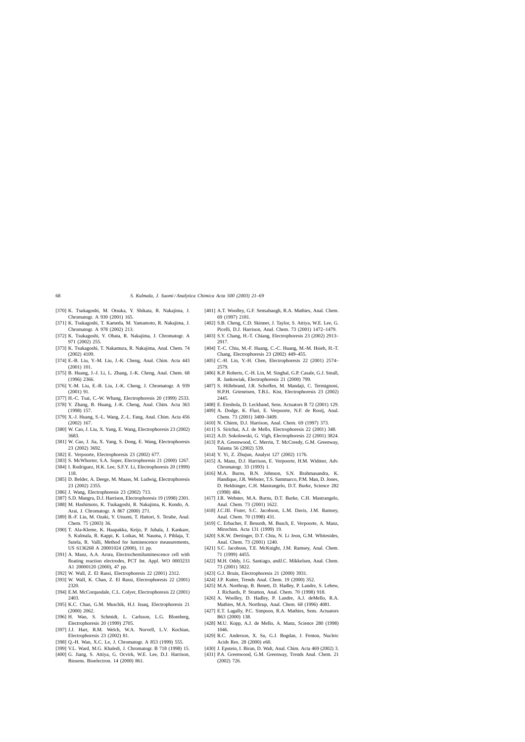[370] K. Tsukagoshi, M. Otsuka, Y. Shikata, R. Nakajima, J. Chromatogr. A 930 (2001) 165.

[371] K. Tsukagoshi, T. Kameda, M. Yamamoto, R. Nakajima, J. Chromatogr. A 978 (2002) 213.

[372] K. Tsukagoshi, Y. Obata, R. Nakajima, J. Chromatogr. A 971 (2002) 255.

[373] K. Tsukagoshi, T. Nakamura, R. Nakajima, Anal. Chem. 74 (2002) 4109.

[374] E.-B. Liu, Y.-M. Liu, J.-K. Cheng, Anal. Chim. Acta 443 (2001) 101.

[375] B. Huang, J.-J. Li, L. Zhang, J.-K. Cheng, Anal. Chem. 68 (1996) 2366.

[376] Y.-M. Liu, E.-B. Liu, J.-K. Cheng, J. Chromatogr. A 939 (2001) 91.

[377] H.-C. Tsai, C.-W. Whang, Electrophoresis 20 (1999) 2533.

[378] Y. Zhang, B. Huang, J.-K. Cheng, Anal. Chim. Acta 363 (1998) 157.

[379] X.-J. Huang, S.-L. Wang, Z.-L. Fang, Anal. Chim. Acta 456 (2002) 167.

[380] W. Cao, J. Liu, X. Yang, E. Wang, Electrophoresis 23 (2002) 3683.

[381] W. Cao, J. Jia, X. Yang, S. Dong, E. Wang, Electrophoresis 23 (2002) 3692.

[382] E. Verpoorte, Electrophoresis 23 (2002) 677.

[383] S. McWhorter, S.A. Soper, Electrophoresis 21 (2000) 1267.

[384] I. Rodriguez, H.K. Lee, S.F.Y. Li, Electrophoresis 20 (1999) 118.

[385] D. Belder, A. Deege, M. Maass, M. Ludwig, Electrophoresis 23 (2002) 2355.

[386] J. Wang, Electrophoresis 23 (2002) 713.

[387] S.D. Mangru, D.J. Harrison, Electrophoresis 19 (1998) 2301.

[388] M. Hashimoto, K. Tsukagoshi, R. Nakajima, K. Kondo, A. Arai, J. Chromatogr. A 867 (2000) 271.

[389] B.-F. Liu, M. Ozaki, Y. Utsumi, T. Hattori, S. Terabe, Anal. Chem. 75 (2003) 36.

[390] T. Ala-Kleme, K. Haapakka, Keijo, P. Juhala, J. Kankare, S. Kulmala, R. Kappi, K. Loikas, M. Nauma, J. Pihlaja, T. Sutela, R. Valli, Method for luminescence measurements, US 6136268 A 20001024 (2000), 11 pp.

[391] A. Manz, A.A. Arora, Electrochemiluminescence cell with floating reaction electrodes, PCT Int. Appl. WO 0003233 A1 20000120 (2000), 47 pp.

[392] W. Wall, Z. El Rassi, Electrophoresis 22 (2001) 2312.

[393] W. Wall, K. Chan, Z. El Rassi, Electrophoresis 22 (2001) 2320.

[394] E.M. McCorquodale, C.L. Colyer, Electrophoresis 22 (2001) 2403.

[395] K.C. Chan, G.M. Muschik, H.J. Issaq, Electrophoresis 21 (2000) 2062.

[396] H. Wan, S. Schmidt, L. Carlsson, L.G. Blomberg, Electrophoresis 20 (1999) 2705.

[397] J.J. Hart, R.M. Welch, W.A. Norvell, L.V. Kochian, Electrophoresis 23 (2002) 81.

[398] Q.-H. Wan, X.C. Le, J. Chromatogr. A 853 (1999) 555.

[399] V.L. Ward, M.G. Khaledi, J. Chromatogr. B 718 (1998) 15.

[400] G. Jiang, S. Attiya, G. Ocvirk, W.E. Lee, D.J. Harrison, Biosens. Bioelectron. 14 (2000) 861.

[401] A.T. Woolley, G.F. Sensabaugh, R.A. Mathies, Anal. Chem. 69 (1997) 2181.

[402] S.B. Cheng, C.D. Skinner, J. Taylor, S. Attiya, W.E. Lee, G. Picelli, D.J. Harrison, Anal. Chem. 73 (2001) 1472–1479.

[403] S.Y. Chang, H.-T. Chiang, Electrophoresis 23 (2002) 2913–2917.

[404] T.-C. Chiu, M.-F. Huang, C.-C. Huang, M.-M. Hsieh, H.-T. Chang, Electrophoresis 23 (2002) 449–455.

[405] C.-H. Lin, Y.-H. Chen, Electrophoresis 22 (2001) 2574–2579.

[406] K.P. Roberts, C.-H. Lin, M. Singhal, G.P. Casale, G.J. Small, R. Jankowiak, Electrophoresis 21 (2000) 799.

[407] S. Hillebrand, J.R. Schoffen, M. Mandaji, C. Termignoni, H.P.H. Grieneisen, T.B.L. Kist, Electrophoresis 23 (2002) 2445.

[408] E. Eteshola, D. Leckband, Sens. Actuators B 72 (2001) 129.

[409] A. Dodge, K. Fluri, E. Verpoorte, N.F. de Rooij, Anal. Chem. 73 (2001) 3400–3409.

[410] N. Chiem, D.J. Harrison, Anal. Chem. 69 (1997) 373.

[411] S. Sirichai, A.J. de Mello, Electrophoresis 22 (2001) 348.

[412] A.D. Sokolowski, G. Vigh, Electrophoresis 22 (2001) 3824.

[413] P.A. Greenwood, C. Merrin, T. McCreedy, G.M. Greenway, Talanta 56 (2002) 539.

[414] Y. Yi, Z. Zhujun, Analyst 127 (2002) 1176.

[415] A. Manz, D.J. Harrison, E. Verpoorte, H.M. Widmer, Adv. Chromatogr. 33 (1993) 1.

[416] M.A. Burns, B.N. Johnson, S.N. Brahmasandra, K. Handique, J.R. Webster, T.S. Sammarco, P.M. Man, D. Jones, D. Heldsinger, C.H. Mastrangelo, D.T. Burke, Science 282 (1998) 484.

[417] J.R. Webster, M.A. Burns, D.T. Burke, C.H. Mastrangelo, Anal. Chem. 73 (2001) 1622.

[418] J.C.III. Fister, S.C. Jacobson, L.M. Davis, J.M. Ramsey, Anal. Chem. 70 (1998) 431.

[419] C. Erbacher, F. Bessoth, M. Busch, E. Verpoorte, A. Manz, Mirochim. Acta 131 (1999) 19.

[420] S.K.W. Dertinger, D.T. Chiu, N. Li Jeon, G.M. Whitesides, Anal. Chem. 73 (2001) 1240.

[421] S.C. Jacobson, T.E. McKnight, J.M. Ramsey, Anal. Chem. 71 (1999) 4455.

[422] M.H. Oddy, J.G. Santiago, andJ.C. Mikkelsen, Anal. Chem. 73 (2001) 5822.

[423] G.J. Bruin, Electrophoresis 21 (2000) 3931.

[424] J.P. Kutter, Trends Anal. Chem. 19 (2000) 352.

[425] M.A. Northrup, B. Benett, D. Hadley, P. Landre, S. Lehew, J. Richards, P. Stratton, Anal. Chem. 70 (1998) 918.

[426] A. Woolley, D. Hadley, P. Landre, A.J. deMello, R.A. Mathies, M.A. Northrup, Anal. Chem. 68 (1996) 4081.

[427] E.T. Lagally, P.C. Simpson, R.A. Mathies, Sens. Actuators B63 (2000) 138.

[428] M.U. Kopp, A.J. de Mello, A. Manz, Science 280 (1998) 1046.

[429] R.C. Anderson, X. Su, G.J. Bogdan, J. Fenton, Nucleic Acids Res. 28 (2000) e60.

[430] J. Epstein, I. Biran, D. Walt, Anal. Chim. Acta 469 (2002) 3.

[431] P.A. Greenwood, G.M. Greenway, Trends Anal. Chem. 21 (2002) 726.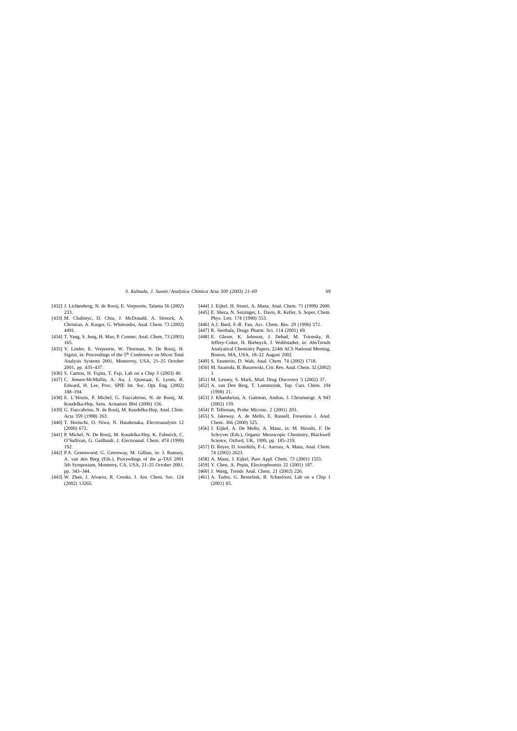[432] J. Lichtenberg, N. de Rooij, E. Verpoorte, Talanta 56 (2002) 233.

[433] M. Chabinyc, D. Chiu, J. McDonald, A. Stroock, A. Christian, A. Karger, G. Whitesides, Anal. Chem. 73 (2002) 4491.

[434] T. Yang, S. Jung, H. Mao, P. Cremer, Anal. Chem. 73 (2001) 165.

[435] V. Linder, E. Verpoorte, W. Thorman, N. De Rooij, H. Sigrist, in: Proceedings of the 5th Conference on Micro Total Analysis Systems 2001, Monterrey, USA, 21–25 October 2001, pp. 435–437.

[436] S. Camou, H. Fujita, T. Fuji, Lab on a Chip 3 (2003) 40.

[437] C. Jensen-McMullin, A. Au, J. Quinsaat, E. Lyons, R. Edward, H. Lee, Proc. SPIE Int. Soc. Opt. Eng. (2002) 188–194.

[438] E. L'Hostis, P. Michel, G. Fiaccabrino, N. de Rooij, M. Koudelka-Hep, Sens. Actuators B64 (2000) 156.

[439] G. Fiaccabrino, N. de Rooij, M. Koudelka-Hep, Anal. Chim. Acta 359 (1998) 263.

[440] T. Horiuchi, O. Niwa, N. Hatakenaka, Electroanalysis 12 (2000) 672.

[441] P. Michel, N. De Rooij, M. Koudelka-Hep, K. Fahnrich, C. O'Sullivan, G. Guilbault, J. Electroanal. Chem. 474 (1999) 192.

[442] P.A. Greenwood, G. Greenway, M. Gillian, in: J. Ramsey, A. van den Berg (Eds.), Proceedings of the μ-TAS 2001 5th Symposium, Monterey, CA, USA, 21–25 October 2001, pp. 343–344.

[443] W. Zhan, J. Alvarez, R. Crooks, J. Am. Chem. Soc. 124 (2002) 13265.

[444] J. Eijkel, H. Stoeri, A. Manz, Anal. Chem. 71 (1999) 2600.

[445] E. Shera, N. Seizinger, L. Davis, R. Keller, S. Soper, Chem. Phys. Lett. 174 (1990) 553.

[446] A.J. Bard, F.-R. Fan, Acc. Chem. Res. 29 (1996) 572.

[447] R. Seethala, Drugs Pharm. Sci. 114 (2001) 69.

[448] E. Glezer, K. Johnson, J. Debad, M. Tsionsky, B. Jeffrey-Coker, H. Biebuyck, J. Wohlstadter, in: AbsTrends Analyatical Chemistry Papers, 224th ACS National Meeting, Boston, MA, USA, 18–22 August 2002.

[449] S. Szunerits, D. Walt, Anal. Chem. 74 (2002) 1718.

[450] M. Szumski, B. Buszewski, Crit. Rev. Anal. Chem. 32 (2002) 1.

[451] M. Lesney, S. Mark, Mod. Drug Discovery 5 (2002) 37.

[452] A. van Den Berg, T. Lammerink, Top. Curr. Chem. 194 (1998) 21.

[453] J. Khandurina, A. Guttman, Andras, J. Chromatogr. A 943 (2002) 159.

[454] P. Telleman, Probe Microsc. 2 (2001) 203.

[455] S. Jakeway, A. de Mello, E. Russell, Fresenius J. Anal. Chem. 366 (2000) 525.

[456] J. Eijkel, A. De Mello, A. Manz, in: M. Hiroshi, F. De Schryver (Eds.), Organic Mesoscopic Chemistry, Blackwell Science, Oxford, UK, 1999, pp. 185–219.

[457] D. Reyes, D. Iossifidis, P.-L. Auroux, A. Manz, Anal. Chem. 74 (2002) 2623.

[458] A. Manz, J. Eijkel, Pure Appl. Chem. 73 (2001) 1555.

[459] Y. Chen, A. Pepin, Electrophoresis 22 (2001) 187.

[460] J. Wang, Trends Anal. Chem. 21 (2002) 226.

[461] A. Tudos, G. Besselink, R. Schasfoort, Lab on a Chip 1 (2001) 83.